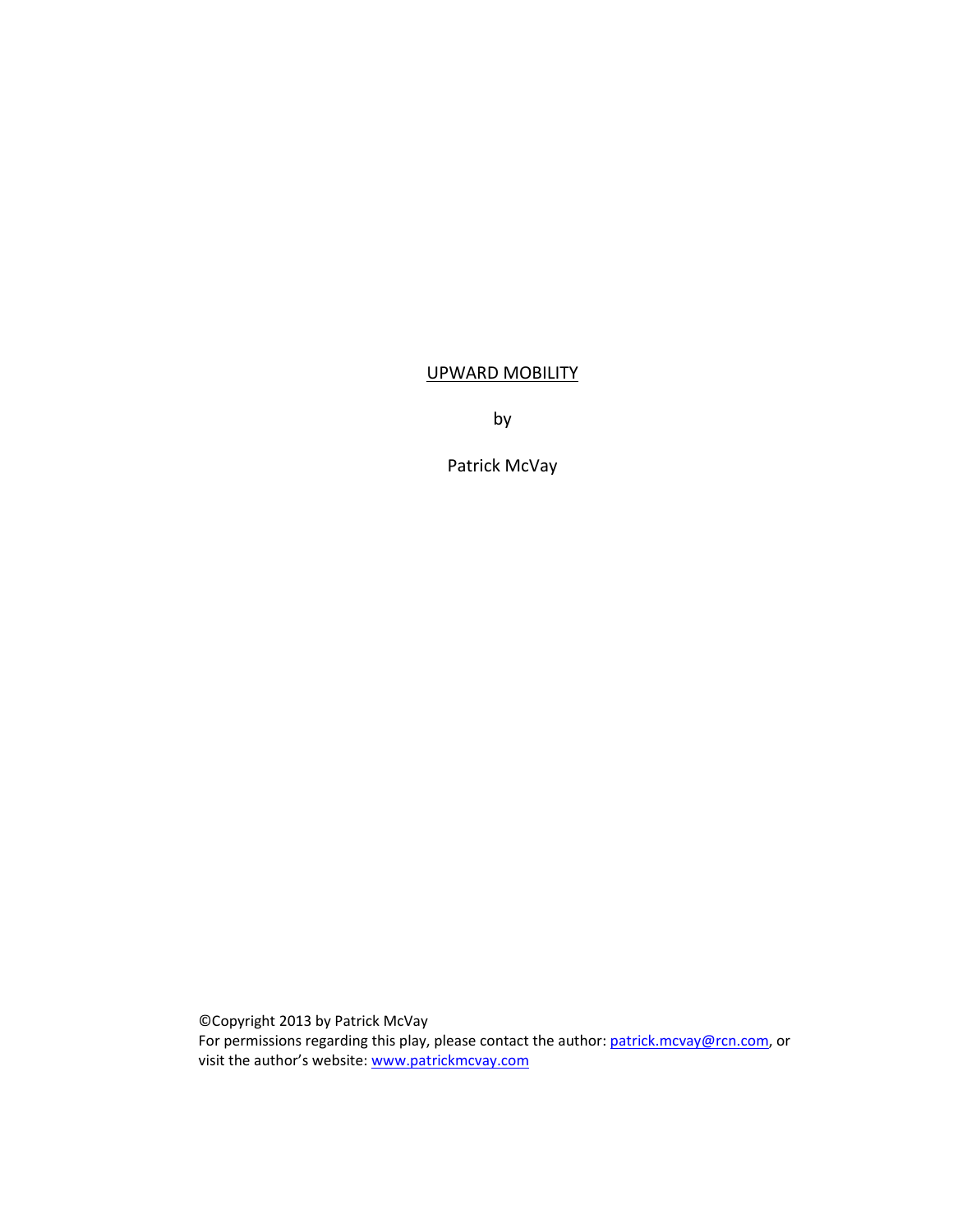# UPWARD MOBILITY

by

Patrick McVay

©Copyright 2013 by Patrick McVay
For permissions regarding this play, please contact the author: patrick.mcvay@rcn.com, or visit the author's website: www.patrickmcvay.com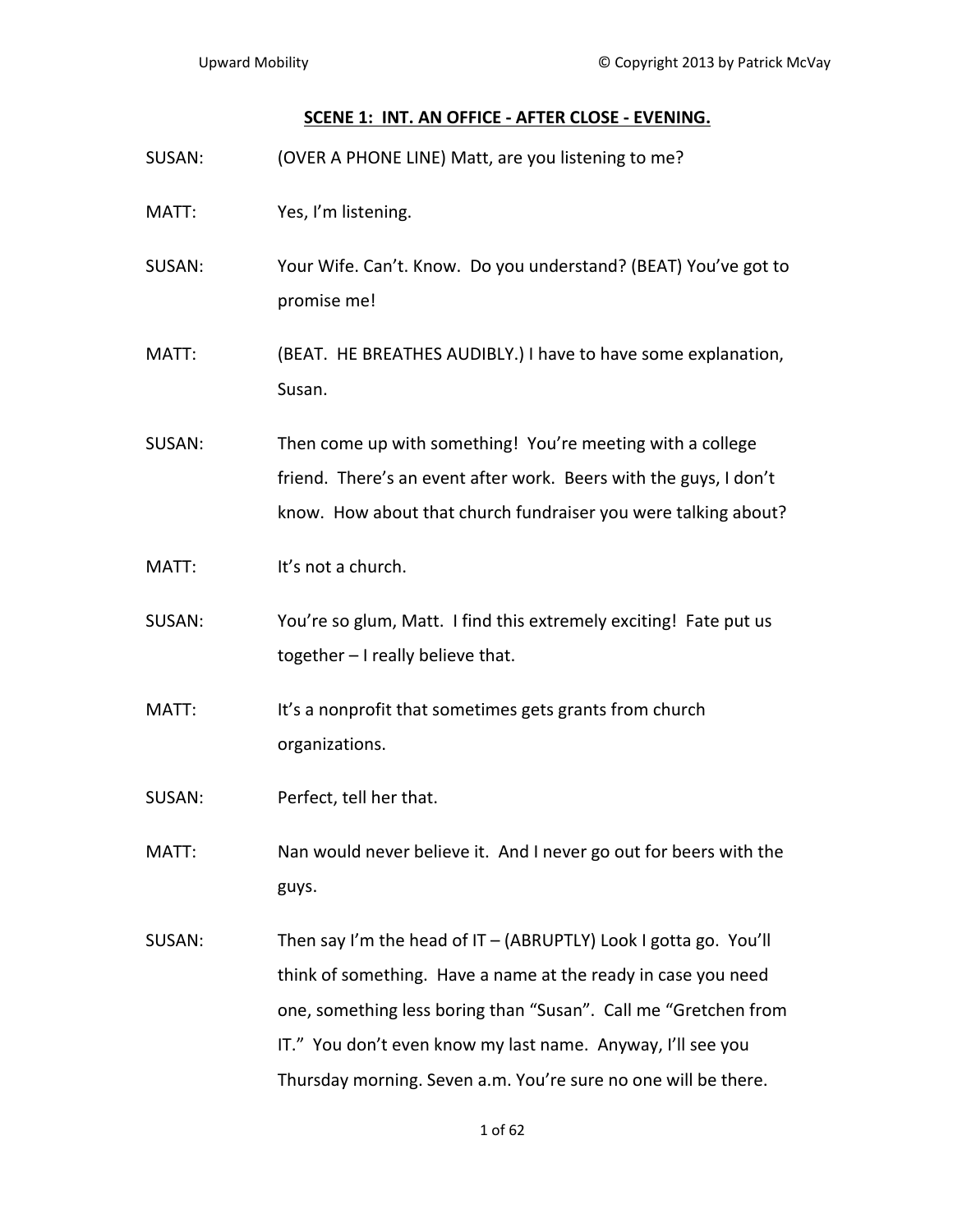**SCENE 1: INT. AN OFFICE - AFTER CLOSE - EVENING.**

SUSAN: (OVER A PHONE LINE) Matt, are you listening to me?

MATT: Yes, I'm listening.

SUSAN: Your Wife. Can't. Know. Do you understand? (BEAT) You've got to promise me!

MATT: (BEAT. HE BREATHES AUDIBLY.) I have to have some explanation, Susan.

SUSAN: Then come up with something! You're meeting with a college friend. There's an event after work. Beers with the guys, I don't know. How about that church fundraiser you were talking about?

MATT: It's not a church.

SUSAN: You're so glum, Matt. I find this extremely exciting! Fate put us together – I really believe that.

MATT: It's a nonprofit that sometimes gets grants from church organizations.

SUSAN: Perfect, tell her that.

MATT: Nan would never believe it. And I never go out for beers with the guys.

SUSAN: Then say I'm the head of IT – (ABRUPTLY) Look I gotta go. You'll think of something. Have a name at the ready in case you need one, something less boring than "Susan". Call me "Gretchen from IT." You don't even know my last name. Anyway, I'll see you Thursday morning. Seven a.m. You're sure no one will be there.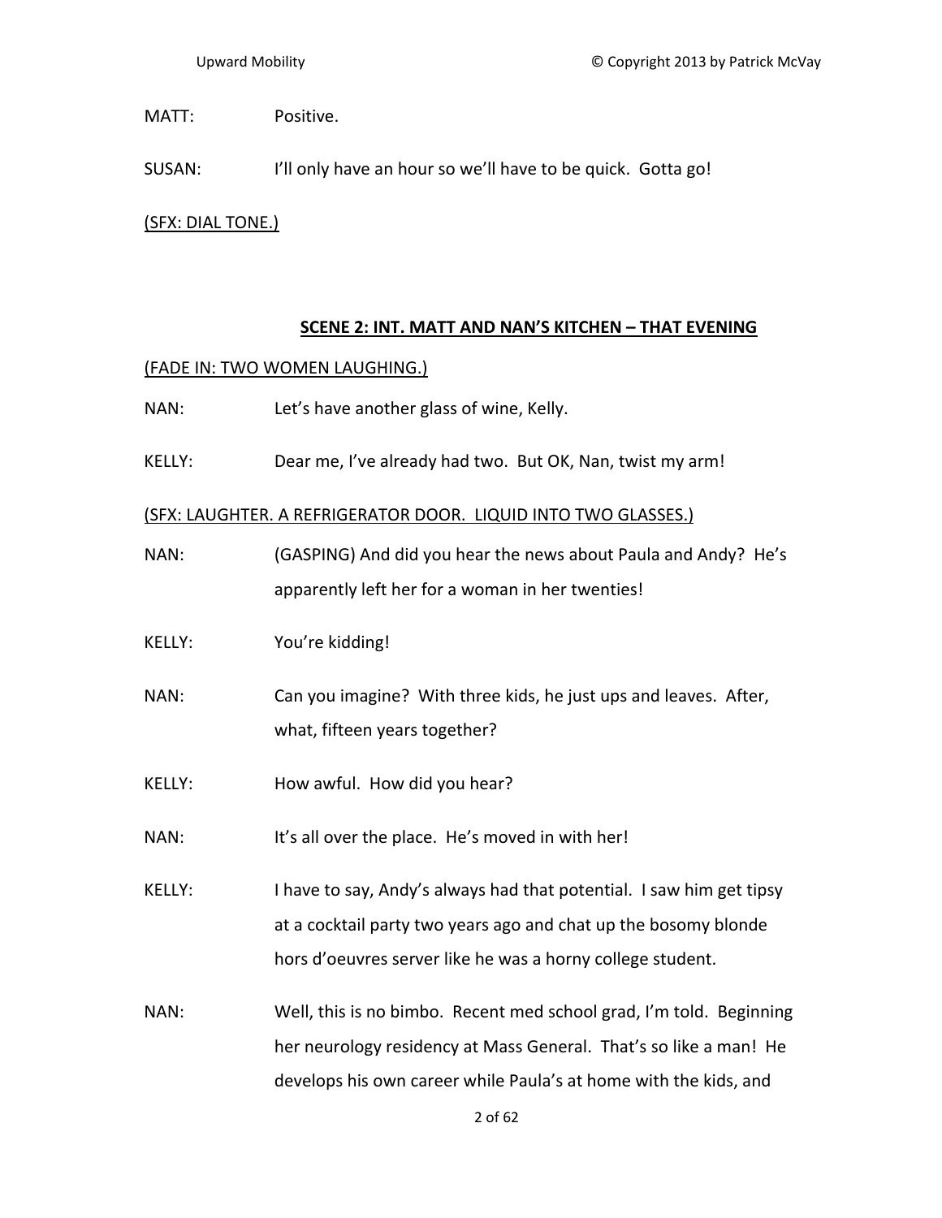MATT: Positive.

SUSAN: I'll only have an hour so we'll have to be quick. Gotta go!

<u>(SFX: DIAL TONE.)</u>

## <u>SCENE 2: INT. MATT AND NAN'S KITCHEN – THAT EVENING</u>

<u>(FADE IN: TWO WOMEN LAUGHING.)</u>

NAN: Let's have another glass of wine, Kelly.

KELLY: Dear me, I've already had two. But OK, Nan, twist my arm!

<u>(SFX: LAUGHTER. A REFRIGERATOR DOOR. LIQUID INTO TWO GLASSES.)</u>

NAN: (GASPING) And did you hear the news about Paula and Andy? He's apparently left her for a woman in her twenties!

KELLY: You're kidding!

NAN: Can you imagine? With three kids, he just ups and leaves. After, what, fifteen years together?

KELLY: How awful. How did you hear?

NAN: It's all over the place. He's moved in with her!

KELLY: I have to say, Andy's always had that potential. I saw him get tipsy at a cocktail party two years ago and chat up the bosomy blonde hors d'oeuvres server like he was a horny college student.

NAN: Well, this is no bimbo. Recent med school grad, I'm told. Beginning her neurology residency at Mass General. That's so like a man! He develops his own career while Paula's at home with the kids, and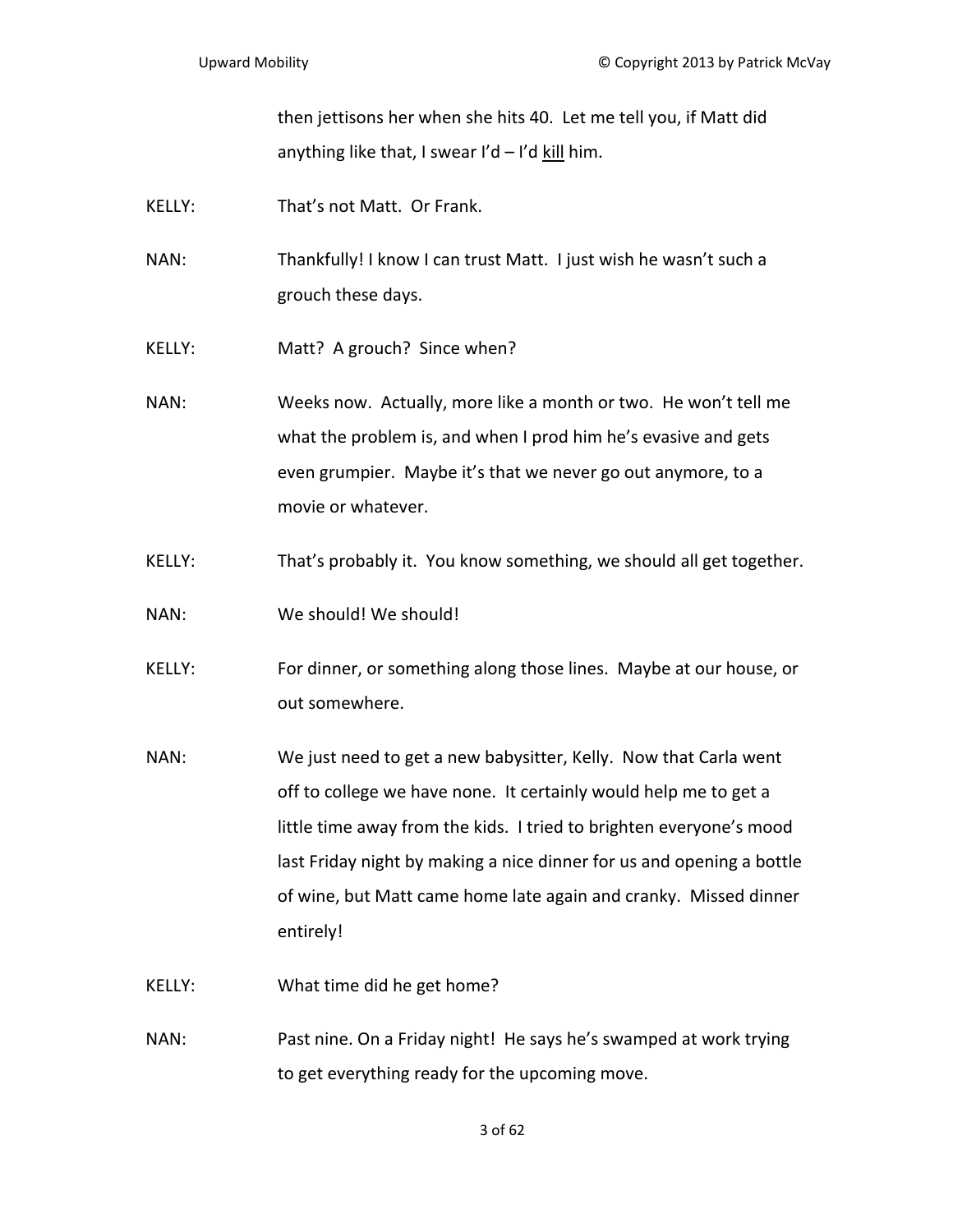then jettisons her when she hits 40. Let me tell you, if Matt did anything like that, I swear I'd – I'd <u>kill</u> him.

KELLY: That's not Matt. Or Frank.

NAN: Thankfully! I know I can trust Matt. I just wish he wasn't such a grouch these days.

KELLY: Matt? A grouch? Since when?

NAN: Weeks now. Actually, more like a month or two. He won't tell me what the problem is, and when I prod him he's evasive and gets even grumpier. Maybe it's that we never go out anymore, to a movie or whatever.

KELLY: That's probably it. You know something, we should all get together.

NAN: We should! We should!

KELLY: For dinner, or something along those lines. Maybe at our house, or out somewhere.

NAN: We just need to get a new babysitter, Kelly. Now that Carla went off to college we have none. It certainly would help me to get a little time away from the kids. I tried to brighten everyone's mood last Friday night by making a nice dinner for us and opening a bottle of wine, but Matt came home late again and cranky. Missed dinner entirely!

KELLY: What time did he get home?

NAN: Past nine. On a Friday night! He says he's swamped at work trying to get everything ready for the upcoming move.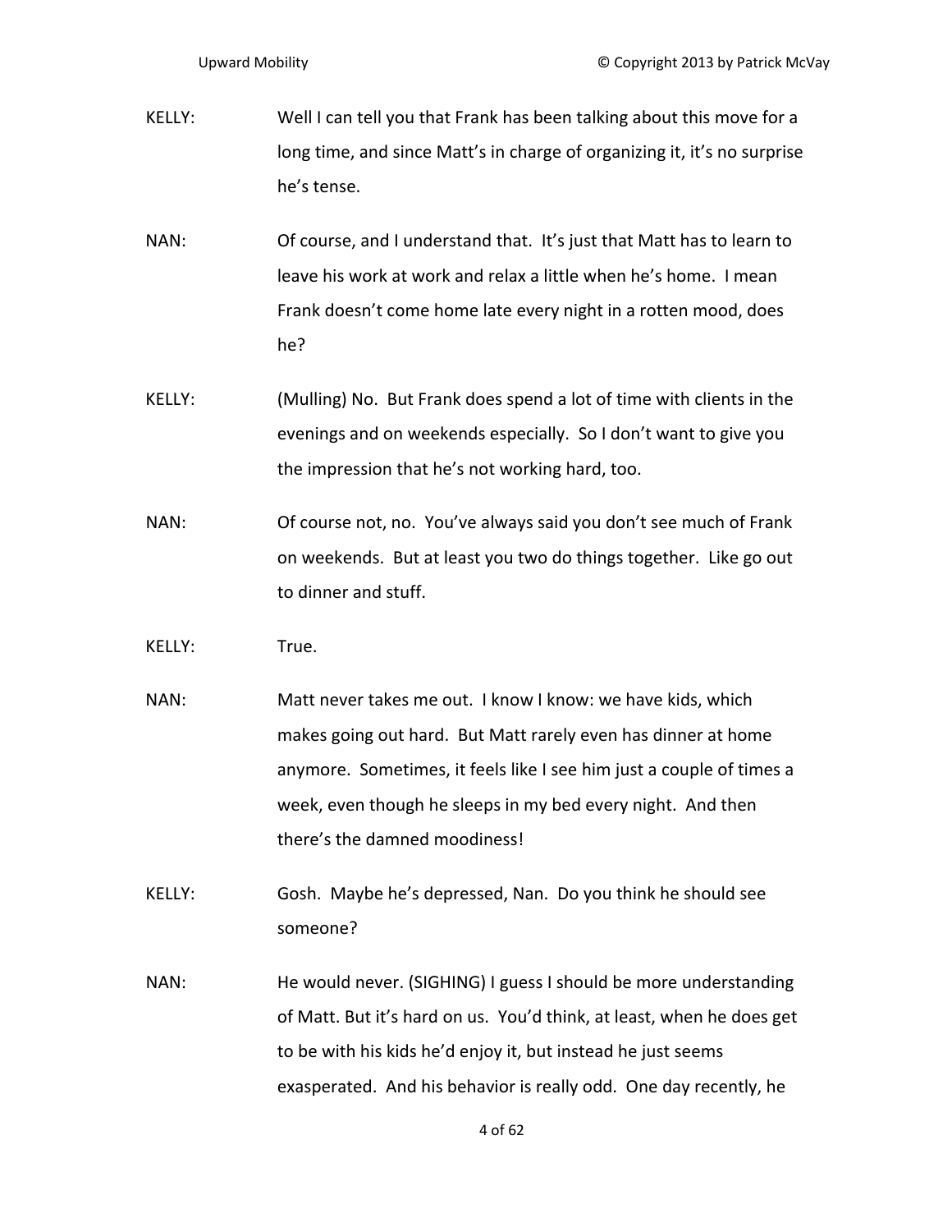KELLY: Well I can tell you that Frank has been talking about this move for a long time, and since Matt's in charge of organizing it, it's no surprise he's tense.

NAN: Of course, and I understand that. It's just that Matt has to learn to leave his work at work and relax a little when he's home. I mean Frank doesn't come home late every night in a rotten mood, does he?

KELLY: (Mulling) No. But Frank does spend a lot of time with clients in the evenings and on weekends especially. So I don't want to give you the impression that he's not working hard, too.

NAN: Of course not, no. You've always said you don't see much of Frank on weekends. But at least you two do things together. Like go out to dinner and stuff.

KELLY: True.

NAN: Matt never takes me out. I know I know: we have kids, which makes going out hard. But Matt rarely even has dinner at home anymore. Sometimes, it feels like I see him just a couple of times a week, even though he sleeps in my bed every night. And then there's the damned moodiness!

KELLY: Gosh. Maybe he's depressed, Nan. Do you think he should see someone?

NAN: He would never. (SIGHING) I guess I should be more understanding of Matt. But it's hard on us. You'd think, at least, when he does get to be with his kids he'd enjoy it, but instead he just seems exasperated. And his behavior is really odd. One day recently, he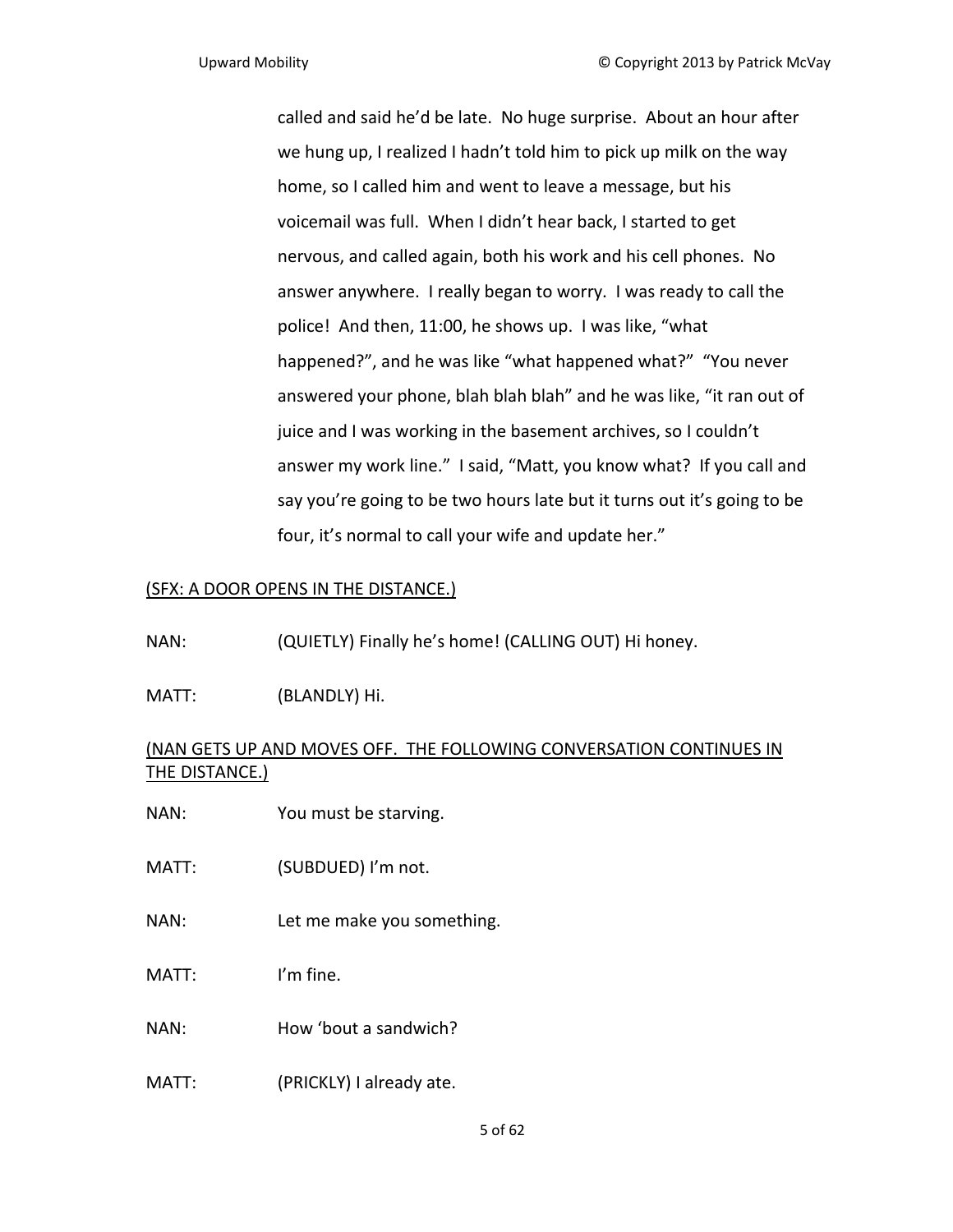called and said he'd be late. No huge surprise. About an hour after we hung up, I realized I hadn't told him to pick up milk on the way home, so I called him and went to leave a message, but his voicemail was full. When I didn't hear back, I started to get nervous, and called again, both his work and his cell phones. No answer anywhere. I really began to worry. I was ready to call the police! And then, 11:00, he shows up. I was like, "what happened?", and he was like "what happened what?" "You never answered your phone, blah blah blah" and he was like, "it ran out of juice and I was working in the basement archives, so I couldn't answer my work line." I said, "Matt, you know what? If you call and say you're going to be two hours late but it turns out it's going to be four, it's normal to call your wife and update her."

<u>(SFX: A DOOR OPENS IN THE DISTANCE.)</u>

NAN: (QUIETLY) Finally he's home! (CALLING OUT) Hi honey.

MATT: (BLANDLY) Hi.

<u>(NAN GETS UP AND MOVES OFF. THE FOLLOWING CONVERSATION CONTINUES IN THE DISTANCE.)</u>

NAN: You must be starving.

MATT: (SUBDUED) I'm not.

NAN: Let me make you something.

MATT: I'm fine.

NAN: How 'bout a sandwich?

MATT: (PRICKLY) I already ate.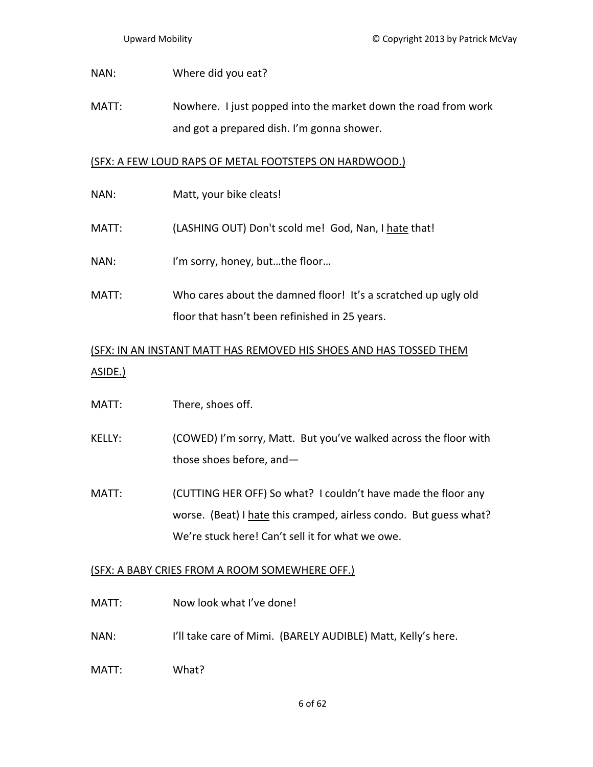NAN: Where did you eat?

MATT: Nowhere. I just popped into the market down the road from work and got a prepared dish. I'm gonna shower.

<u>(SFX: A FEW LOUD RAPS OF METAL FOOTSTEPS ON HARDWOOD.)</u>

NAN: Matt, your bike cleats!

MATT: (LASHING OUT) Don't scold me! God, Nan, I <u>hate</u> that!

NAN: I'm sorry, honey, but…the floor…

MATT: Who cares about the damned floor! It's a scratched up ugly old floor that hasn't been refinished in 25 years.

<u>(SFX: IN AN INSTANT MATT HAS REMOVED HIS SHOES AND HAS TOSSED THEM ASIDE.)</u>

MATT: There, shoes off.

KELLY: (COWED) I'm sorry, Matt. But you've walked across the floor with those shoes before, and—

MATT: (CUTTING HER OFF) So what? I couldn't have made the floor any worse. (Beat) I <u>hate</u> this cramped, airless condo. But guess what? We're stuck here! Can't sell it for what we owe.

<u>(SFX: A BABY CRIES FROM A ROOM SOMEWHERE OFF.)</u>

MATT: Now look what I've done!

NAN: I'll take care of Mimi. (BARELY AUDIBLE) Matt, Kelly's here.

MATT: What?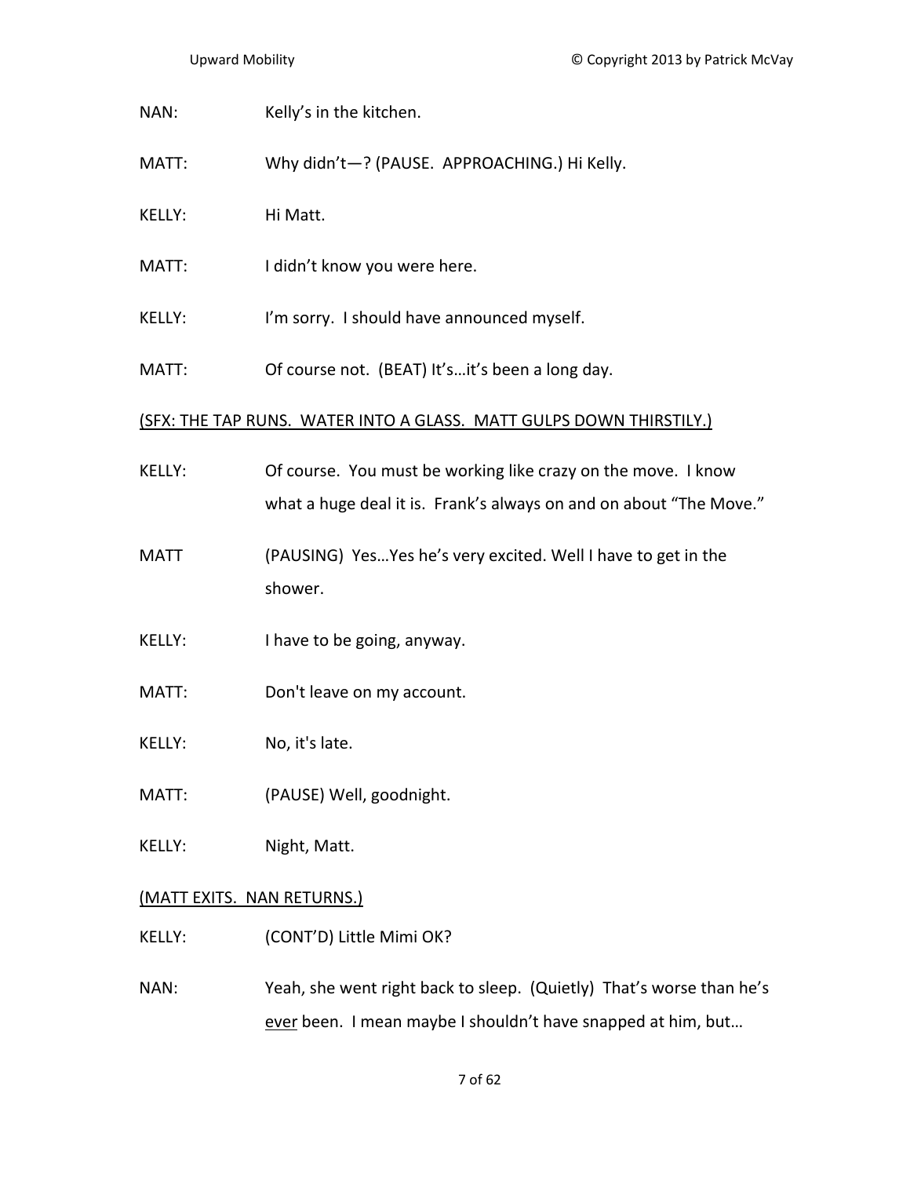NAN: Kelly's in the kitchen.

MATT: Why didn't—? (PAUSE. APPROACHING.) Hi Kelly.

KELLY: Hi Matt.

MATT: I didn't know you were here.

KELLY: I'm sorry. I should have announced myself.

MATT: Of course not. (BEAT) It's…it's been a long day.

<u>(SFX: THE TAP RUNS. WATER INTO A GLASS. MATT GULPS DOWN THIRSTILY.)</u>

KELLY: Of course. You must be working like crazy on the move. I know what a huge deal it is. Frank's always on and on about "The Move."

MATT (PAUSING) Yes…Yes he's very excited. Well I have to get in the shower.

KELLY: I have to be going, anyway.

MATT: Don't leave on my account.

KELLY: No, it's late.

MATT: (PAUSE) Well, goodnight.

KELLY: Night, Matt.

<u>(MATT EXITS. NAN RETURNS.)</u>

KELLY: (CONT'D) Little Mimi OK?

NAN: Yeah, she went right back to sleep. (Quietly) That's worse than he's <u>ever</u> been. I mean maybe I shouldn't have snapped at him, but…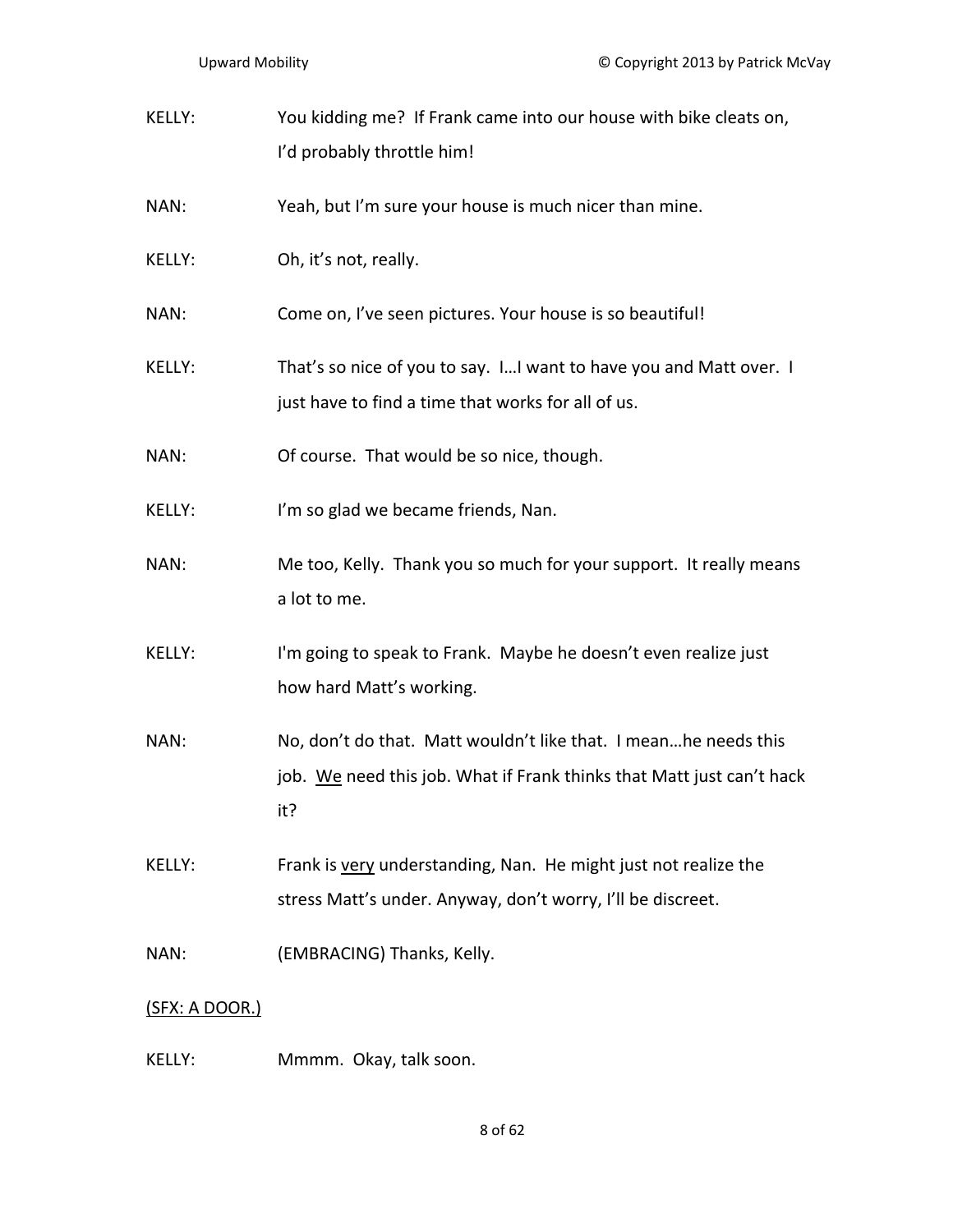KELLY: You kidding me? If Frank came into our house with bike cleats on, I'd probably throttle him!

NAN: Yeah, but I'm sure your house is much nicer than mine.

KELLY: Oh, it's not, really.

NAN: Come on, I've seen pictures. Your house is so beautiful!

KELLY: That's so nice of you to say. I…I want to have you and Matt over. I just have to find a time that works for all of us.

NAN: Of course. That would be so nice, though.

KELLY: I'm so glad we became friends, Nan.

NAN: Me too, Kelly. Thank you so much for your support. It really means a lot to me.

KELLY: I'm going to speak to Frank. Maybe he doesn't even realize just how hard Matt's working.

NAN: No, don't do that. Matt wouldn't like that. I mean…he needs this job. <u>We</u> need this job. What if Frank thinks that Matt just can't hack it?

KELLY: Frank is <u>very</u> understanding, Nan. He might just not realize the stress Matt's under. Anyway, don't worry, I'll be discreet.

NAN: (EMBRACING) Thanks, Kelly.

<u>(SFX: A DOOR.)</u>

KELLY: Mmmm. Okay, talk soon.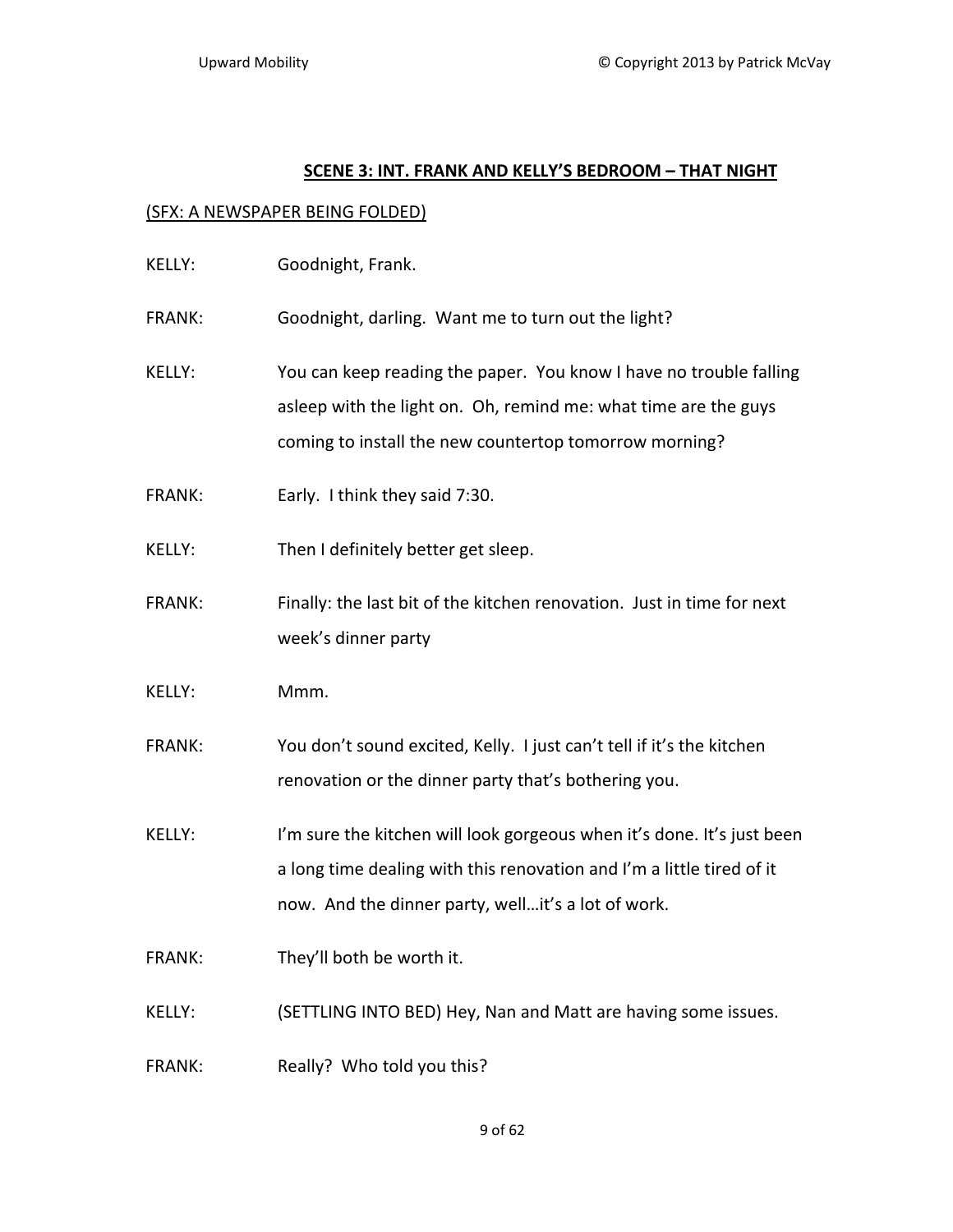**SCENE 3: INT. FRANK AND KELLY'S BEDROOM – THAT NIGHT**

(SFX: A NEWSPAPER BEING FOLDED)

KELLY: Goodnight, Frank.

FRANK: Goodnight, darling. Want me to turn out the light?

KELLY: You can keep reading the paper. You know I have no trouble falling asleep with the light on. Oh, remind me: what time are the guys coming to install the new countertop tomorrow morning?

FRANK: Early. I think they said 7:30.

KELLY: Then I definitely better get sleep.

FRANK: Finally: the last bit of the kitchen renovation. Just in time for next week's dinner party

KELLY: Mmm.

FRANK: You don't sound excited, Kelly. I just can't tell if it's the kitchen renovation or the dinner party that's bothering you.

KELLY: I'm sure the kitchen will look gorgeous when it's done. It's just been a long time dealing with this renovation and I'm a little tired of it now. And the dinner party, well…it's a lot of work.

FRANK: They'll both be worth it.

KELLY: (SETTLING INTO BED) Hey, Nan and Matt are having some issues.

FRANK: Really? Who told you this?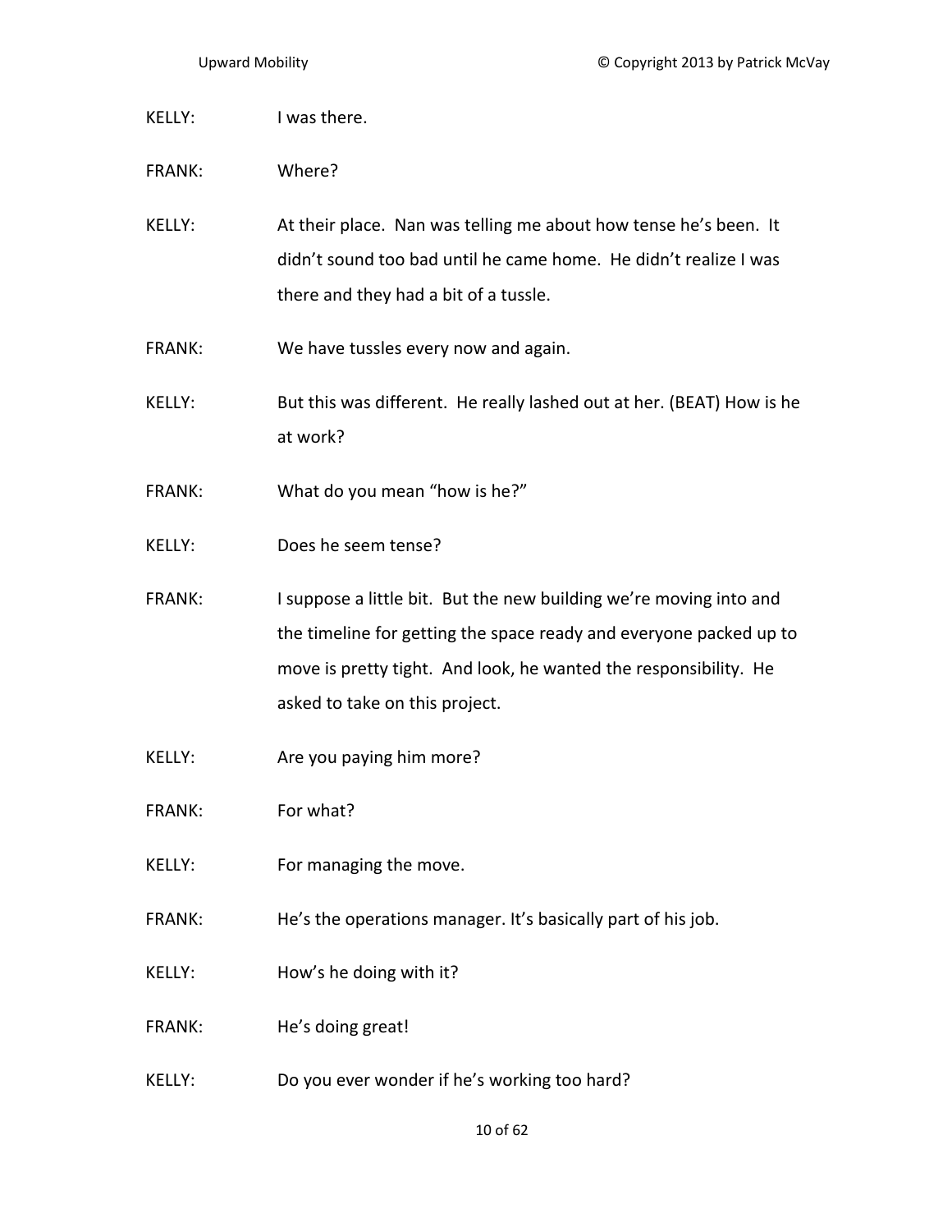KELLY: I was there.

FRANK: Where?

KELLY: At their place. Nan was telling me about how tense he's been. It didn't sound too bad until he came home. He didn't realize I was there and they had a bit of a tussle.

FRANK: We have tussles every now and again.

KELLY: But this was different. He really lashed out at her. (BEAT) How is he at work?

FRANK: What do you mean "how is he?"

KELLY: Does he seem tense?

FRANK: I suppose a little bit. But the new building we're moving into and the timeline for getting the space ready and everyone packed up to move is pretty tight. And look, he wanted the responsibility. He asked to take on this project.

KELLY: Are you paying him more?

FRANK: For what?

KELLY: For managing the move.

FRANK: He's the operations manager. It's basically part of his job.

KELLY: How's he doing with it?

FRANK: He's doing great!

KELLY: Do you ever wonder if he's working too hard?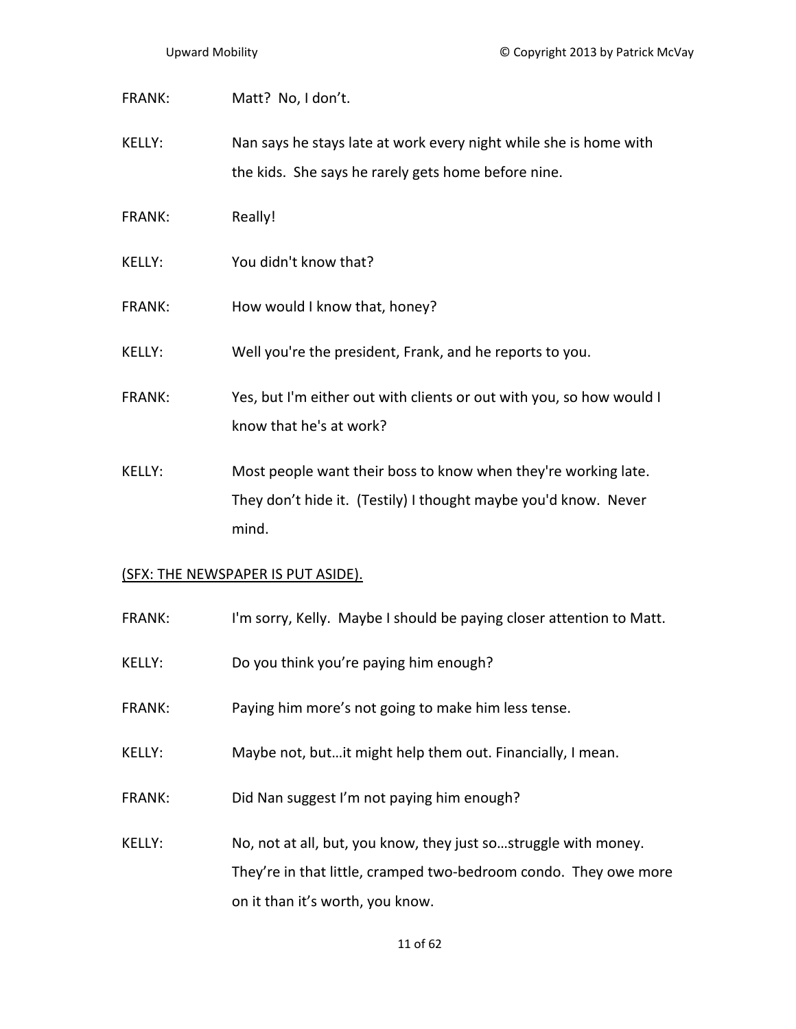FRANK: Matt? No, I don't.

KELLY: Nan says he stays late at work every night while she is home with the kids. She says he rarely gets home before nine.

FRANK: Really!

KELLY: You didn't know that?

FRANK: How would I know that, honey?

KELLY: Well you're the president, Frank, and he reports to you.

FRANK: Yes, but I'm either out with clients or out with you, so how would I know that he's at work?

KELLY: Most people want their boss to know when they're working late. They don't hide it. (Testily) I thought maybe you'd know. Never mind.

<u>(SFX: THE NEWSPAPER IS PUT ASIDE).</u>

FRANK: I'm sorry, Kelly. Maybe I should be paying closer attention to Matt.

KELLY: Do you think you're paying him enough?

FRANK: Paying him more's not going to make him less tense.

KELLY: Maybe not, but…it might help them out. Financially, I mean.

FRANK: Did Nan suggest I'm not paying him enough?

KELLY: No, not at all, but, you know, they just so…struggle with money. They're in that little, cramped two-bedroom condo. They owe more on it than it's worth, you know.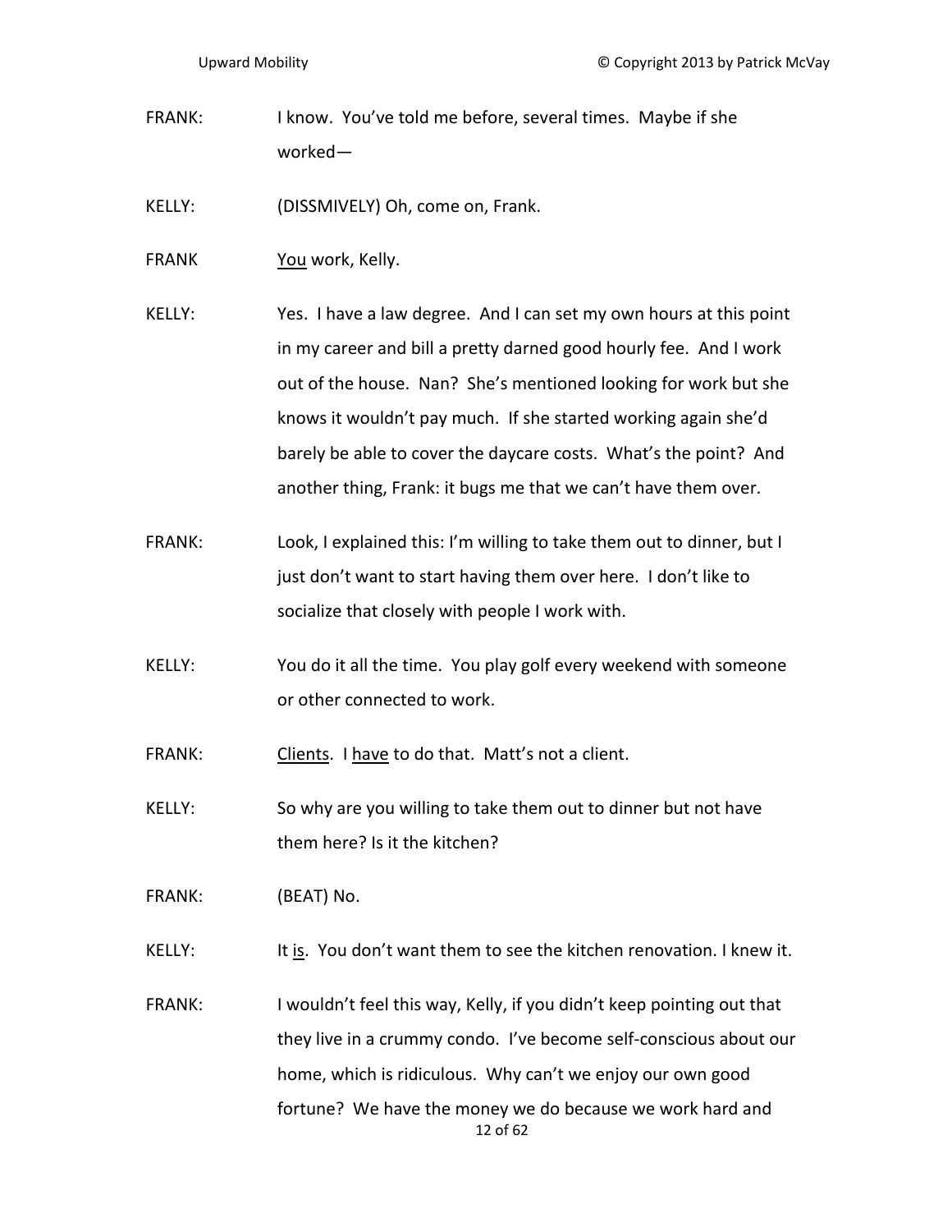FRANK: I know. You've told me before, several times. Maybe if she worked—

KELLY: (DISSMIVELY) Oh, come on, Frank.

FRANK <u>You</u> work, Kelly.

KELLY: Yes. I have a law degree. And I can set my own hours at this point in my career and bill a pretty darned good hourly fee. And I work out of the house. Nan? She's mentioned looking for work but she knows it wouldn't pay much. If she started working again she'd barely be able to cover the daycare costs. What's the point? And another thing, Frank: it bugs me that we can't have them over.

FRANK: Look, I explained this: I'm willing to take them out to dinner, but I just don't want to start having them over here. I don't like to socialize that closely with people I work with.

KELLY: You do it all the time. You play golf every weekend with someone or other connected to work.

FRANK: <u>Clients</u>. I <u>have</u> to do that. Matt's not a client.

KELLY: So why are you willing to take them out to dinner but not have them here? Is it the kitchen?

FRANK: (BEAT) No.

KELLY: It <u>is</u>. You don't want them to see the kitchen renovation. I knew it.

FRANK: I wouldn't feel this way, Kelly, if you didn't keep pointing out that they live in a crummy condo. I've become self-conscious about our home, which is ridiculous. Why can't we enjoy our own good fortune? We have the money we do because we work hard and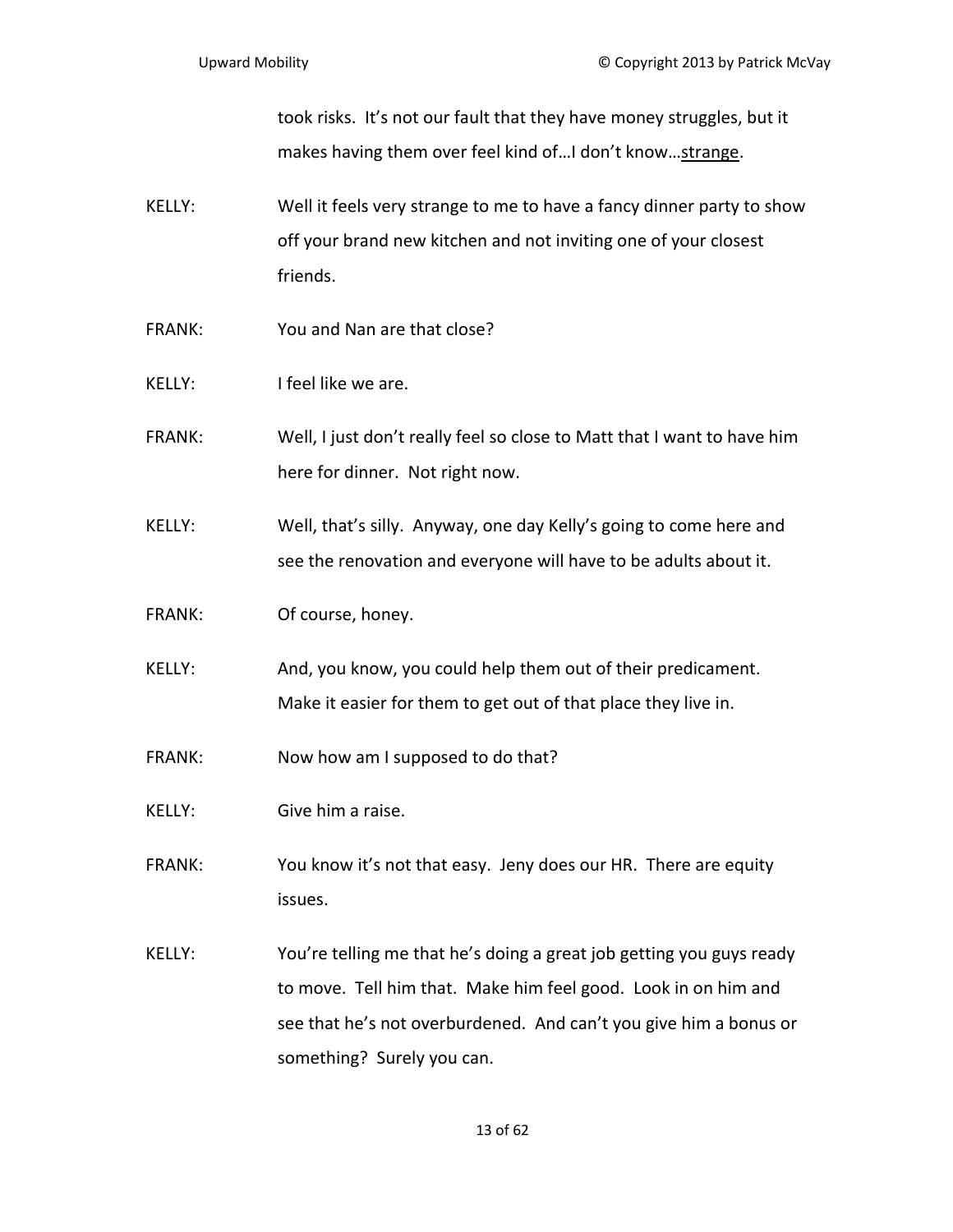took risks. It's not our fault that they have money struggles, but it makes having them over feel kind of…I don't know…strange.

KELLY: Well it feels very strange to me to have a fancy dinner party to show off your brand new kitchen and not inviting one of your closest friends.

FRANK: You and Nan are that close?

KELLY: I feel like we are.

FRANK: Well, I just don't really feel so close to Matt that I want to have him here for dinner. Not right now.

KELLY: Well, that's silly. Anyway, one day Kelly's going to come here and see the renovation and everyone will have to be adults about it.

FRANK: Of course, honey.

KELLY: And, you know, you could help them out of their predicament. Make it easier for them to get out of that place they live in.

FRANK: Now how am I supposed to do that?

KELLY: Give him a raise.

FRANK: You know it's not that easy. Jeny does our HR. There are equity issues.

KELLY: You're telling me that he's doing a great job getting you guys ready to move. Tell him that. Make him feel good. Look in on him and see that he's not overburdened. And can't you give him a bonus or something? Surely you can.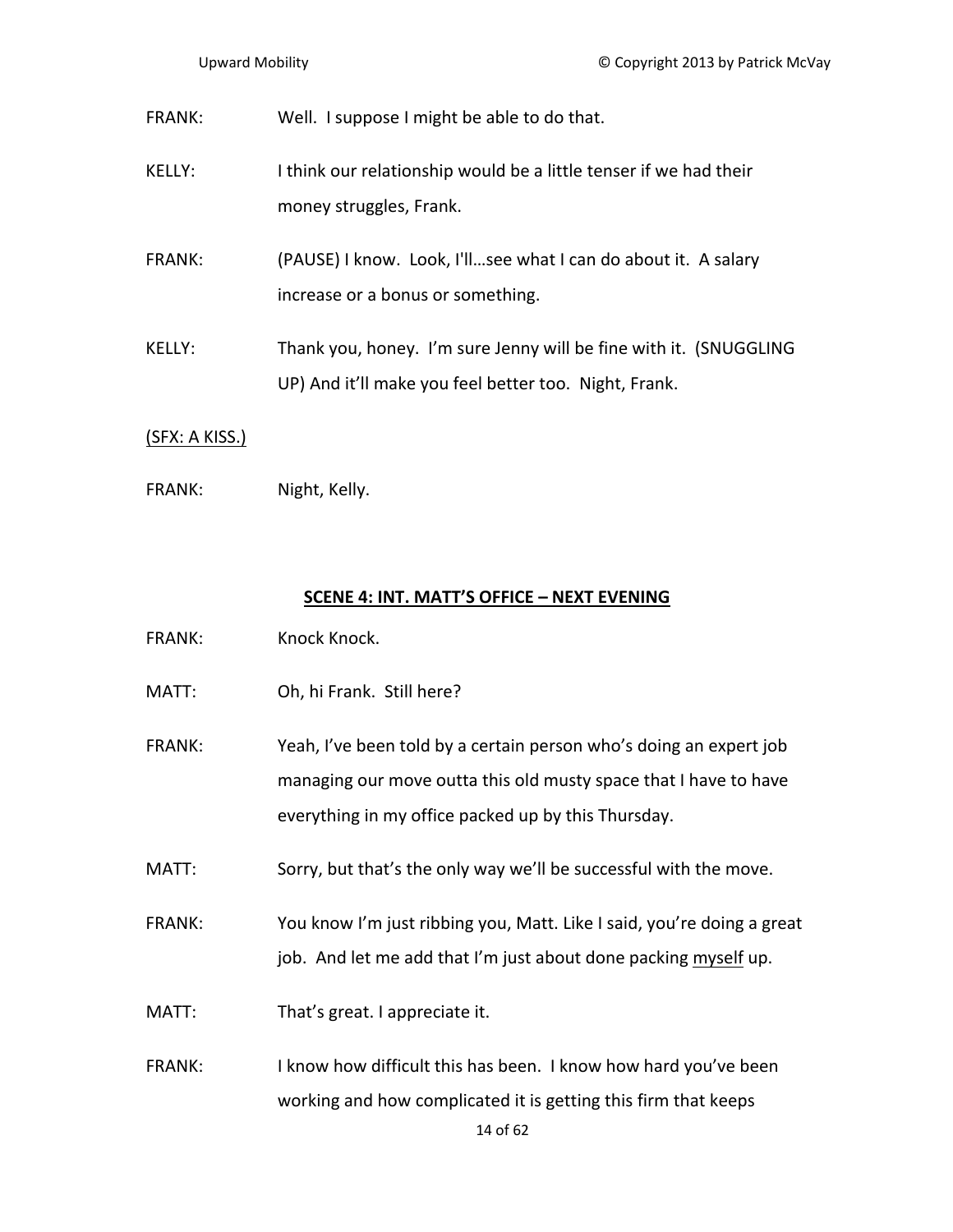FRANK: Well. I suppose I might be able to do that.

KELLY: I think our relationship would be a little tenser if we had their money struggles, Frank.

FRANK: (PAUSE) I know. Look, I'll…see what I can do about it. A salary increase or a bonus or something.

KELLY: Thank you, honey. I'm sure Jenny will be fine with it. (SNUGGLING UP) And it'll make you feel better too. Night, Frank.

<u>(SFX: A KISS.)</u>

FRANK: Night, Kelly.

## SCENE 4: INT. MATT'S OFFICE – NEXT EVENING

FRANK: Knock Knock.

MATT: Oh, hi Frank. Still here?

FRANK: Yeah, I've been told by a certain person who's doing an expert job managing our move outta this old musty space that I have to have everything in my office packed up by this Thursday.

MATT: Sorry, but that's the only way we'll be successful with the move.

FRANK: You know I'm just ribbing you, Matt. Like I said, you're doing a great job. And let me add that I'm just about done packing <u>myself</u> up.

MATT: That's great. I appreciate it.

FRANK: I know how difficult this has been. I know how hard you've been working and how complicated it is getting this firm that keeps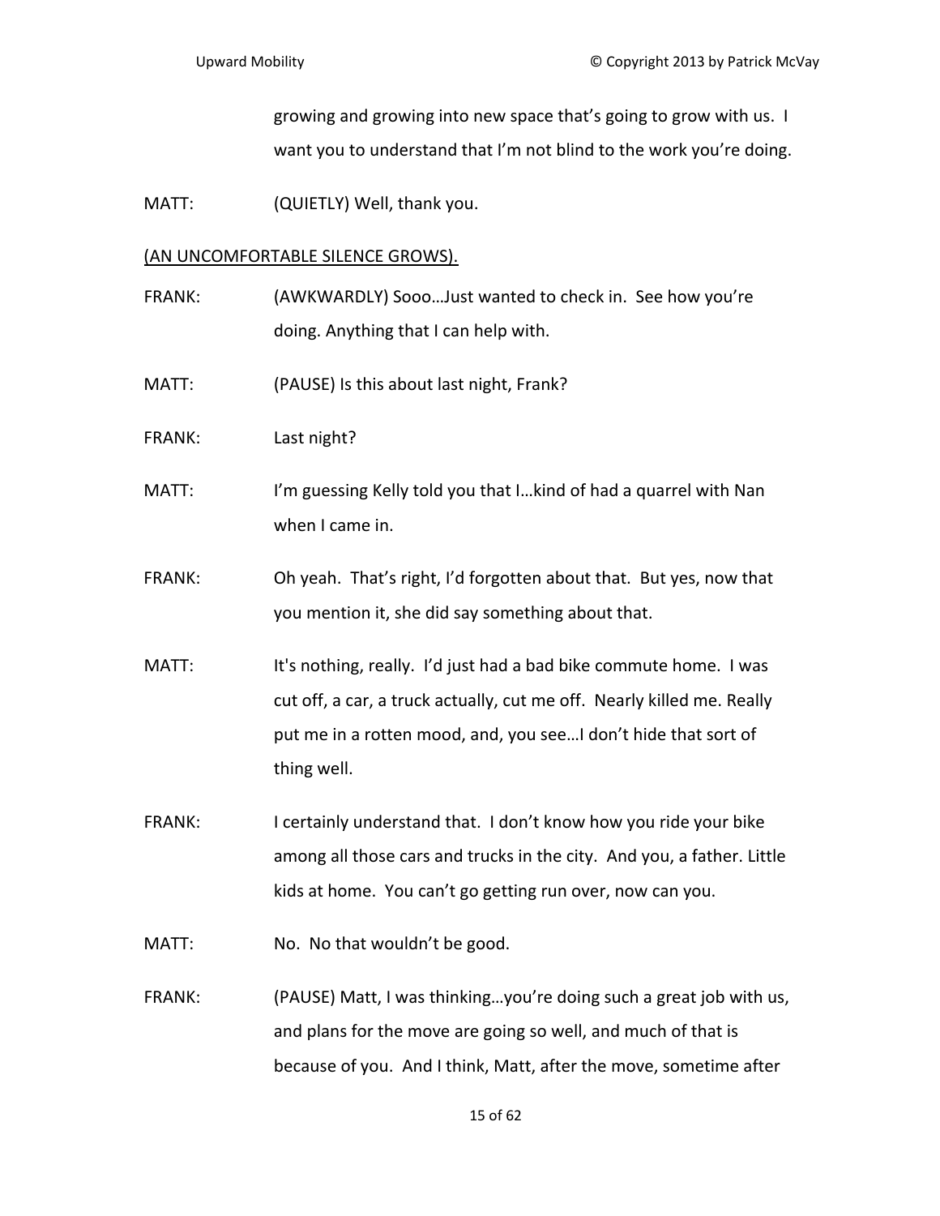growing and growing into new space that's going to grow with us. I want you to understand that I'm not blind to the work you're doing.

MATT: (QUIETLY) Well, thank you.

<u>(AN UNCOMFORTABLE SILENCE GROWS).</u>

FRANK: (AWKWARDLY) Sooo…Just wanted to check in. See how you're doing. Anything that I can help with.

MATT: (PAUSE) Is this about last night, Frank?

FRANK: Last night?

MATT: I'm guessing Kelly told you that I…kind of had a quarrel with Nan when I came in.

FRANK: Oh yeah. That's right, I'd forgotten about that. But yes, now that you mention it, she did say something about that.

MATT: It's nothing, really. I'd just had a bad bike commute home. I was cut off, a car, a truck actually, cut me off. Nearly killed me. Really put me in a rotten mood, and, you see…I don't hide that sort of thing well.

FRANK: I certainly understand that. I don't know how you ride your bike among all those cars and trucks in the city. And you, a father. Little kids at home. You can't go getting run over, now can you.

MATT: No. No that wouldn't be good.

FRANK: (PAUSE) Matt, I was thinking…you're doing such a great job with us, and plans for the move are going so well, and much of that is because of you. And I think, Matt, after the move, sometime after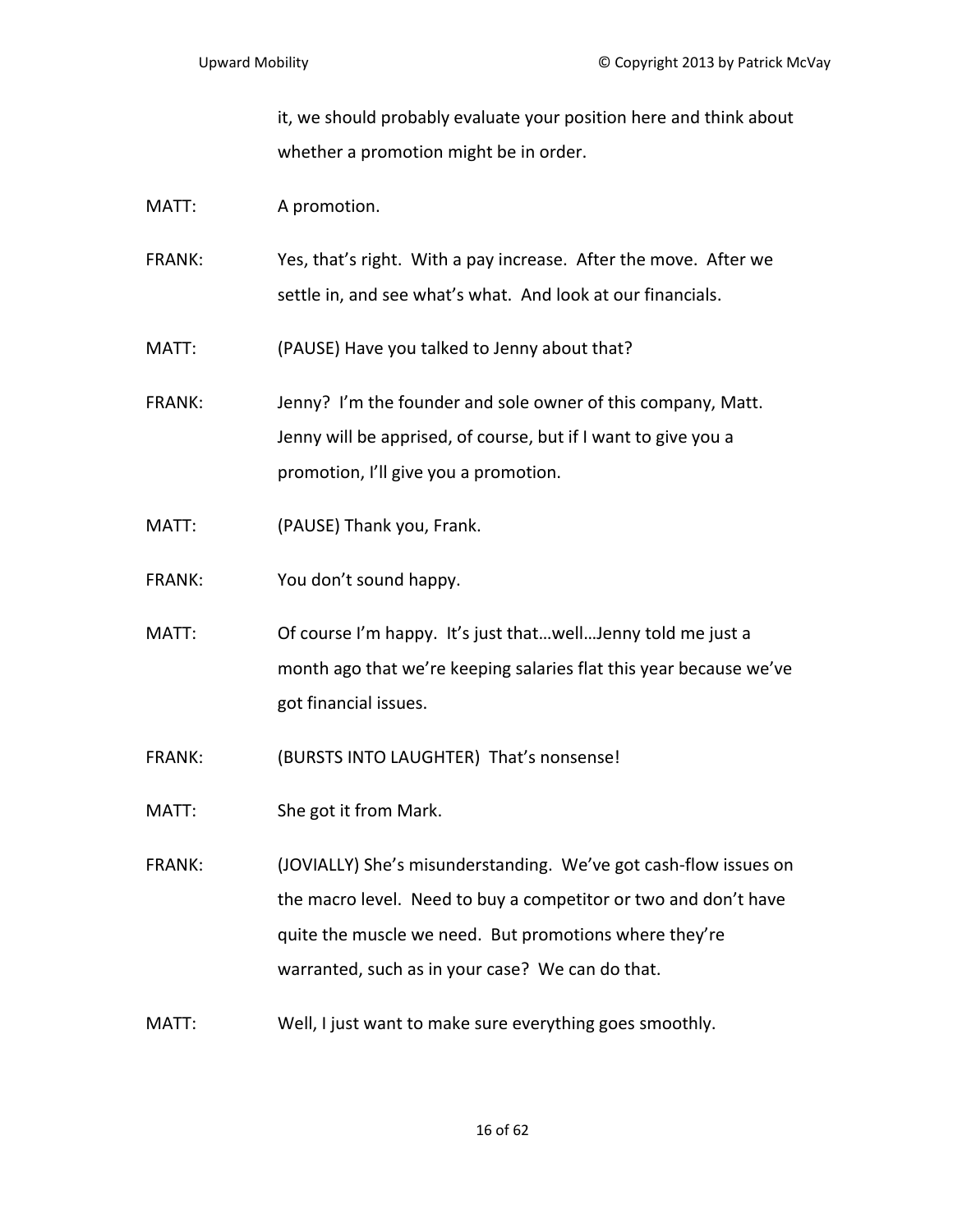it, we should probably evaluate your position here and think about whether a promotion might be in order.

MATT: A promotion.

FRANK: Yes, that's right. With a pay increase. After the move. After we settle in, and see what's what. And look at our financials.

MATT: (PAUSE) Have you talked to Jenny about that?

FRANK: Jenny? I'm the founder and sole owner of this company, Matt. Jenny will be apprised, of course, but if I want to give you a promotion, I'll give you a promotion.

MATT: (PAUSE) Thank you, Frank.

FRANK: You don't sound happy.

MATT: Of course I'm happy. It's just that…well…Jenny told me just a month ago that we're keeping salaries flat this year because we've got financial issues.

FRANK: (BURSTS INTO LAUGHTER) That's nonsense!

MATT: She got it from Mark.

FRANK: (JOVIALLY) She's misunderstanding. We've got cash-flow issues on the macro level. Need to buy a competitor or two and don't have quite the muscle we need. But promotions where they're warranted, such as in your case? We can do that.

MATT: Well, I just want to make sure everything goes smoothly.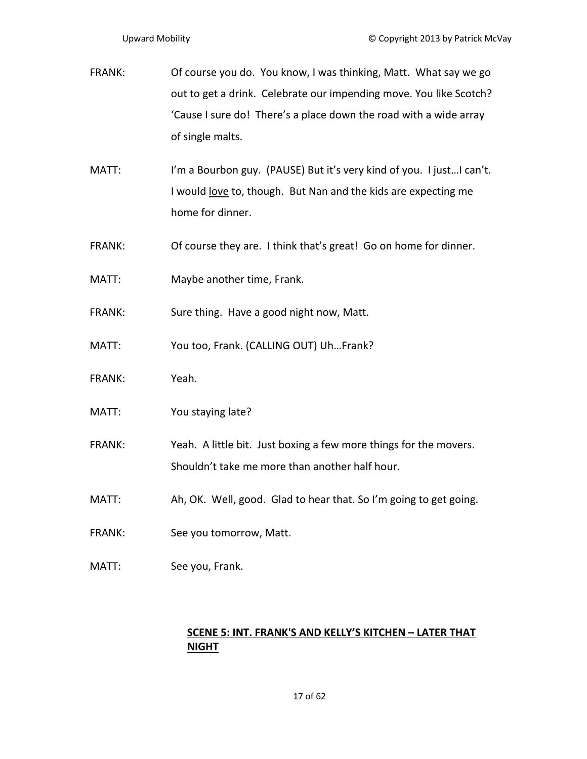FRANK: Of course you do. You know, I was thinking, Matt. What say we go out to get a drink. Celebrate our impending move. You like Scotch? 'Cause I sure do! There's a place down the road with a wide array of single malts.

MATT: I'm a Bourbon guy. (PAUSE) But it's very kind of you. I just…I can't. I would <u>love</u> to, though. But Nan and the kids are expecting me home for dinner.

FRANK: Of course they are. I think that's great! Go on home for dinner.

MATT: Maybe another time, Frank.

FRANK: Sure thing. Have a good night now, Matt.

MATT: You too, Frank. (CALLING OUT) Uh…Frank?

FRANK: Yeah.

MATT: You staying late?

FRANK: Yeah. A little bit. Just boxing a few more things for the movers. Shouldn't take me more than another half hour.

MATT: Ah, OK. Well, good. Glad to hear that. So I'm going to get going.

FRANK: See you tomorrow, Matt.

MATT: See you, Frank.

## SCENE 5: INT. FRANK'S AND KELLY'S KITCHEN – LATER THAT NIGHT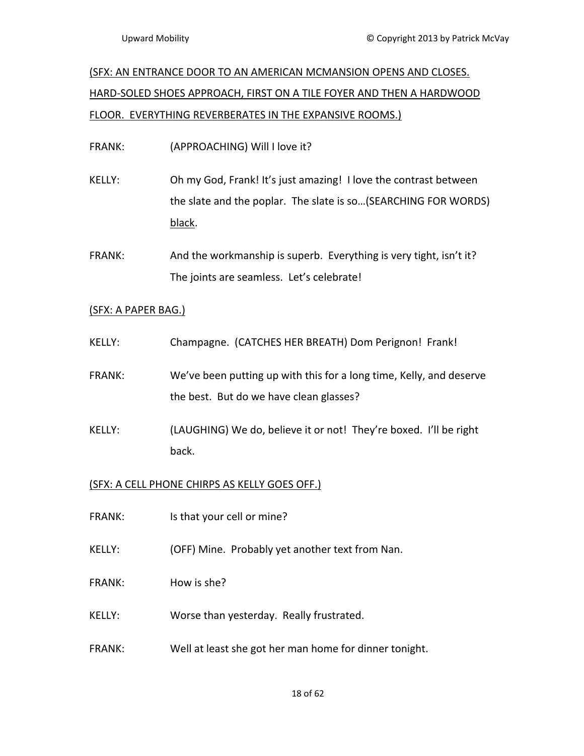<u>(SFX: AN ENTRANCE DOOR TO AN AMERICAN MCMANSION OPENS AND CLOSES. HARD-SOLED SHOES APPROACH, FIRST ON A TILE FOYER AND THEN A HARDWOOD FLOOR. EVERYTHING REVERBERATES IN THE EXPANSIVE ROOMS.)</u>

FRANK: (APPROACHING) Will I love it?

KELLY: Oh my God, Frank! It's just amazing! I love the contrast between the slate and the poplar. The slate is so…(SEARCHING FOR WORDS) <u>black</u>.

FRANK: And the workmanship is superb. Everything is very tight, isn't it? The joints are seamless. Let's celebrate!

<u>(SFX: A PAPER BAG.)</u>

KELLY: Champagne. (CATCHES HER BREATH) Dom Perignon! Frank!

FRANK: We've been putting up with this for a long time, Kelly, and deserve the best. But do we have clean glasses?

KELLY: (LAUGHING) We do, believe it or not! They're boxed. I'll be right back.

<u>(SFX: A CELL PHONE CHIRPS AS KELLY GOES OFF.)</u>

FRANK: Is that your cell or mine?

KELLY: (OFF) Mine. Probably yet another text from Nan.

FRANK: How is she?

KELLY: Worse than yesterday. Really frustrated.

FRANK: Well at least she got her man home for dinner tonight.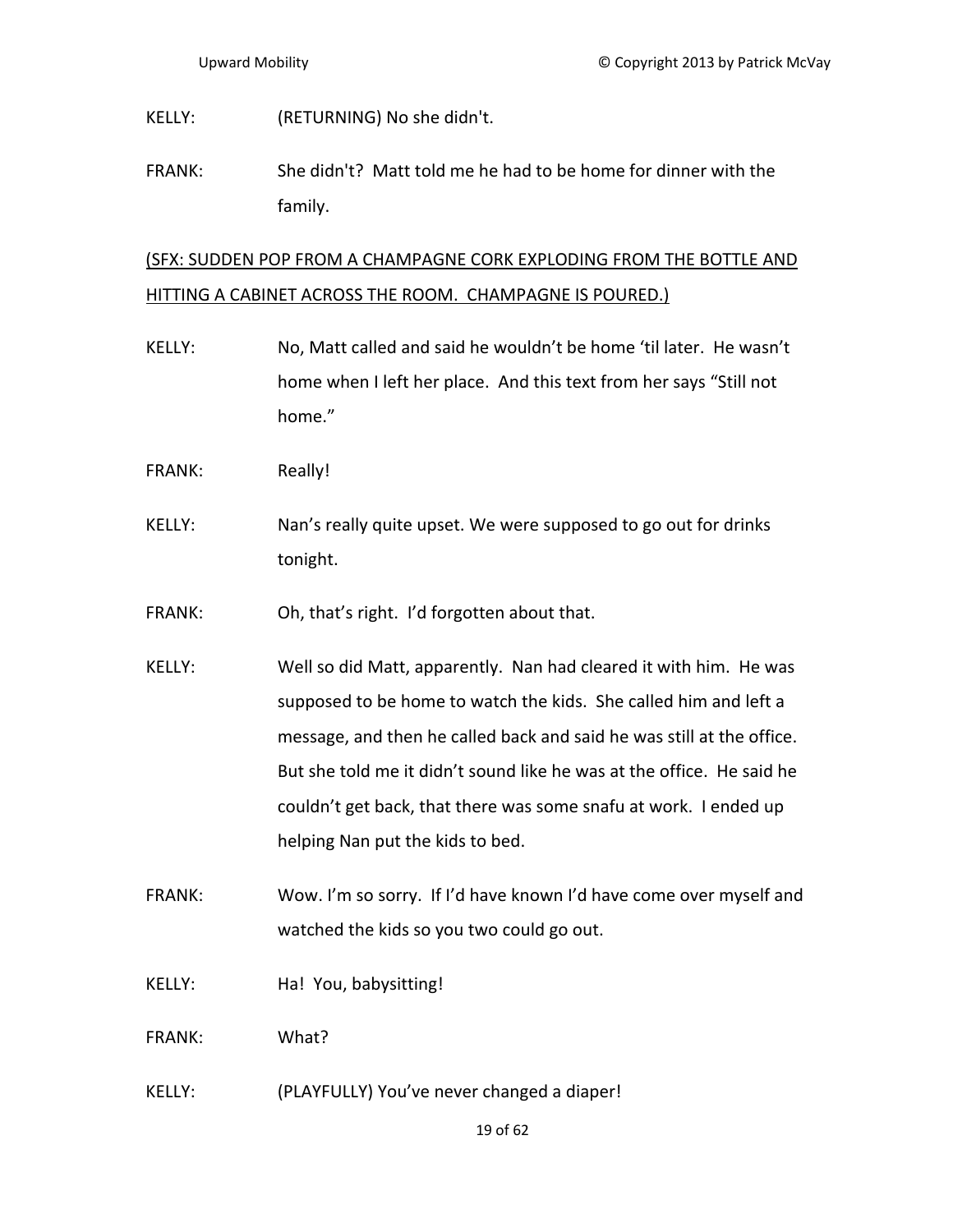KELLY: (RETURNING) No she didn't.

FRANK: She didn't? Matt told me he had to be home for dinner with the family.

<u>(SFX: SUDDEN POP FROM A CHAMPAGNE CORK EXPLODING FROM THE BOTTLE AND HITTING A CABINET ACROSS THE ROOM. CHAMPAGNE IS POURED.)</u>

KELLY: No, Matt called and said he wouldn't be home 'til later. He wasn't home when I left her place. And this text from her says "Still not home."

FRANK: Really!

KELLY: Nan's really quite upset. We were supposed to go out for drinks tonight.

FRANK: Oh, that's right. I'd forgotten about that.

KELLY: Well so did Matt, apparently. Nan had cleared it with him. He was supposed to be home to watch the kids. She called him and left a message, and then he called back and said he was still at the office. But she told me it didn't sound like he was at the office. He said he couldn't get back, that there was some snafu at work. I ended up helping Nan put the kids to bed.

FRANK: Wow. I'm so sorry. If I'd have known I'd have come over myself and watched the kids so you two could go out.

KELLY: Ha! You, babysitting!

FRANK: What?

KELLY: (PLAYFULLY) You've never changed a diaper!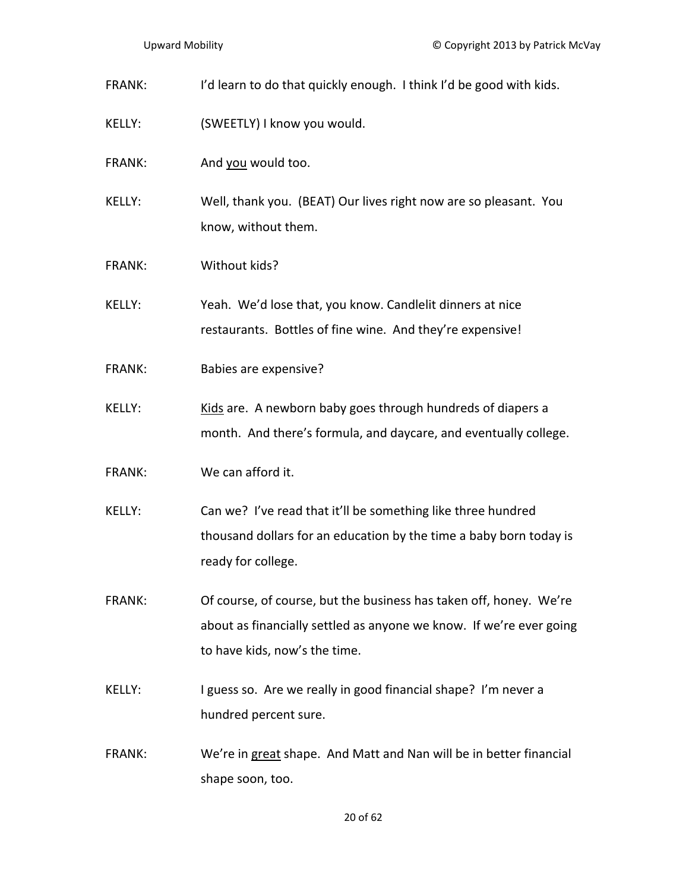FRANK: I'd learn to do that quickly enough. I think I'd be good with kids.

KELLY: (SWEETLY) I know you would.

FRANK: And <u>you</u> would too.

KELLY: Well, thank you. (BEAT) Our lives right now are so pleasant. You know, without them.

FRANK: Without kids?

KELLY: Yeah. We'd lose that, you know. Candlelit dinners at nice restaurants. Bottles of fine wine. And they're expensive!

FRANK: Babies are expensive?

KELLY: <u>Kids</u> are. A newborn baby goes through hundreds of diapers a month. And there's formula, and daycare, and eventually college.

FRANK: We can afford it.

KELLY: Can we? I've read that it'll be something like three hundred thousand dollars for an education by the time a baby born today is ready for college.

FRANK: Of course, of course, but the business has taken off, honey. We're about as financially settled as anyone we know. If we're ever going to have kids, now's the time.

KELLY: I guess so. Are we really in good financial shape? I'm never a hundred percent sure.

FRANK: We're in <u>great</u> shape. And Matt and Nan will be in better financial shape soon, too.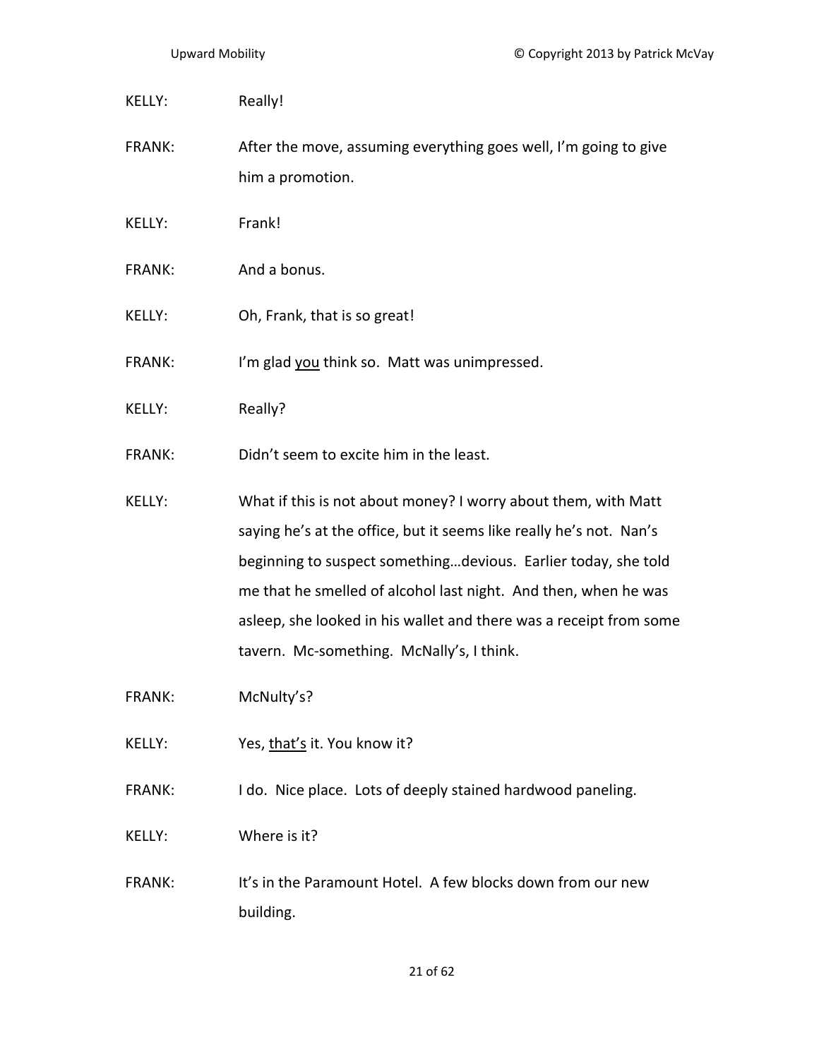KELLY: Really!

FRANK: After the move, assuming everything goes well, I'm going to give him a promotion.

KELLY: Frank!

FRANK: And a bonus.

KELLY: Oh, Frank, that is so great!

FRANK: I'm glad <u>you</u> think so. Matt was unimpressed.

KELLY: Really?

FRANK: Didn't seem to excite him in the least.

KELLY: What if this is not about money? I worry about them, with Matt saying he's at the office, but it seems like really he's not. Nan's beginning to suspect something…devious. Earlier today, she told me that he smelled of alcohol last night. And then, when he was asleep, she looked in his wallet and there was a receipt from some tavern. Mc-something. McNally's, I think.

FRANK: McNulty's?

KELLY: Yes, <u>that's</u> it. You know it?

FRANK: I do. Nice place. Lots of deeply stained hardwood paneling.

KELLY: Where is it?

FRANK: It's in the Paramount Hotel. A few blocks down from our new building.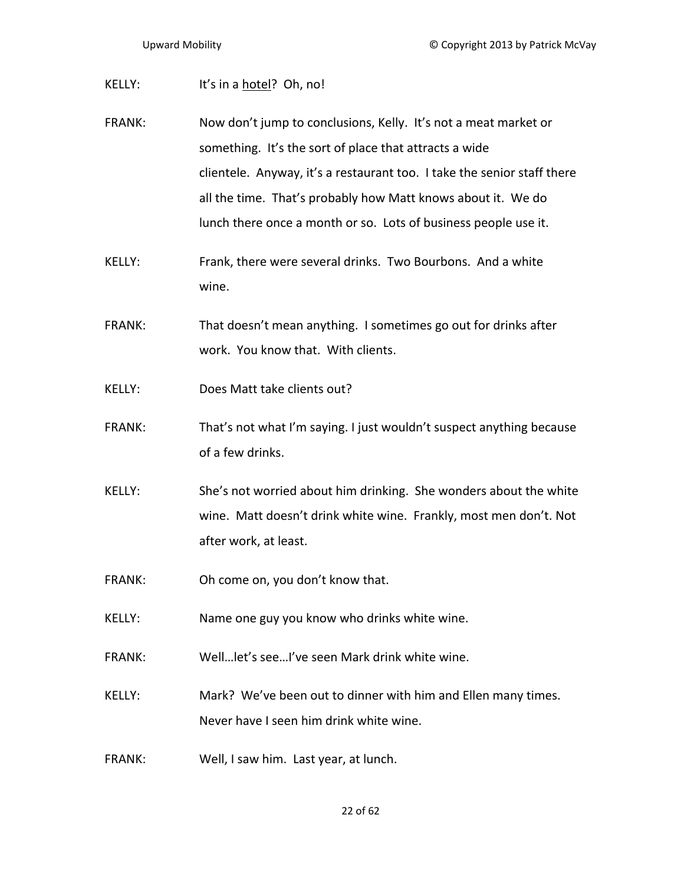KELLY: It's in a <u>hotel</u>? Oh, no!

FRANK: Now don't jump to conclusions, Kelly. It's not a meat market or something. It's the sort of place that attracts a wide clientele. Anyway, it's a restaurant too. I take the senior staff there all the time. That's probably how Matt knows about it. We do lunch there once a month or so. Lots of business people use it.

KELLY: Frank, there were several drinks. Two Bourbons. And a white wine.

FRANK: That doesn't mean anything. I sometimes go out for drinks after work. You know that. With clients.

KELLY: Does Matt take clients out?

FRANK: That's not what I'm saying. I just wouldn't suspect anything because of a few drinks.

KELLY: She's not worried about him drinking. She wonders about the white wine. Matt doesn't drink white wine. Frankly, most men don't. Not after work, at least.

FRANK: Oh come on, you don't know that.

KELLY: Name one guy you know who drinks white wine.

FRANK: Well…let's see…I've seen Mark drink white wine.

KELLY: Mark? We've been out to dinner with him and Ellen many times. Never have I seen him drink white wine.

FRANK: Well, I saw him. Last year, at lunch.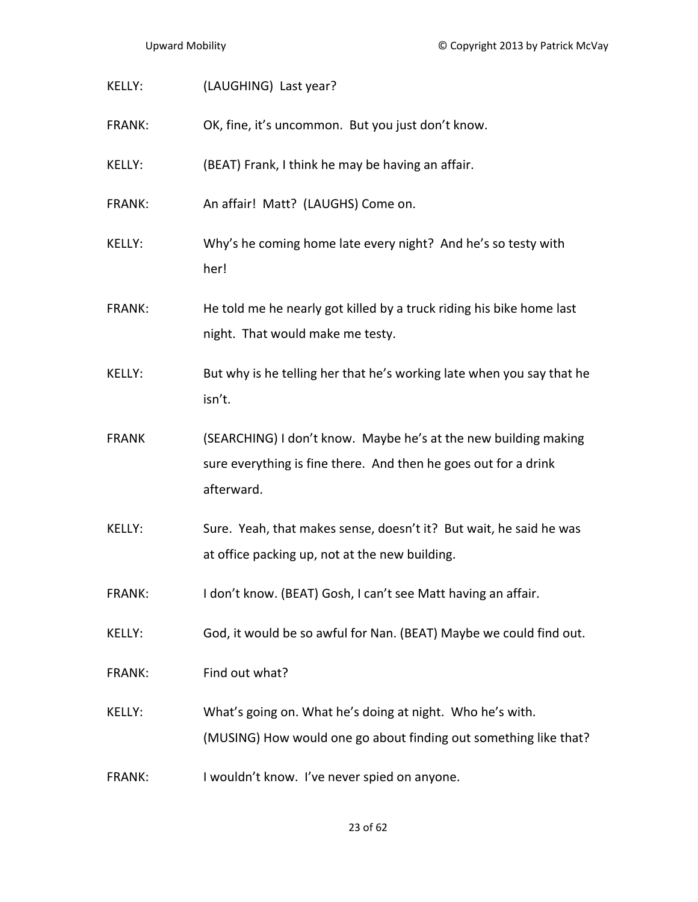KELLY: (LAUGHING) Last year?

FRANK: OK, fine, it's uncommon. But you just don't know.

KELLY: (BEAT) Frank, I think he may be having an affair.

FRANK: An affair! Matt? (LAUGHS) Come on.

KELLY: Why's he coming home late every night? And he's so testy with her!

FRANK: He told me he nearly got killed by a truck riding his bike home last night. That would make me testy.

KELLY: But why is he telling her that he's working late when you say that he isn't.

FRANK (SEARCHING) I don't know. Maybe he's at the new building making sure everything is fine there. And then he goes out for a drink afterward.

KELLY: Sure. Yeah, that makes sense, doesn't it? But wait, he said he was at office packing up, not at the new building.

FRANK: I don't know. (BEAT) Gosh, I can't see Matt having an affair.

KELLY: God, it would be so awful for Nan. (BEAT) Maybe we could find out.

FRANK: Find out what?

KELLY: What's going on. What he's doing at night. Who he's with. (MUSING) How would one go about finding out something like that?

FRANK: I wouldn't know. I've never spied on anyone.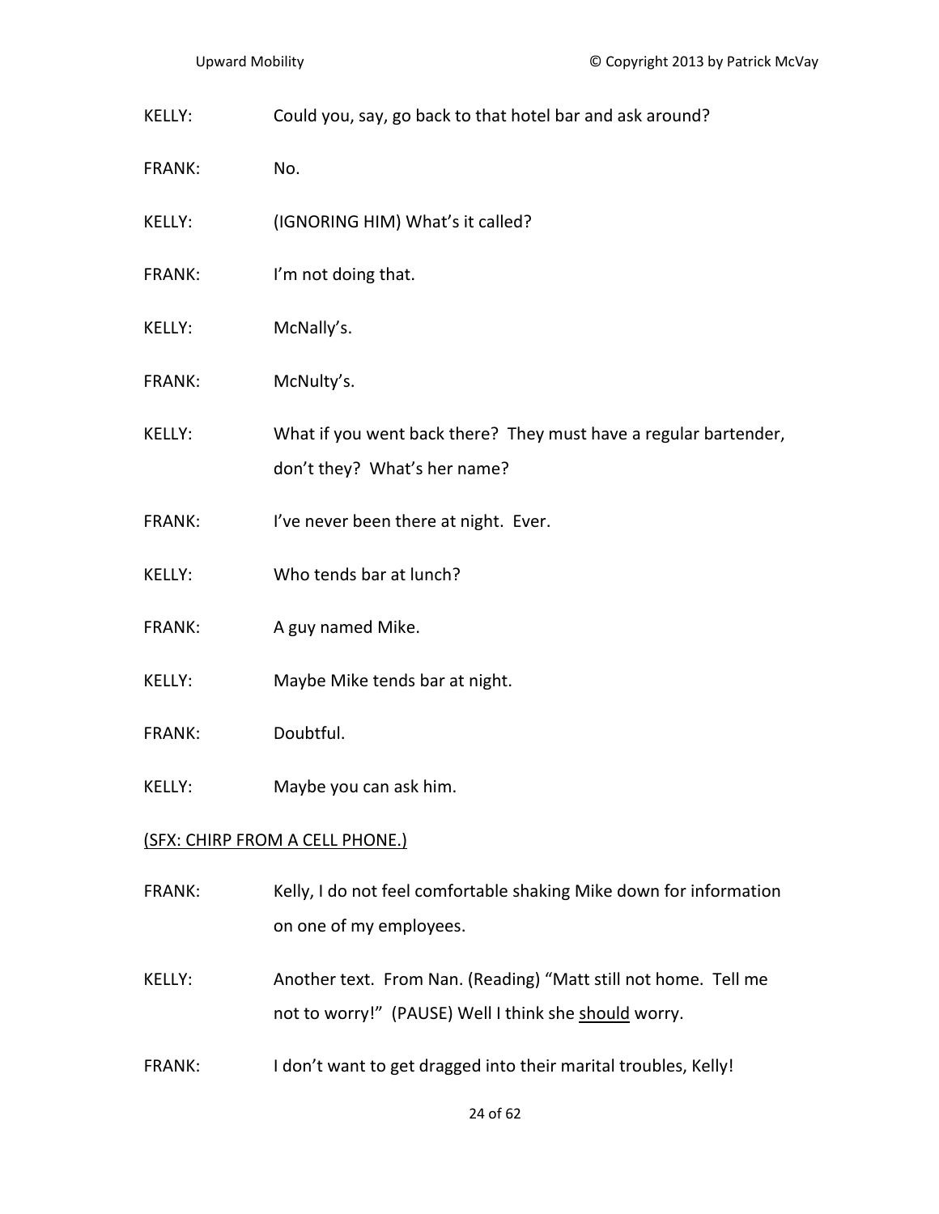KELLY: Could you, say, go back to that hotel bar and ask around?

FRANK: No.

KELLY: (IGNORING HIM) What's it called?

FRANK: I'm not doing that.

KELLY: McNally's.

FRANK: McNulty's.

KELLY: What if you went back there? They must have a regular bartender, don't they? What's her name?

FRANK: I've never been there at night. Ever.

KELLY: Who tends bar at lunch?

FRANK: A guy named Mike.

KELLY: Maybe Mike tends bar at night.

FRANK: Doubtful.

KELLY: Maybe you can ask him.

<u>(SFX: CHIRP FROM A CELL PHONE.)</u>

FRANK: Kelly, I do not feel comfortable shaking Mike down for information on one of my employees.

KELLY: Another text. From Nan. (Reading) "Matt still not home. Tell me not to worry!" (PAUSE) Well I think she <u>should</u> worry.

FRANK: I don't want to get dragged into their marital troubles, Kelly!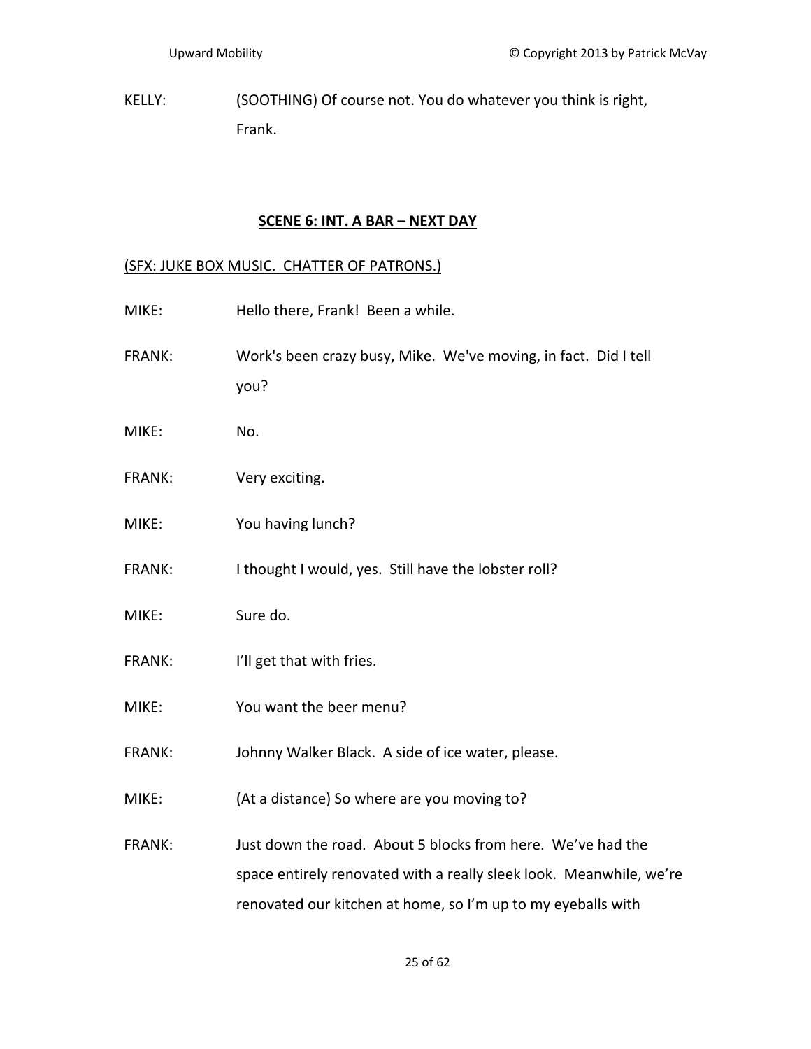KELLY: (SOOTHING) Of course not. You do whatever you think is right, Frank.

## **SCENE 6: INT. A BAR – NEXT DAY**

(SFX: JUKE BOX MUSIC. CHATTER OF PATRONS.)

MIKE: Hello there, Frank! Been a while.

FRANK: Work's been crazy busy, Mike. We've moving, in fact. Did I tell you?

MIKE: No.

FRANK: Very exciting.

MIKE: You having lunch?

FRANK: I thought I would, yes. Still have the lobster roll?

MIKE: Sure do.

FRANK: I'll get that with fries.

MIKE: You want the beer menu?

FRANK: Johnny Walker Black. A side of ice water, please.

MIKE: (At a distance) So where are you moving to?

FRANK: Just down the road. About 5 blocks from here. We've had the space entirely renovated with a really sleek look. Meanwhile, we're renovated our kitchen at home, so I'm up to my eyeballs with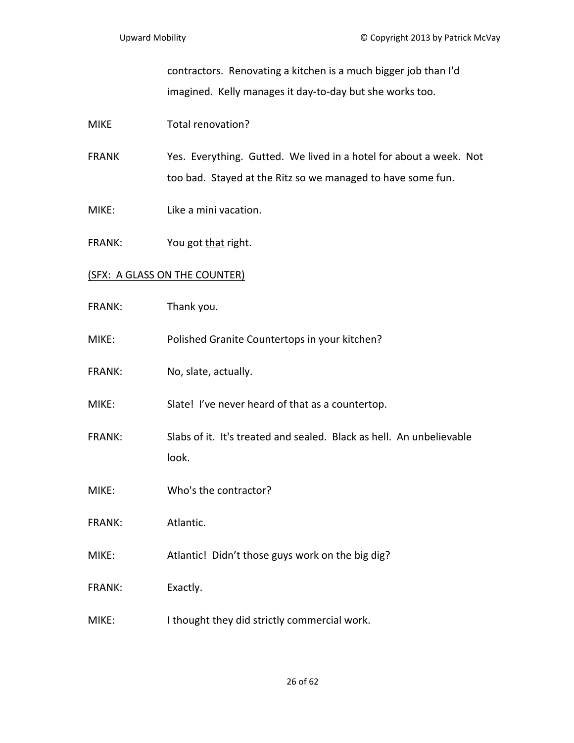contractors. Renovating a kitchen is a much bigger job than I'd imagined. Kelly manages it day-to-day but she works too.

MIKE Total renovation?

FRANK Yes. Everything. Gutted. We lived in a hotel for about a week. Not too bad. Stayed at the Ritz so we managed to have some fun.

MIKE: Like a mini vacation.

FRANK: You got <u>that</u> right.

<u>(SFX: A GLASS ON THE COUNTER)</u>

FRANK: Thank you.

MIKE: Polished Granite Countertops in your kitchen?

FRANK: No, slate, actually.

MIKE: Slate! I've never heard of that as a countertop.

FRANK: Slabs of it. It's treated and sealed. Black as hell. An unbelievable look.

MIKE: Who's the contractor?

FRANK: Atlantic.

MIKE: Atlantic! Didn't those guys work on the big dig?

FRANK: Exactly.

MIKE: I thought they did strictly commercial work.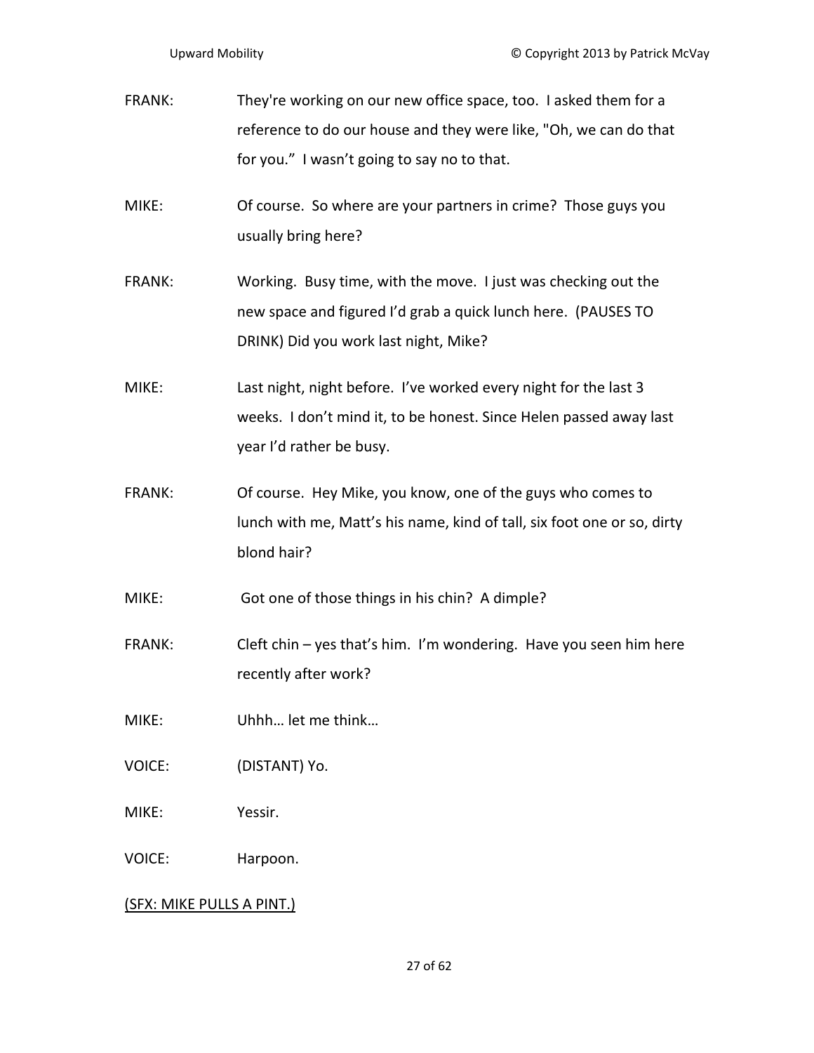FRANK: They're working on our new office space, too. I asked them for a reference to do our house and they were like, "Oh, we can do that for you." I wasn't going to say no to that.

MIKE: Of course. So where are your partners in crime? Those guys you usually bring here?

FRANK: Working. Busy time, with the move. I just was checking out the new space and figured I'd grab a quick lunch here. (PAUSES TO DRINK) Did you work last night, Mike?

MIKE: Last night, night before. I've worked every night for the last 3 weeks. I don't mind it, to be honest. Since Helen passed away last year I'd rather be busy.

FRANK: Of course. Hey Mike, you know, one of the guys who comes to lunch with me, Matt's his name, kind of tall, six foot one or so, dirty blond hair?

MIKE: Got one of those things in his chin? A dimple?

FRANK: Cleft chin – yes that's him. I'm wondering. Have you seen him here recently after work?

MIKE: Uhhh… let me think…

VOICE: (DISTANT) Yo.

MIKE: Yessir.

VOICE: Harpoon.

<u>(SFX: MIKE PULLS A PINT.)</u>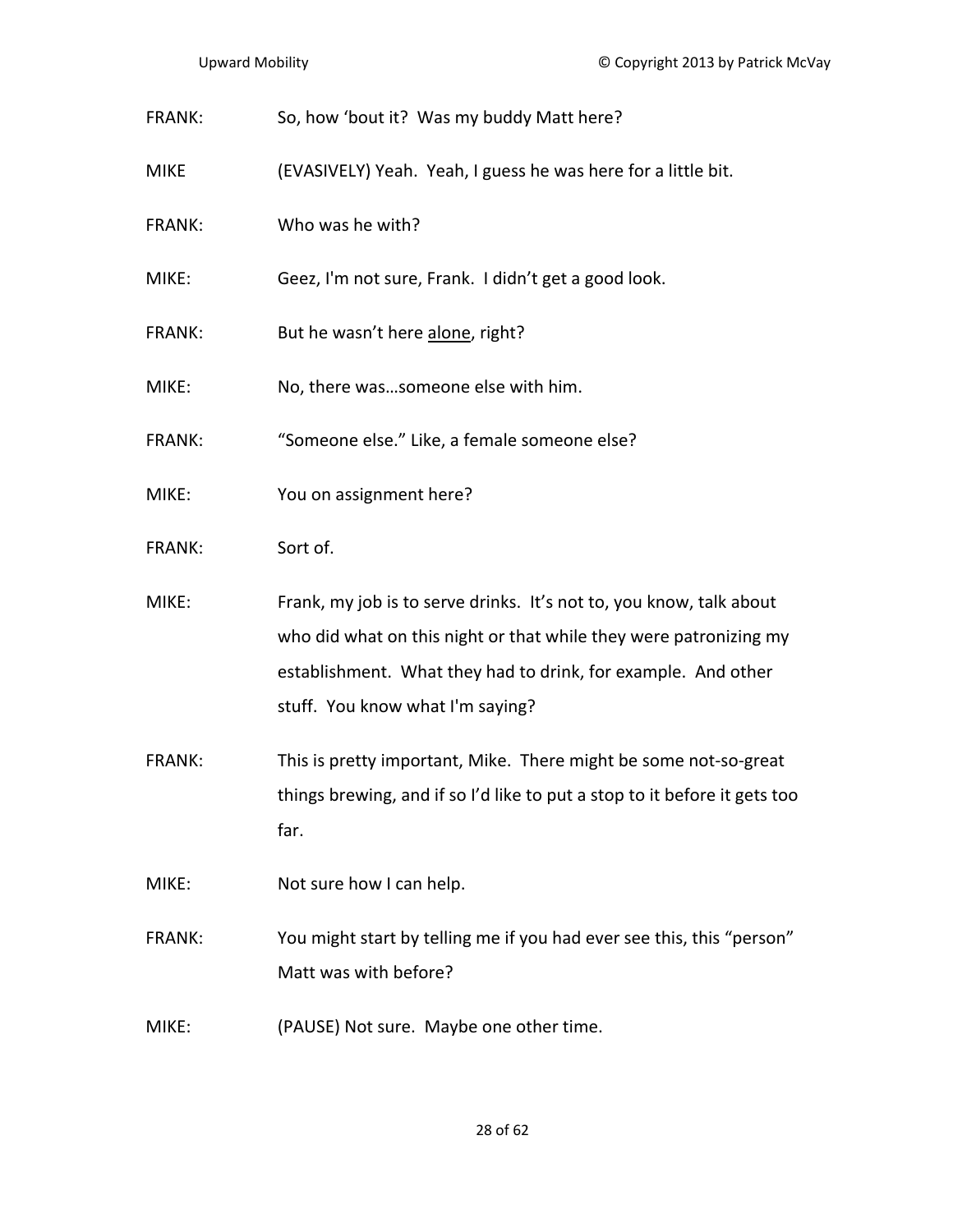FRANK: So, how 'bout it? Was my buddy Matt here?

MIKE (EVASIVELY) Yeah. Yeah, I guess he was here for a little bit.

FRANK: Who was he with?

MIKE: Geez, I'm not sure, Frank. I didn't get a good look.

FRANK: But he wasn't here <u>alone</u>, right?

MIKE: No, there was…someone else with him.

FRANK: "Someone else." Like, a female someone else?

MIKE: You on assignment here?

FRANK: Sort of.

MIKE: Frank, my job is to serve drinks. It's not to, you know, talk about who did what on this night or that while they were patronizing my establishment. What they had to drink, for example. And other stuff. You know what I'm saying?

FRANK: This is pretty important, Mike. There might be some not-so-great things brewing, and if so I'd like to put a stop to it before it gets too far.

MIKE: Not sure how I can help.

FRANK: You might start by telling me if you had ever see this, this "person" Matt was with before?

MIKE: (PAUSE) Not sure. Maybe one other time.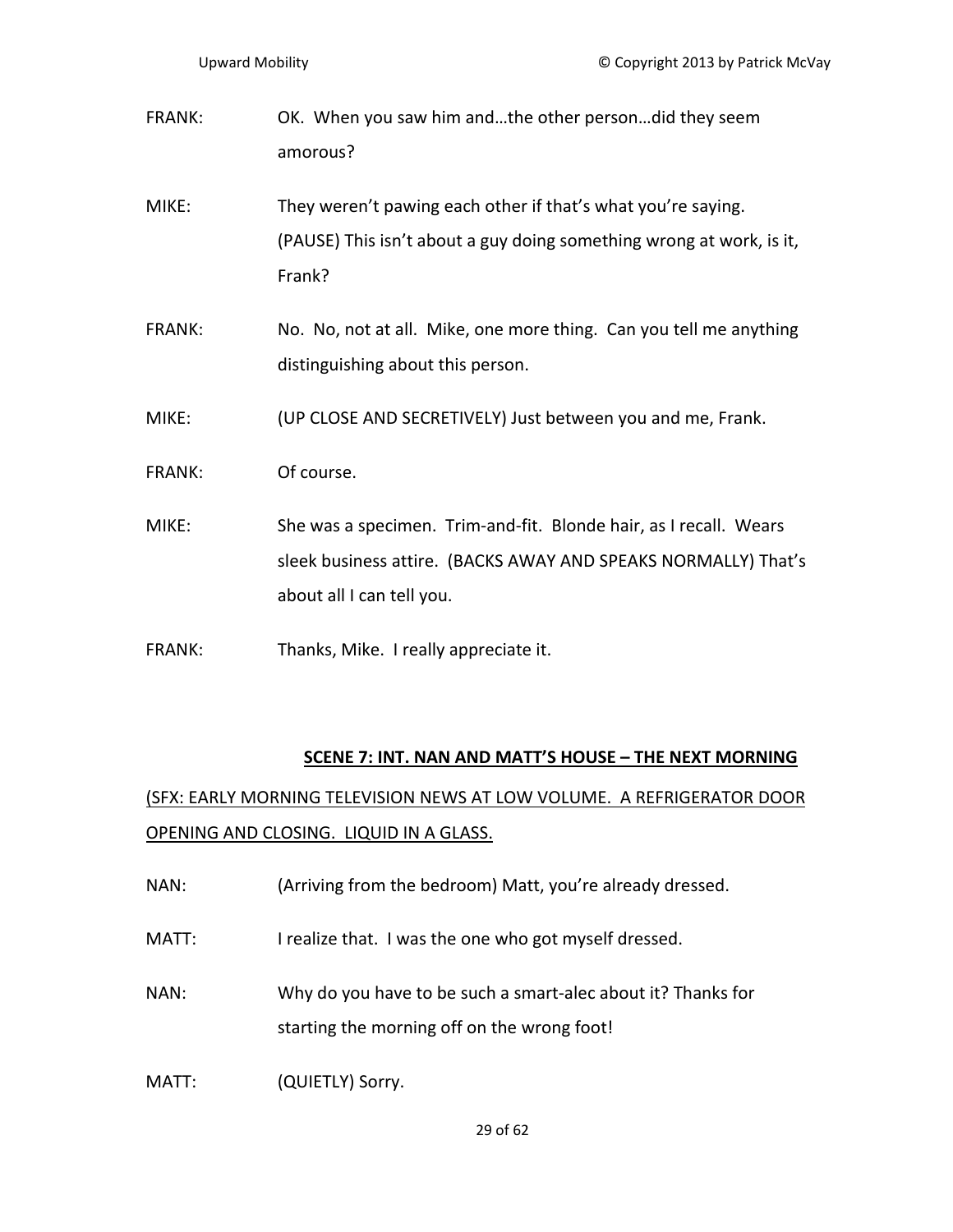FRANK: OK. When you saw him and…the other person…did they seem amorous?

MIKE: They weren't pawing each other if that's what you're saying. (PAUSE) This isn't about a guy doing something wrong at work, is it, Frank?

FRANK: No. No, not at all. Mike, one more thing. Can you tell me anything distinguishing about this person.

MIKE: (UP CLOSE AND SECRETIVELY) Just between you and me, Frank.

FRANK: Of course.

MIKE: She was a specimen. Trim-and-fit. Blonde hair, as I recall. Wears sleek business attire. (BACKS AWAY AND SPEAKS NORMALLY) That's about all I can tell you.

FRANK: Thanks, Mike. I really appreciate it.

## SCENE 7: INT. NAN AND MATT'S HOUSE – THE NEXT MORNING

(SFX: EARLY MORNING TELEVISION NEWS AT LOW VOLUME. A REFRIGERATOR DOOR OPENING AND CLOSING. LIQUID IN A GLASS.

NAN: (Arriving from the bedroom) Matt, you're already dressed.

MATT: I realize that. I was the one who got myself dressed.

NAN: Why do you have to be such a smart-alec about it? Thanks for starting the morning off on the wrong foot!

MATT: (QUIETLY) Sorry.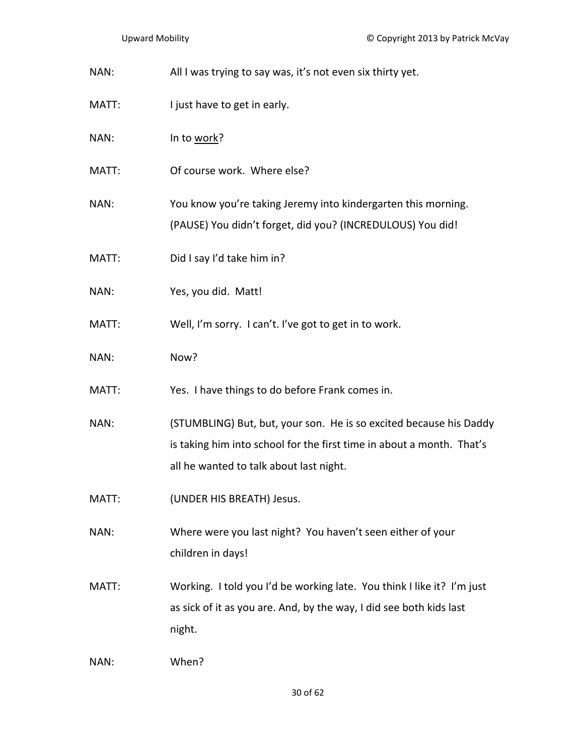NAN: All I was trying to say was, it's not even six thirty yet.

MATT: I just have to get in early.

NAN: In to <u>work</u>?

MATT: Of course work. Where else?

NAN: You know you're taking Jeremy into kindergarten this morning. (PAUSE) You didn't forget, did you? (INCREDULOUS) You did!

MATT: Did I say I'd take him in?

NAN: Yes, you did. Matt!

MATT: Well, I'm sorry. I can't. I've got to get in to work.

NAN: Now?

MATT: Yes. I have things to do before Frank comes in.

NAN: (STUMBLING) But, but, your son. He is so excited because his Daddy is taking him into school for the first time in about a month. That's all he wanted to talk about last night.

MATT: (UNDER HIS BREATH) Jesus.

NAN: Where were you last night? You haven't seen either of your children in days!

MATT: Working. I told you I'd be working late. You think I like it? I'm just as sick of it as you are. And, by the way, I did see both kids last night.

NAN: When?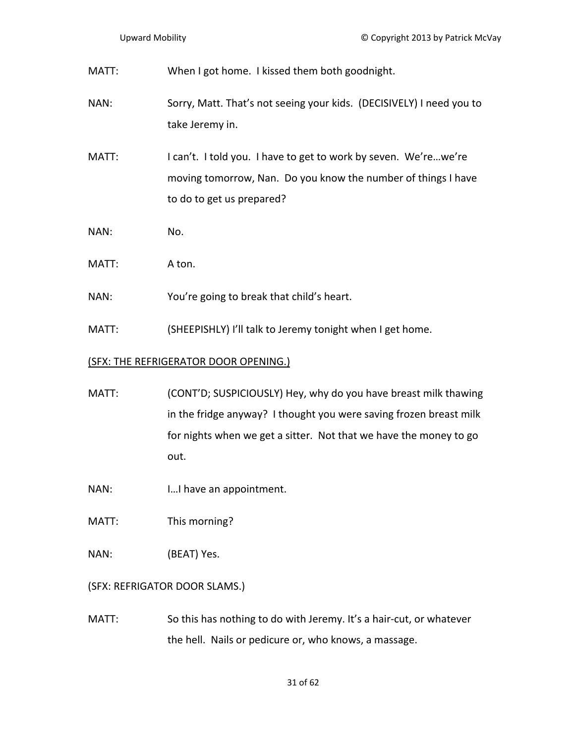MATT: When I got home. I kissed them both goodnight.

NAN: Sorry, Matt. That's not seeing your kids. (DECISIVELY) I need you to take Jeremy in.

MATT: I can't. I told you. I have to get to work by seven. We're…we're moving tomorrow, Nan. Do you know the number of things I have to do to get us prepared?

NAN: No.

MATT: A ton.

NAN: You're going to break that child's heart.

MATT: (SHEEPISHLY) I'll talk to Jeremy tonight when I get home.

<u>(SFX: THE REFRIGERATOR DOOR OPENING.)</u>

MATT: (CONT'D; SUSPICIOUSLY) Hey, why do you have breast milk thawing in the fridge anyway? I thought you were saving frozen breast milk for nights when we get a sitter. Not that we have the money to go out.

NAN: I…I have an appointment.

MATT: This morning?

NAN: (BEAT) Yes.

(SFX: REFRIGATOR DOOR SLAMS.)

MATT: So this has nothing to do with Jeremy. It's a hair-cut, or whatever the hell. Nails or pedicure or, who knows, a massage.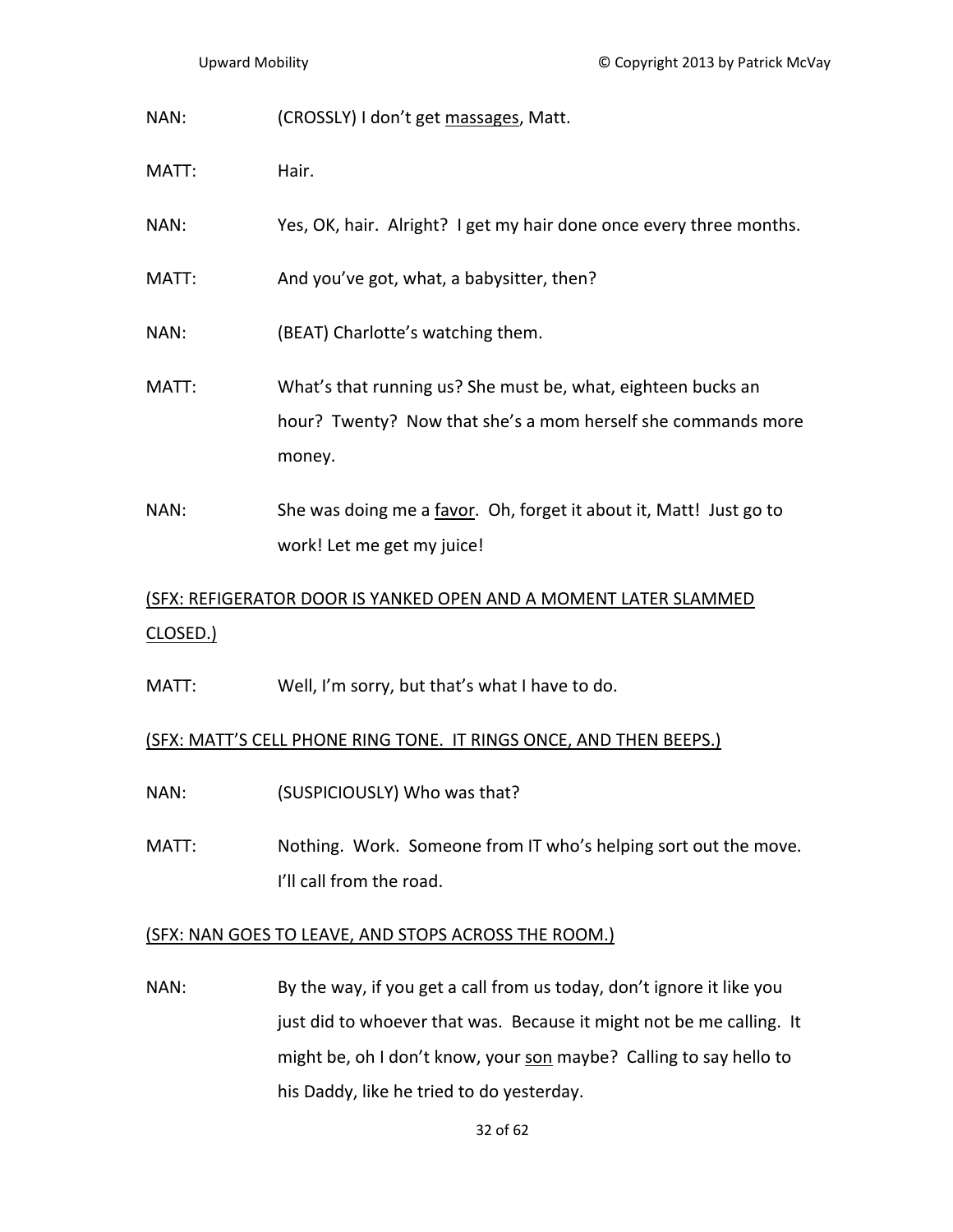NAN: (CROSSLY) I don't get <u>massages</u>, Matt.

MATT: Hair.

NAN: Yes, OK, hair. Alright? I get my hair done once every three months.

MATT: And you've got, what, a babysitter, then?

NAN: (BEAT) Charlotte's watching them.

MATT: What's that running us? She must be, what, eighteen bucks an hour? Twenty? Now that she's a mom herself she commands more money.

NAN: She was doing me a <u>favor</u>. Oh, forget it about it, Matt! Just go to work! Let me get my juice!

<u>(SFX: REFIGERATOR DOOR IS YANKED OPEN AND A MOMENT LATER SLAMMED CLOSED.)</u>

MATT: Well, I'm sorry, but that's what I have to do.

<u>(SFX: MATT'S CELL PHONE RING TONE. IT RINGS ONCE, AND THEN BEEPS.)</u>

NAN: (SUSPICIOUSLY) Who was that?

MATT: Nothing. Work. Someone from IT who's helping sort out the move. I'll call from the road.

<u>(SFX: NAN GOES TO LEAVE, AND STOPS ACROSS THE ROOM.)</u>

NAN: By the way, if you get a call from us today, don't ignore it like you just did to whoever that was. Because it might not be me calling. It might be, oh I don't know, your <u>son</u> maybe? Calling to say hello to his Daddy, like he tried to do yesterday.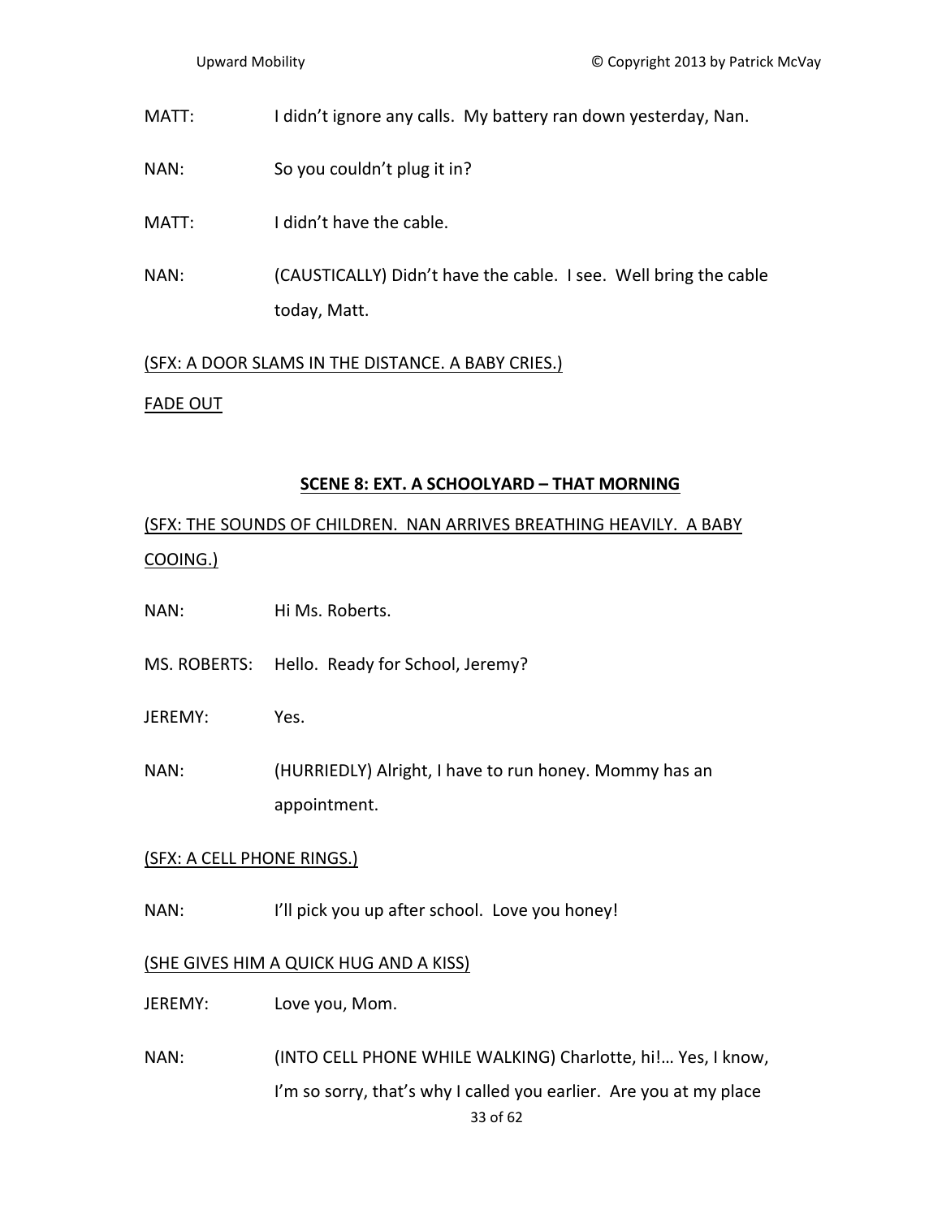MATT: I didn't ignore any calls. My battery ran down yesterday, Nan.

NAN: So you couldn't plug it in?

MATT: I didn't have the cable.

NAN: (CAUSTICALLY) Didn't have the cable. I see. Well bring the cable today, Matt.

<u>(SFX: A DOOR SLAMS IN THE DISTANCE. A BABY CRIES.)</u>

<u>FADE OUT</u>

## <u>SCENE 8: EXT. A SCHOOLYARD – THAT MORNING</u>

<u>(SFX: THE SOUNDS OF CHILDREN. NAN ARRIVES BREATHING HEAVILY. A BABY COOING.)</u>

NAN: Hi Ms. Roberts.

MS. ROBERTS: Hello. Ready for School, Jeremy?

JEREMY: Yes.

NAN: (HURRIEDLY) Alright, I have to run honey. Mommy has an appointment.

<u>(SFX: A CELL PHONE RINGS.)</u>

NAN: I'll pick you up after school. Love you honey!

<u>(SHE GIVES HIM A QUICK HUG AND A KISS)</u>

JEREMY: Love you, Mom.

NAN: (INTO CELL PHONE WHILE WALKING) Charlotte, hi!… Yes, I know, I'm so sorry, that's why I called you earlier. Are you at my place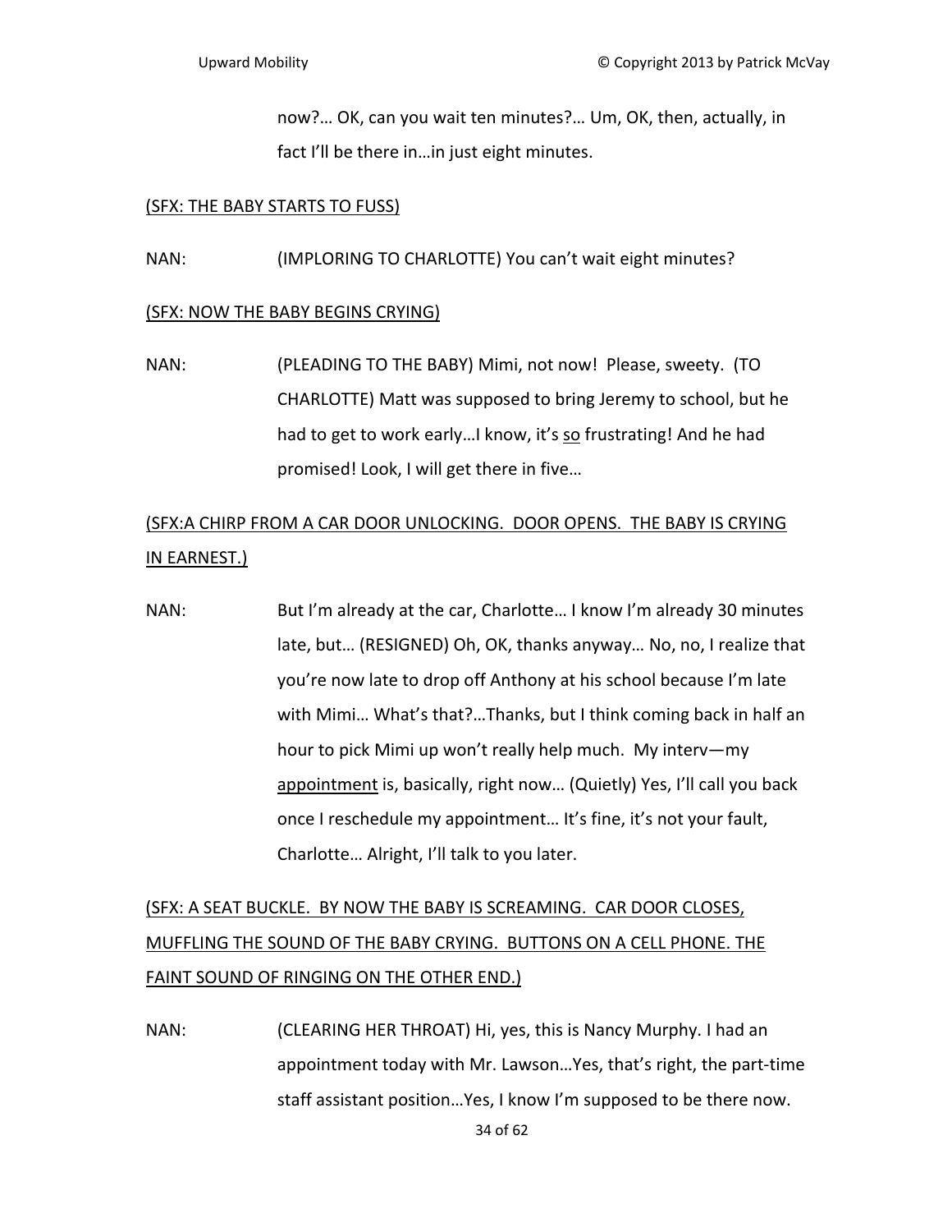now?… OK, can you wait ten minutes?… Um, OK, then, actually, in fact I'll be there in…in just eight minutes.

<u>(SFX: THE BABY STARTS TO FUSS)</u>

NAN: (IMPLORING TO CHARLOTTE) You can't wait eight minutes?

<u>(SFX: NOW THE BABY BEGINS CRYING)</u>

NAN: (PLEADING TO THE BABY) Mimi, not now! Please, sweety. (TO CHARLOTTE) Matt was supposed to bring Jeremy to school, but he had to get to work early…I know, it's <u>so</u> frustrating! And he had promised! Look, I will get there in five…

<u>(SFX:A CHIRP FROM A CAR DOOR UNLOCKING. DOOR OPENS. THE BABY IS CRYING IN EARNEST.)</u>

NAN: But I'm already at the car, Charlotte… I know I'm already 30 minutes late, but… (RESIGNED) Oh, OK, thanks anyway… No, no, I realize that you're now late to drop off Anthony at his school because I'm late with Mimi… What's that?…Thanks, but I think coming back in half an hour to pick Mimi up won't really help much. My interv—my <u>appointment</u> is, basically, right now… (Quietly) Yes, I'll call you back once I reschedule my appointment… It's fine, it's not your fault, Charlotte… Alright, I'll talk to you later.

<u>(SFX: A SEAT BUCKLE. BY NOW THE BABY IS SCREAMING. CAR DOOR CLOSES, MUFFLING THE SOUND OF THE BABY CRYING. BUTTONS ON A CELL PHONE. THE FAINT SOUND OF RINGING ON THE OTHER END.)</u>

NAN: (CLEARING HER THROAT) Hi, yes, this is Nancy Murphy. I had an appointment today with Mr. Lawson…Yes, that's right, the part-time staff assistant position…Yes, I know I'm supposed to be there now.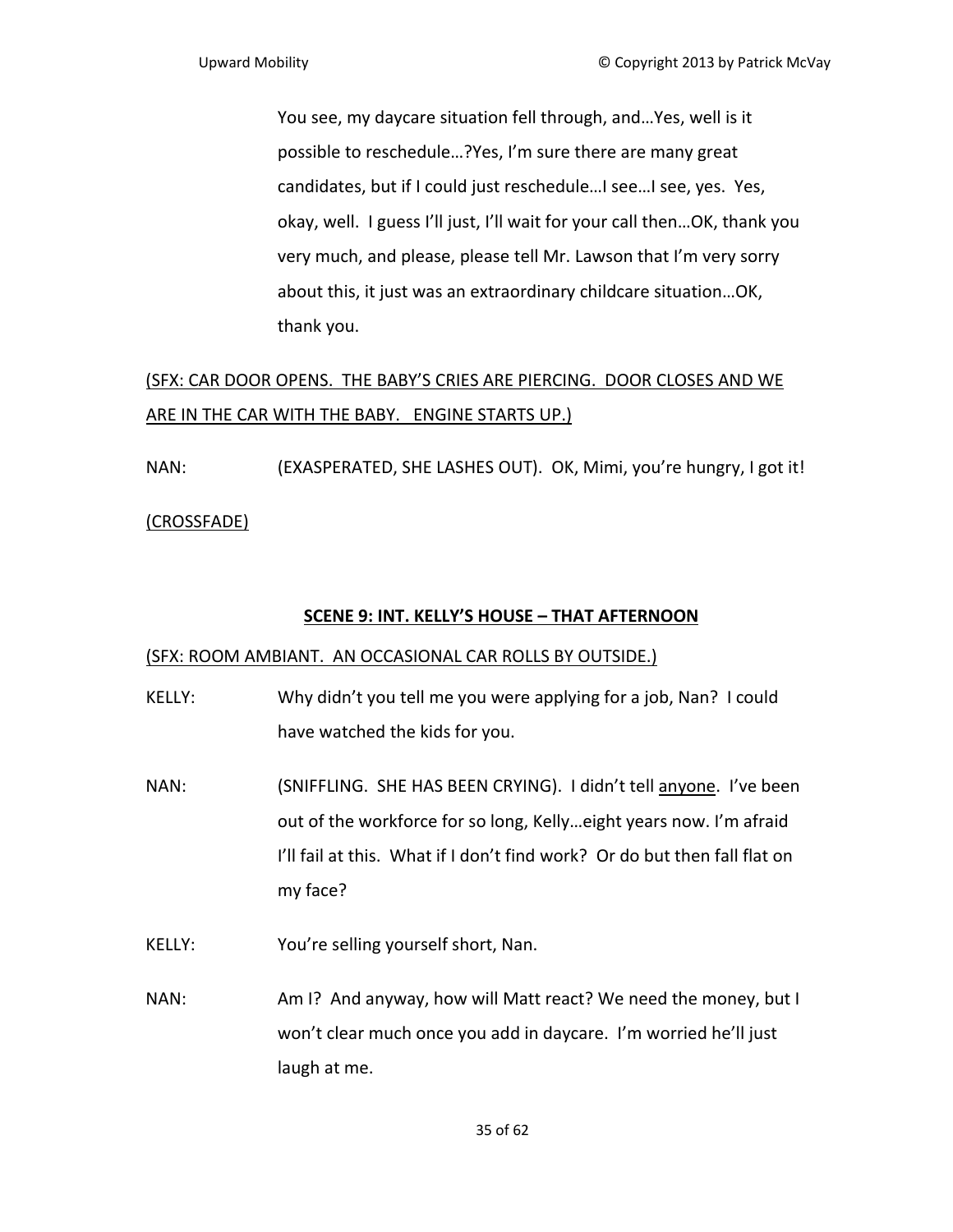You see, my daycare situation fell through, and…Yes, well is it possible to reschedule…?Yes, I'm sure there are many great candidates, but if I could just reschedule…I see…I see, yes. Yes, okay, well. I guess I'll just, I'll wait for your call then…OK, thank you very much, and please, please tell Mr. Lawson that I'm very sorry about this, it just was an extraordinary childcare situation…OK, thank you.

<u>(SFX: CAR DOOR OPENS. THE BABY'S CRIES ARE PIERCING. DOOR CLOSES AND WE ARE IN THE CAR WITH THE BABY. ENGINE STARTS UP.)</u>

NAN: (EXASPERATED, SHE LASHES OUT). OK, Mimi, you're hungry, I got it!

<u>(CROSSFADE)</u>

## SCENE 9: INT. KELLY'S HOUSE – THAT AFTERNOON

<u>(SFX: ROOM AMBIANT. AN OCCASIONAL CAR ROLLS BY OUTSIDE.)</u>

KELLY: Why didn't you tell me you were applying for a job, Nan? I could have watched the kids for you.

NAN: (SNIFFLING. SHE HAS BEEN CRYING). I didn't tell <u>anyone</u>. I've been out of the workforce for so long, Kelly…eight years now. I'm afraid I'll fail at this. What if I don't find work? Or do but then fall flat on my face?

KELLY: You're selling yourself short, Nan.

NAN: Am I? And anyway, how will Matt react? We need the money, but I won't clear much once you add in daycare. I'm worried he'll just laugh at me.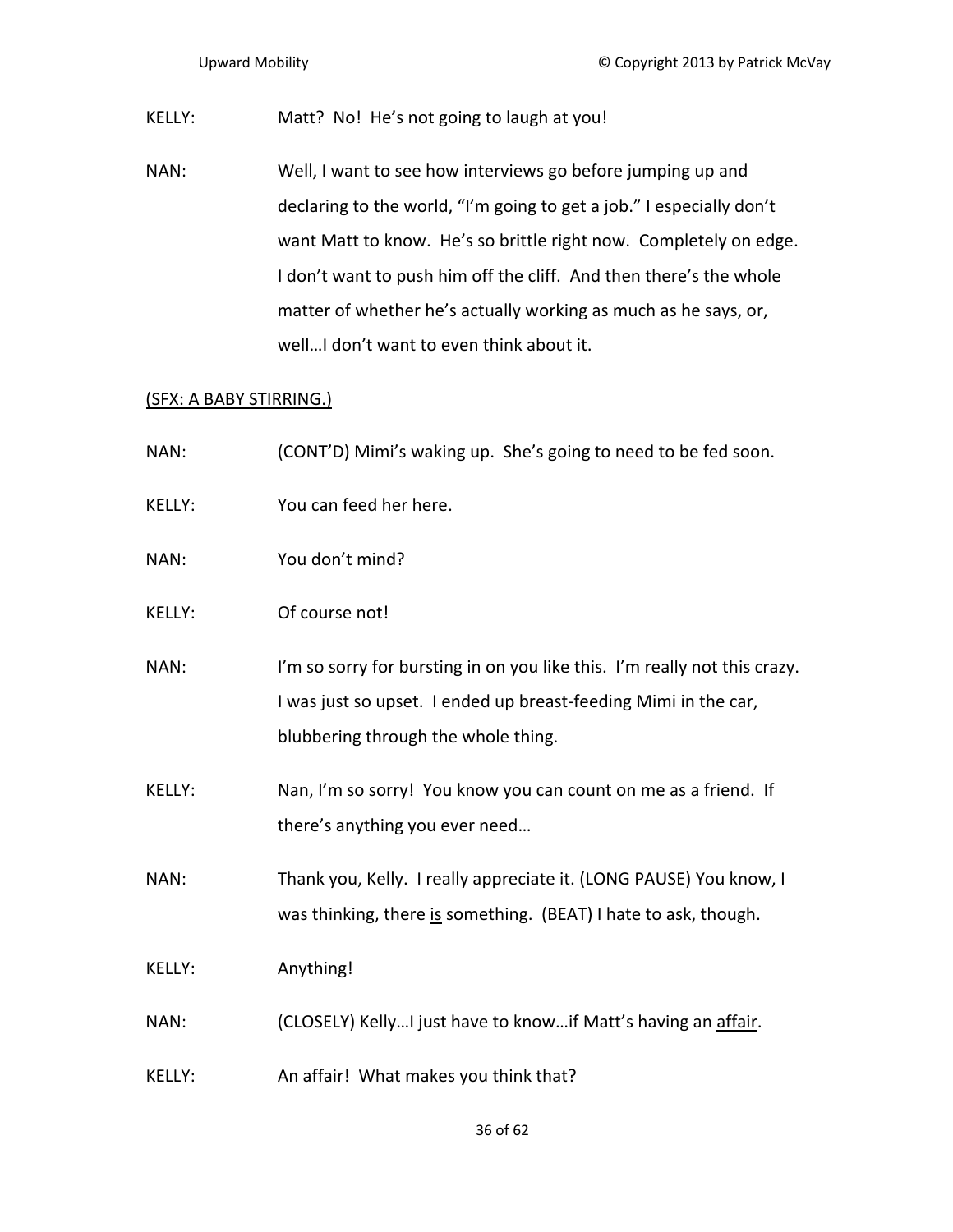KELLY: Matt? No! He's not going to laugh at you!

NAN: Well, I want to see how interviews go before jumping up and declaring to the world, "I'm going to get a job." I especially don't want Matt to know. He's so brittle right now. Completely on edge. I don't want to push him off the cliff. And then there's the whole matter of whether he's actually working as much as he says, or, well…I don't want to even think about it.

<u>(SFX: A BABY STIRRING.)</u>

NAN: (CONT'D) Mimi's waking up. She's going to need to be fed soon.

KELLY: You can feed her here.

NAN: You don't mind?

KELLY: Of course not!

NAN: I'm so sorry for bursting in on you like this. I'm really not this crazy. I was just so upset. I ended up breast-feeding Mimi in the car, blubbering through the whole thing.

KELLY: Nan, I'm so sorry! You know you can count on me as a friend. If there's anything you ever need…

NAN: Thank you, Kelly. I really appreciate it. (LONG PAUSE) You know, I was thinking, there <u>is</u> something. (BEAT) I hate to ask, though.

KELLY: Anything!

NAN: (CLOSELY) Kelly…I just have to know…if Matt's having an <u>affair</u>.

KELLY: An affair! What makes you think that?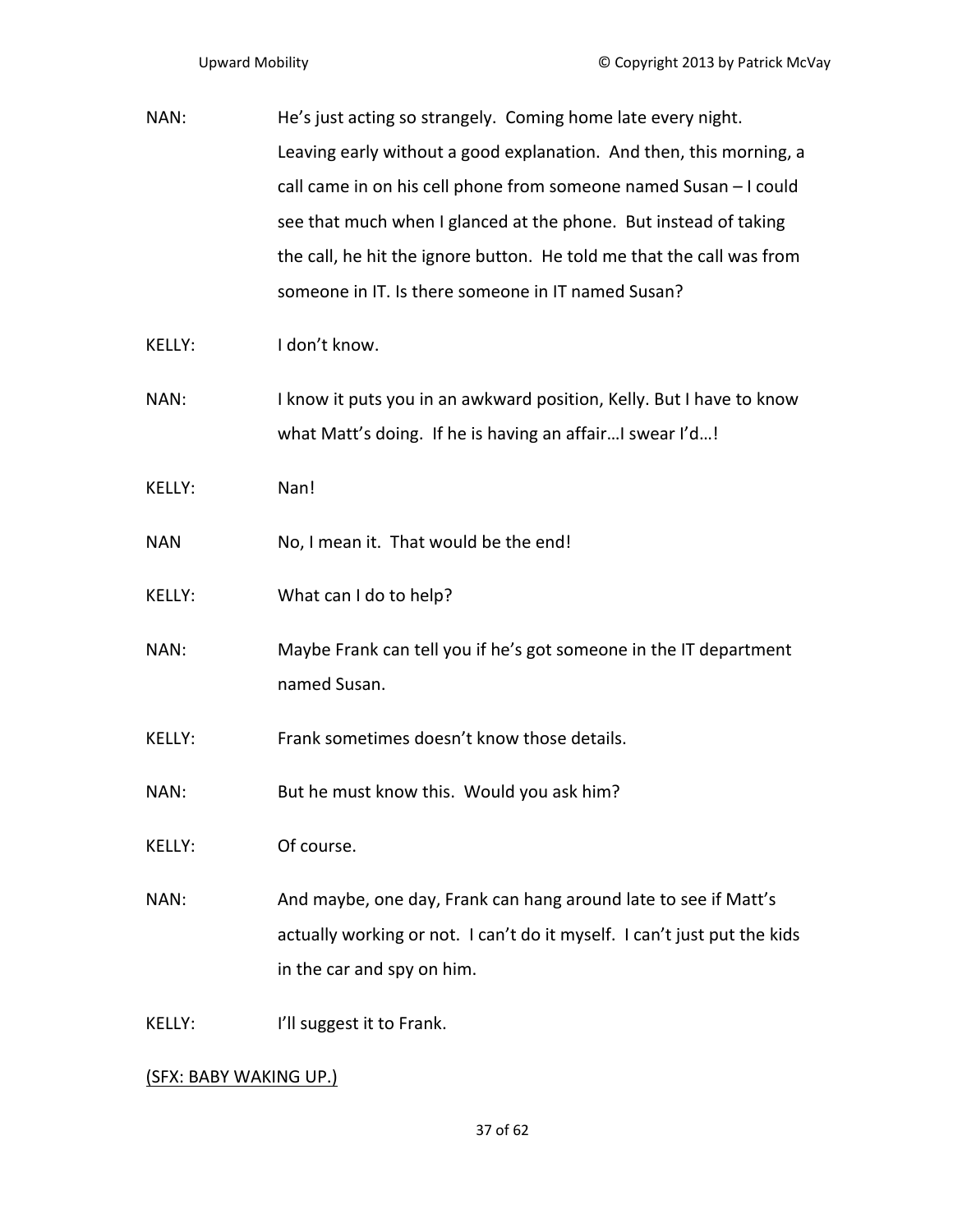NAN: He's just acting so strangely. Coming home late every night. Leaving early without a good explanation. And then, this morning, a call came in on his cell phone from someone named Susan – I could see that much when I glanced at the phone. But instead of taking the call, he hit the ignore button. He told me that the call was from someone in IT. Is there someone in IT named Susan?

KELLY: I don't know.

NAN: I know it puts you in an awkward position, Kelly. But I have to know what Matt's doing. If he is having an affair…I swear I'd…!

KELLY: Nan!

NAN No, I mean it. That would be the end!

KELLY: What can I do to help?

NAN: Maybe Frank can tell you if he's got someone in the IT department named Susan.

KELLY: Frank sometimes doesn't know those details.

NAN: But he must know this. Would you ask him?

KELLY: Of course.

NAN: And maybe, one day, Frank can hang around late to see if Matt's actually working or not. I can't do it myself. I can't just put the kids in the car and spy on him.

KELLY: I'll suggest it to Frank.

<u>(SFX: BABY WAKING UP.)</u>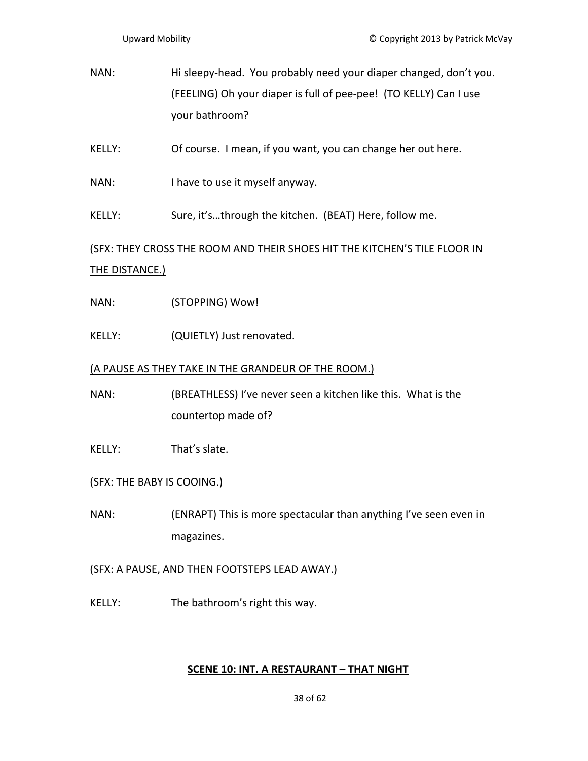NAN: Hi sleepy-head. You probably need your diaper changed, don't you. (FEELING) Oh your diaper is full of pee-pee! (TO KELLY) Can I use your bathroom?

KELLY: Of course. I mean, if you want, you can change her out here.

NAN: I have to use it myself anyway.

KELLY: Sure, it's…through the kitchen. (BEAT) Here, follow me.

<u>(SFX: THEY CROSS THE ROOM AND THEIR SHOES HIT THE KITCHEN'S TILE FLOOR IN THE DISTANCE.)</u>

NAN: (STOPPING) Wow!

KELLY: (QUIETLY) Just renovated.

<u>(A PAUSE AS THEY TAKE IN THE GRANDEUR OF THE ROOM.)</u>

NAN: (BREATHLESS) I've never seen a kitchen like this. What is the countertop made of?

KELLY: That's slate.

<u>(SFX: THE BABY IS COOING.)</u>

NAN: (ENRAPT) This is more spectacular than anything I've seen even in magazines.

(SFX: A PAUSE, AND THEN FOOTSTEPS LEAD AWAY.)

KELLY: The bathroom's right this way.

## SCENE 10: INT. A RESTAURANT – THAT NIGHT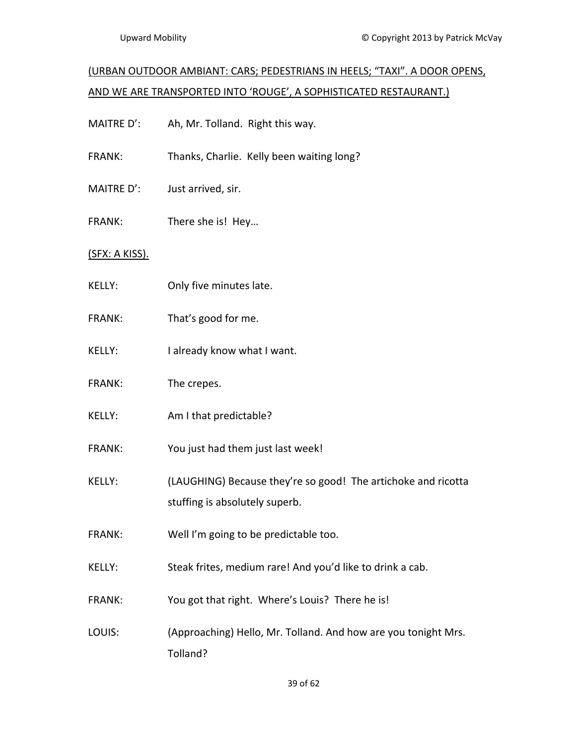<u>(URBAN OUTDOOR AMBIANT: CARS; PEDESTRIANS IN HEELS; "TAXI". A DOOR OPENS, AND WE ARE TRANSPORTED INTO 'ROUGE', A SOPHISTICATED RESTAURANT.)</u>

MAITRE D': Ah, Mr. Tolland. Right this way.

FRANK: Thanks, Charlie. Kelly been waiting long?

MAITRE D': Just arrived, sir.

FRANK: There she is! Hey…

<u>(SFX: A KISS).</u>

KELLY: Only five minutes late.

FRANK: That's good for me.

KELLY: I already know what I want.

FRANK: The crepes.

KELLY: Am I that predictable?

FRANK: You just had them just last week!

KELLY: (LAUGHING) Because they're so good! The artichoke and ricotta stuffing is absolutely superb.

FRANK: Well I'm going to be predictable too.

KELLY: Steak frites, medium rare! And you'd like to drink a cab.

FRANK: You got that right. Where's Louis? There he is!

LOUIS: (Approaching) Hello, Mr. Tolland. And how are you tonight Mrs. Tolland?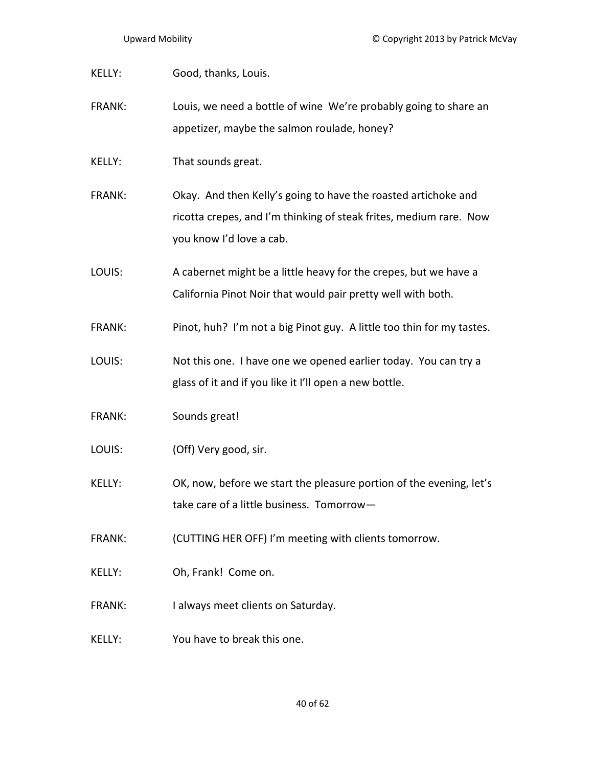KELLY: Good, thanks, Louis.

FRANK: Louis, we need a bottle of wine  We're probably going to share an appetizer, maybe the salmon roulade, honey?

KELLY: That sounds great.

FRANK: Okay.  And then Kelly's going to have the roasted artichoke and ricotta crepes, and I'm thinking of steak frites, medium rare.  Now you know I'd love a cab.

LOUIS: A cabernet might be a little heavy for the crepes, but we have a California Pinot Noir that would pair pretty well with both.

FRANK: Pinot, huh?  I'm not a big Pinot guy.  A little too thin for my tastes.

LOUIS: Not this one.  I have one we opened earlier today.  You can try a glass of it and if you like it I'll open a new bottle.

FRANK: Sounds great!

LOUIS: (Off) Very good, sir.

KELLY: OK, now, before we start the pleasure portion of the evening, let's take care of a little business.  Tomorrow—

FRANK: (CUTTING HER OFF) I'm meeting with clients tomorrow.

KELLY: Oh, Frank!  Come on.

FRANK: I always meet clients on Saturday.

KELLY: You have to break this one.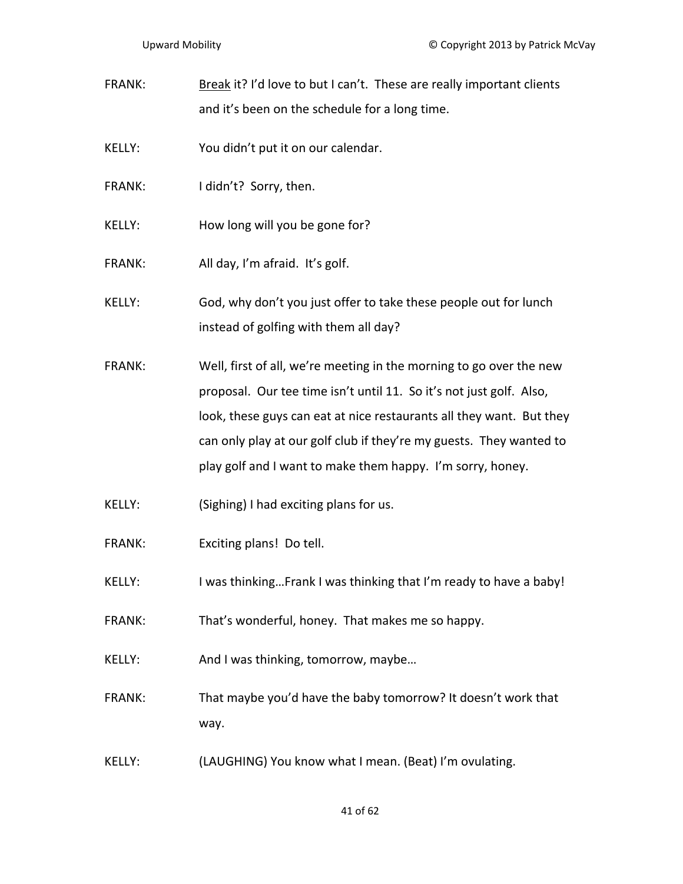FRANK: <u>Break</u> it? I'd love to but I can't. These are really important clients and it's been on the schedule for a long time.

KELLY: You didn't put it on our calendar.

FRANK: I didn't? Sorry, then.

KELLY: How long will you be gone for?

FRANK: All day, I'm afraid. It's golf.

KELLY: God, why don't you just offer to take these people out for lunch instead of golfing with them all day?

FRANK: Well, first of all, we're meeting in the morning to go over the new proposal. Our tee time isn't until 11. So it's not just golf. Also, look, these guys can eat at nice restaurants all they want. But they can only play at our golf club if they're my guests. They wanted to play golf and I want to make them happy. I'm sorry, honey.

KELLY: (Sighing) I had exciting plans for us.

FRANK: Exciting plans! Do tell.

KELLY: I was thinking…Frank I was thinking that I'm ready to have a baby!

FRANK: That's wonderful, honey. That makes me so happy.

KELLY: And I was thinking, tomorrow, maybe…

FRANK: That maybe you'd have the baby tomorrow? It doesn't work that way.

KELLY: (LAUGHING) You know what I mean. (Beat) I'm ovulating.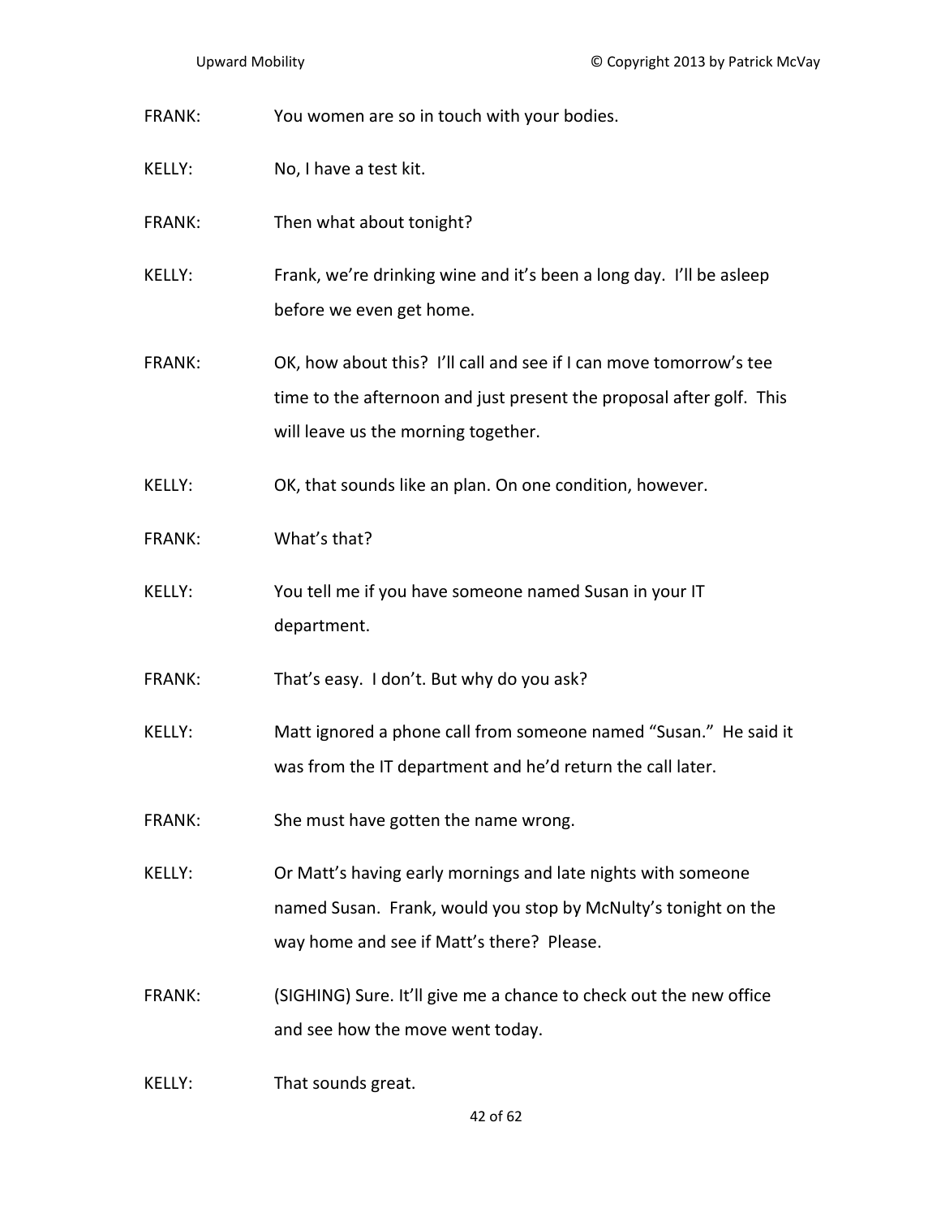FRANK: You women are so in touch with your bodies.

KELLY: No, I have a test kit.

FRANK: Then what about tonight?

KELLY: Frank, we're drinking wine and it's been a long day. I'll be asleep before we even get home.

FRANK: OK, how about this? I'll call and see if I can move tomorrow's tee time to the afternoon and just present the proposal after golf. This will leave us the morning together.

KELLY: OK, that sounds like an plan. On one condition, however.

FRANK: What's that?

KELLY: You tell me if you have someone named Susan in your IT department.

FRANK: That's easy. I don't. But why do you ask?

KELLY: Matt ignored a phone call from someone named "Susan." He said it was from the IT department and he'd return the call later.

FRANK: She must have gotten the name wrong.

KELLY: Or Matt's having early mornings and late nights with someone named Susan. Frank, would you stop by McNulty's tonight on the way home and see if Matt's there? Please.

FRANK: (SIGHING) Sure. It'll give me a chance to check out the new office and see how the move went today.

KELLY: That sounds great.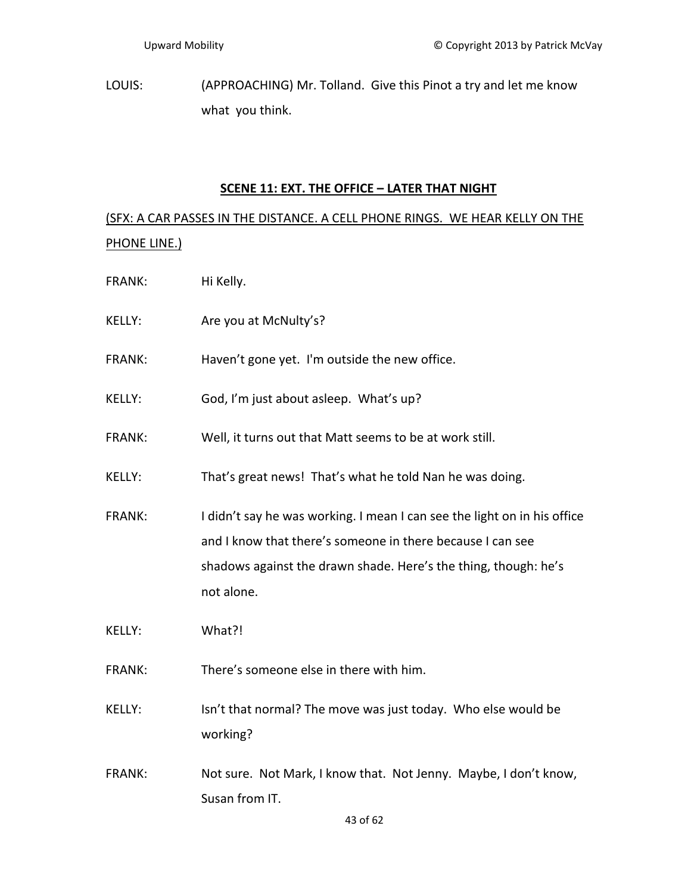LOUIS: (APPROACHING) Mr. Tolland. Give this Pinot a try and let me know what you think.

**SCENE 11: EXT. THE OFFICE – LATER THAT NIGHT**

(SFX: A CAR PASSES IN THE DISTANCE. A CELL PHONE RINGS. WE HEAR KELLY ON THE PHONE LINE.)

FRANK: Hi Kelly.

KELLY: Are you at McNulty's?

FRANK: Haven't gone yet. I'm outside the new office.

KELLY: God, I'm just about asleep. What's up?

FRANK: Well, it turns out that Matt seems to be at work still.

KELLY: That's great news! That's what he told Nan he was doing.

FRANK: I didn't say he was working. I mean I can see the light on in his office and I know that there's someone in there because I can see shadows against the drawn shade. Here's the thing, though: he's not alone.

KELLY: What?!

FRANK: There's someone else in there with him.

KELLY: Isn't that normal? The move was just today. Who else would be working?

FRANK: Not sure. Not Mark, I know that. Not Jenny. Maybe, I don't know, Susan from IT.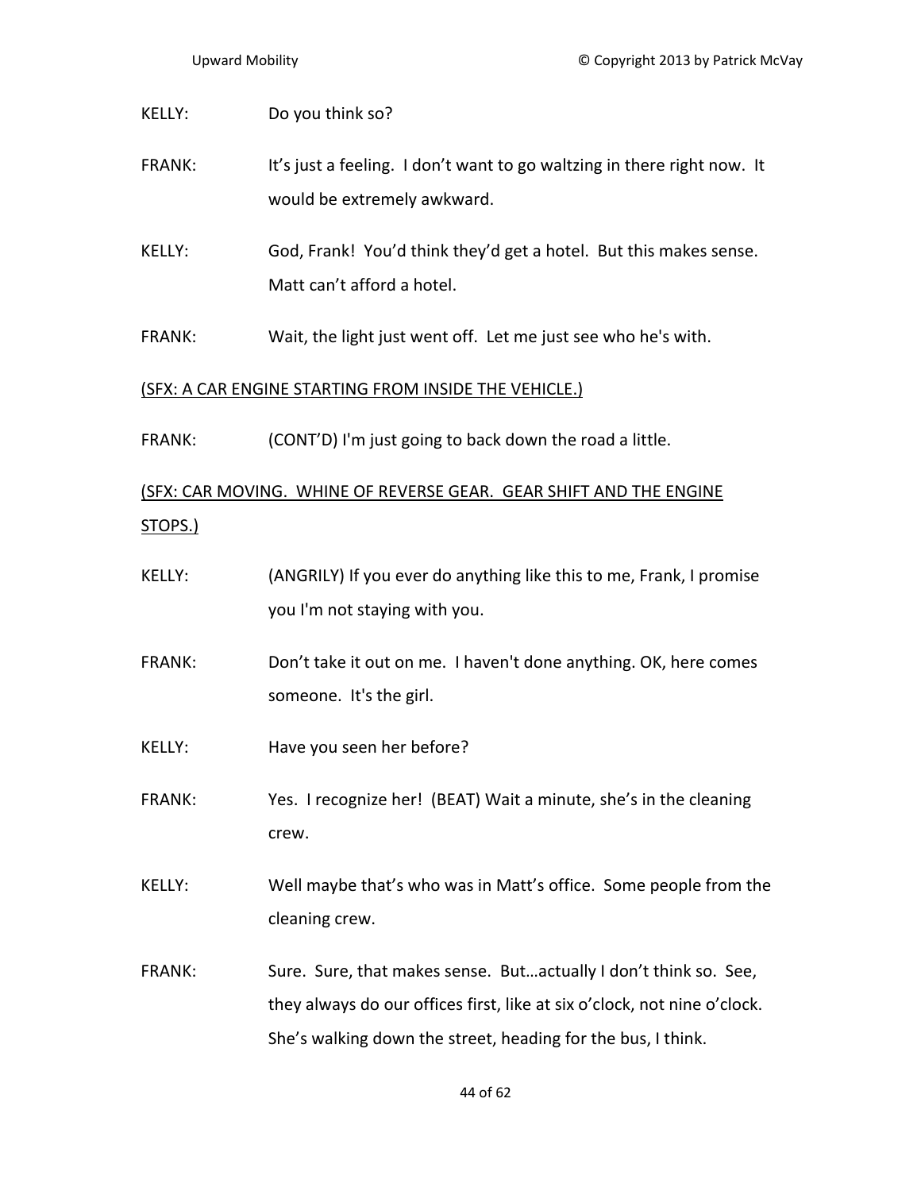KELLY: Do you think so?

FRANK: It's just a feeling. I don't want to go waltzing in there right now. It would be extremely awkward.

KELLY: God, Frank! You'd think they'd get a hotel. But this makes sense. Matt can't afford a hotel.

FRANK: Wait, the light just went off. Let me just see who he's with.

<u>(SFX: A CAR ENGINE STARTING FROM INSIDE THE VEHICLE.)</u>

FRANK: (CONT'D) I'm just going to back down the road a little.

<u>(SFX: CAR MOVING. WHINE OF REVERSE GEAR. GEAR SHIFT AND THE ENGINE STOPS.)</u>

KELLY: (ANGRILY) If you ever do anything like this to me, Frank, I promise you I'm not staying with you.

FRANK: Don't take it out on me. I haven't done anything. OK, here comes someone. It's the girl.

KELLY: Have you seen her before?

FRANK: Yes. I recognize her! (BEAT) Wait a minute, she's in the cleaning crew.

KELLY: Well maybe that's who was in Matt's office. Some people from the cleaning crew.

FRANK: Sure. Sure, that makes sense. But…actually I don't think so. See, they always do our offices first, like at six o'clock, not nine o'clock. She's walking down the street, heading for the bus, I think.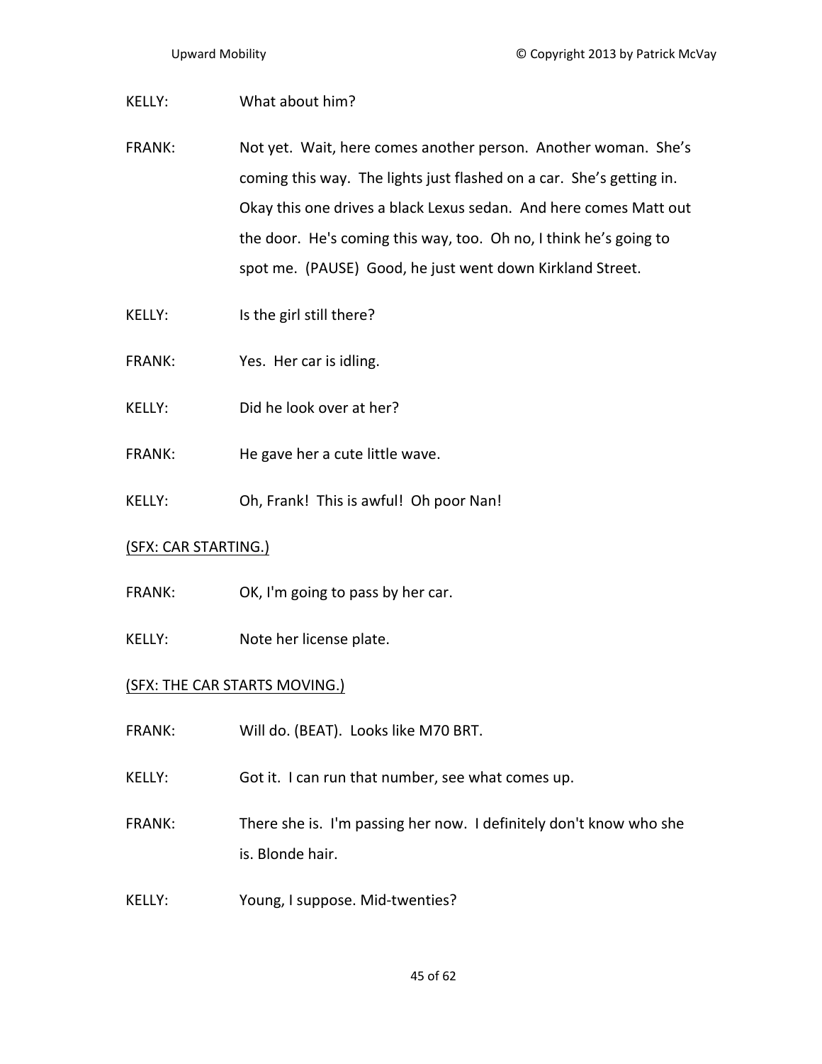KELLY: What about him?

FRANK: Not yet. Wait, here comes another person. Another woman. She's coming this way. The lights just flashed on a car. She's getting in. Okay this one drives a black Lexus sedan. And here comes Matt out the door. He's coming this way, too. Oh no, I think he's going to spot me. (PAUSE) Good, he just went down Kirkland Street.

KELLY: Is the girl still there?

FRANK: Yes. Her car is idling.

KELLY: Did he look over at her?

FRANK: He gave her a cute little wave.

KELLY: Oh, Frank! This is awful! Oh poor Nan!

<u>(SFX: CAR STARTING.)</u>

FRANK: OK, I'm going to pass by her car.

KELLY: Note her license plate.

<u>(SFX: THE CAR STARTS MOVING.)</u>

FRANK: Will do. (BEAT). Looks like M70 BRT.

KELLY: Got it. I can run that number, see what comes up.

FRANK: There she is. I'm passing her now. I definitely don't know who she is. Blonde hair.

KELLY: Young, I suppose. Mid-twenties?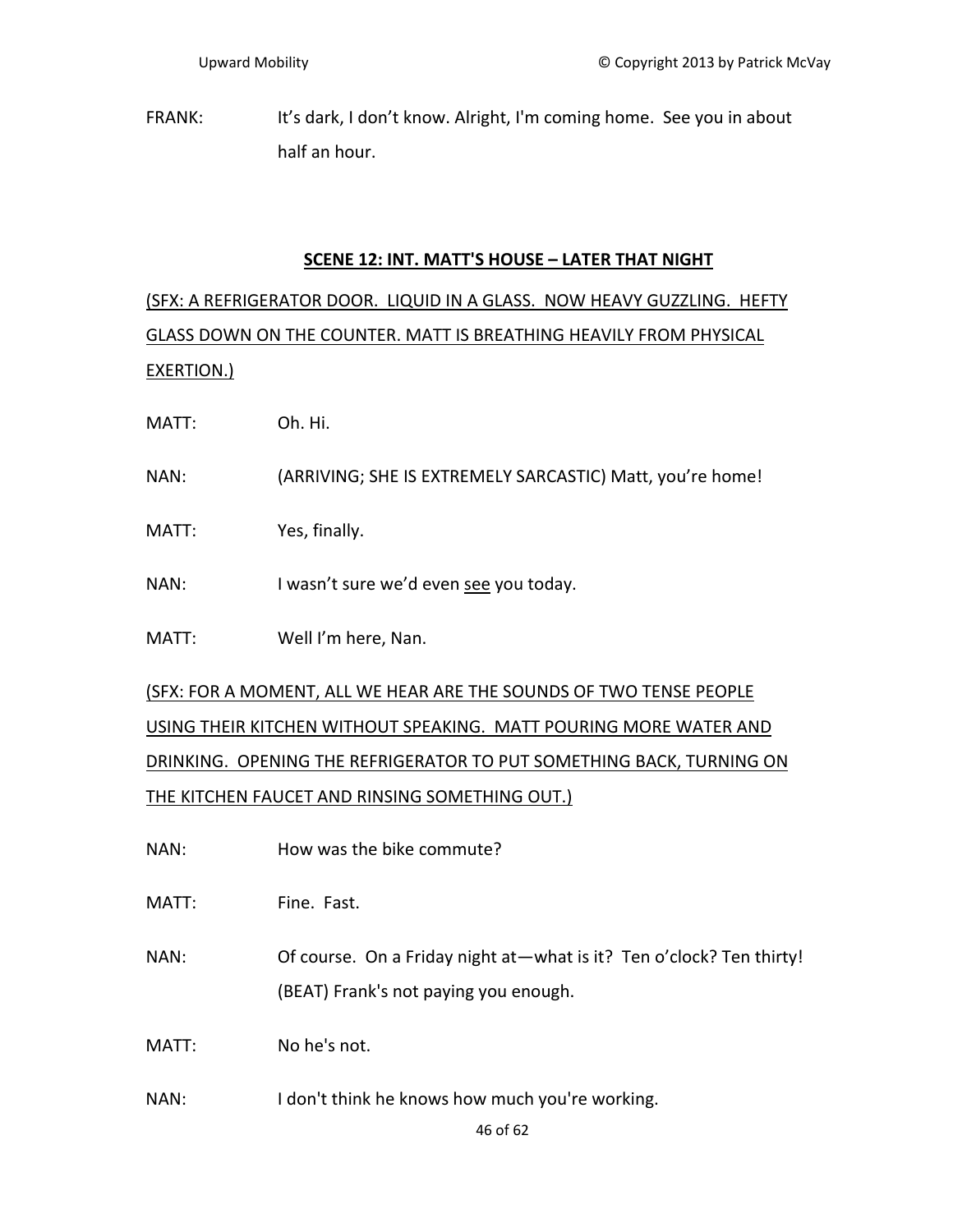FRANK: It's dark, I don't know. Alright, I'm coming home. See you in about half an hour.

## SCENE 12: INT. MATT'S HOUSE – LATER THAT NIGHT

(SFX: A REFRIGERATOR DOOR. LIQUID IN A GLASS. NOW HEAVY GUZZLING. HEFTY GLASS DOWN ON THE COUNTER. MATT IS BREATHING HEAVILY FROM PHYSICAL EXERTION.)

MATT: Oh. Hi.

NAN: (ARRIVING; SHE IS EXTREMELY SARCASTIC) Matt, you're home!

MATT: Yes, finally.

NAN: I wasn't sure we'd even see you today.

MATT: Well I'm here, Nan.

(SFX: FOR A MOMENT, ALL WE HEAR ARE THE SOUNDS OF TWO TENSE PEOPLE USING THEIR KITCHEN WITHOUT SPEAKING. MATT POURING MORE WATER AND DRINKING. OPENING THE REFRIGERATOR TO PUT SOMETHING BACK, TURNING ON THE KITCHEN FAUCET AND RINSING SOMETHING OUT.)

NAN: How was the bike commute?

MATT: Fine. Fast.

NAN: Of course. On a Friday night at—what is it? Ten o'clock? Ten thirty! (BEAT) Frank's not paying you enough.

MATT: No he's not.

NAN: I don't think he knows how much you're working.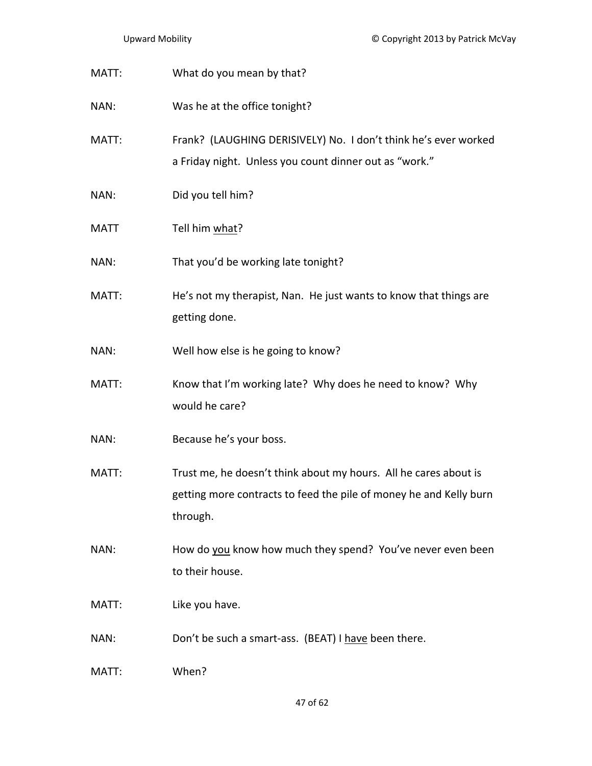MATT: What do you mean by that?

NAN: Was he at the office tonight?

MATT: Frank? (LAUGHING DERISIVELY) No. I don't think he's ever worked a Friday night. Unless you count dinner out as "work."

NAN: Did you tell him?

MATT Tell him <u>what</u>?

NAN: That you'd be working late tonight?

MATT: He's not my therapist, Nan. He just wants to know that things are getting done.

NAN: Well how else is he going to know?

MATT: Know that I'm working late? Why does he need to know? Why would he care?

NAN: Because he's your boss.

MATT: Trust me, he doesn't think about my hours. All he cares about is getting more contracts to feed the pile of money he and Kelly burn through.

NAN: How do <u>you</u> know how much they spend? You've never even been to their house.

MATT: Like you have.

NAN: Don't be such a smart-ass. (BEAT) I <u>have</u> been there.

MATT: When?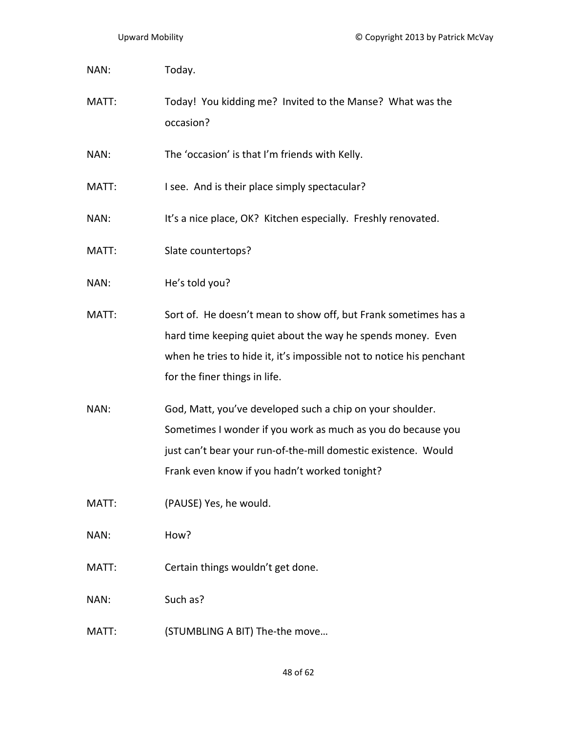NAN: Today.

MATT: Today! You kidding me? Invited to the Manse? What was the occasion?

NAN: The 'occasion' is that I'm friends with Kelly.

MATT: I see. And is their place simply spectacular?

NAN: It's a nice place, OK? Kitchen especially. Freshly renovated.

MATT: Slate countertops?

NAN: He's told you?

MATT: Sort of. He doesn't mean to show off, but Frank sometimes has a hard time keeping quiet about the way he spends money. Even when he tries to hide it, it's impossible not to notice his penchant for the finer things in life.

NAN: God, Matt, you've developed such a chip on your shoulder. Sometimes I wonder if you work as much as you do because you just can't bear your run-of-the-mill domestic existence. Would Frank even know if you hadn't worked tonight?

MATT: (PAUSE) Yes, he would.

NAN: How?

MATT: Certain things wouldn't get done.

NAN: Such as?

MATT: (STUMBLING A BIT) The-the move…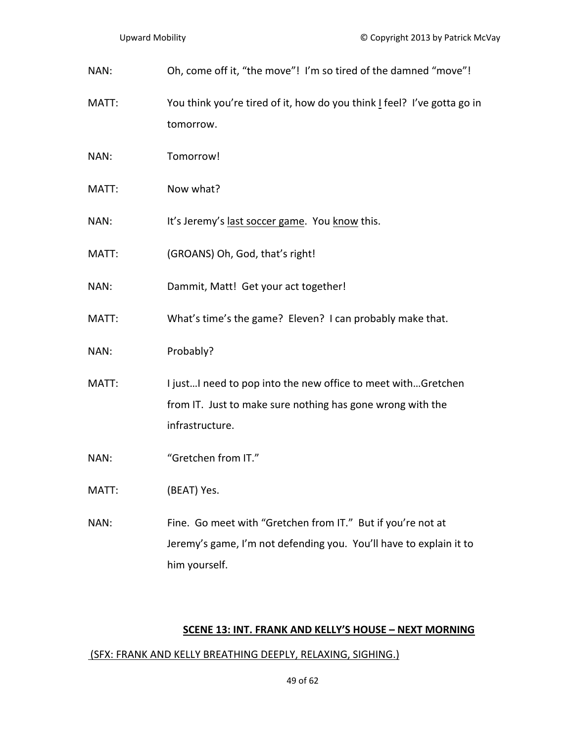NAN: Oh, come off it, "the move"! I'm so tired of the damned "move"!

MATT: You think you're tired of it, how do you think I feel? I've gotta go in tomorrow.

NAN: Tomorrow!

MATT: Now what?

NAN: It's Jeremy's last soccer game. You know this.

MATT: (GROANS) Oh, God, that's right!

NAN: Dammit, Matt! Get your act together!

MATT: What's time's the game? Eleven? I can probably make that.

NAN: Probably?

MATT: I just…I need to pop into the new office to meet with…Gretchen from IT. Just to make sure nothing has gone wrong with the infrastructure.

NAN: "Gretchen from IT."

MATT: (BEAT) Yes.

NAN: Fine. Go meet with "Gretchen from IT." But if you're not at Jeremy's game, I'm not defending you. You'll have to explain it to him yourself.

## SCENE 13: INT. FRANK AND KELLY'S HOUSE – NEXT MORNING

(SFX: FRANK AND KELLY BREATHING DEEPLY, RELAXING, SIGHING.)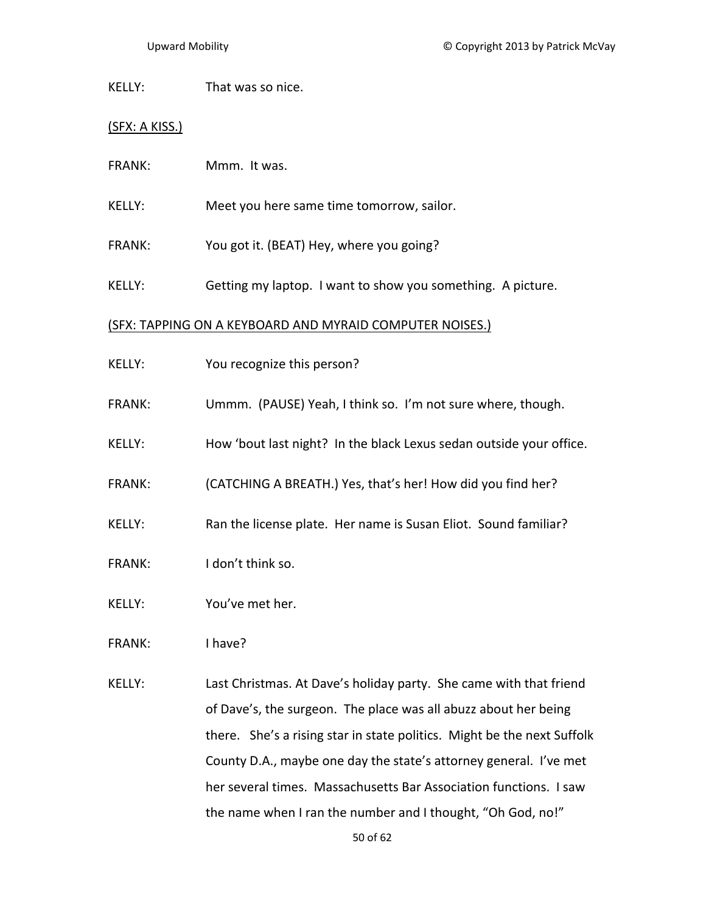KELLY: That was so nice.

(SFX: A KISS.)

FRANK: Mmm. It was.

KELLY: Meet you here same time tomorrow, sailor.

FRANK: You got it. (BEAT) Hey, where you going?

KELLY: Getting my laptop. I want to show you something. A picture.

(SFX: TAPPING ON A KEYBOARD AND MYRAID COMPUTER NOISES.)

KELLY: You recognize this person?

FRANK: Ummm. (PAUSE) Yeah, I think so. I'm not sure where, though.

KELLY: How 'bout last night? In the black Lexus sedan outside your office.

FRANK: (CATCHING A BREATH.) Yes, that's her! How did you find her?

KELLY: Ran the license plate. Her name is Susan Eliot. Sound familiar?

FRANK: I don't think so.

KELLY: You've met her.

FRANK: I have?

KELLY: Last Christmas. At Dave's holiday party. She came with that friend of Dave's, the surgeon. The place was all abuzz about her being there. She's a rising star in state politics. Might be the next Suffolk County D.A., maybe one day the state's attorney general. I've met her several times. Massachusetts Bar Association functions. I saw the name when I ran the number and I thought, "Oh God, no!"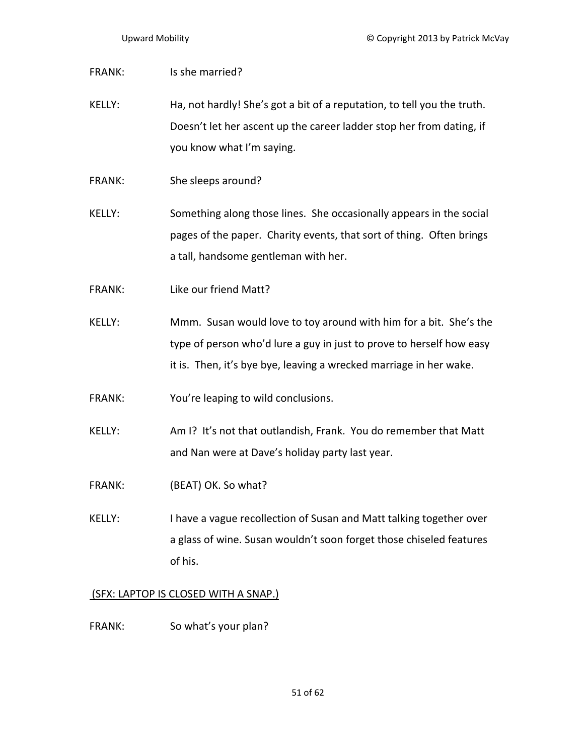FRANK: Is she married?

KELLY: Ha, not hardly! She's got a bit of a reputation, to tell you the truth. Doesn't let her ascent up the career ladder stop her from dating, if you know what I'm saying.

FRANK: She sleeps around?

KELLY: Something along those lines. She occasionally appears in the social pages of the paper. Charity events, that sort of thing. Often brings a tall, handsome gentleman with her.

FRANK: Like our friend Matt?

KELLY: Mmm. Susan would love to toy around with him for a bit. She's the type of person who'd lure a guy in just to prove to herself how easy it is. Then, it's bye bye, leaving a wrecked marriage in her wake.

FRANK: You're leaping to wild conclusions.

KELLY: Am I? It's not that outlandish, Frank. You do remember that Matt and Nan were at Dave's holiday party last year.

FRANK: (BEAT) OK. So what?

KELLY: I have a vague recollection of Susan and Matt talking together over a glass of wine. Susan wouldn't soon forget those chiseled features of his.

<u>(SFX: LAPTOP IS CLOSED WITH A SNAP.)</u>

FRANK: So what's your plan?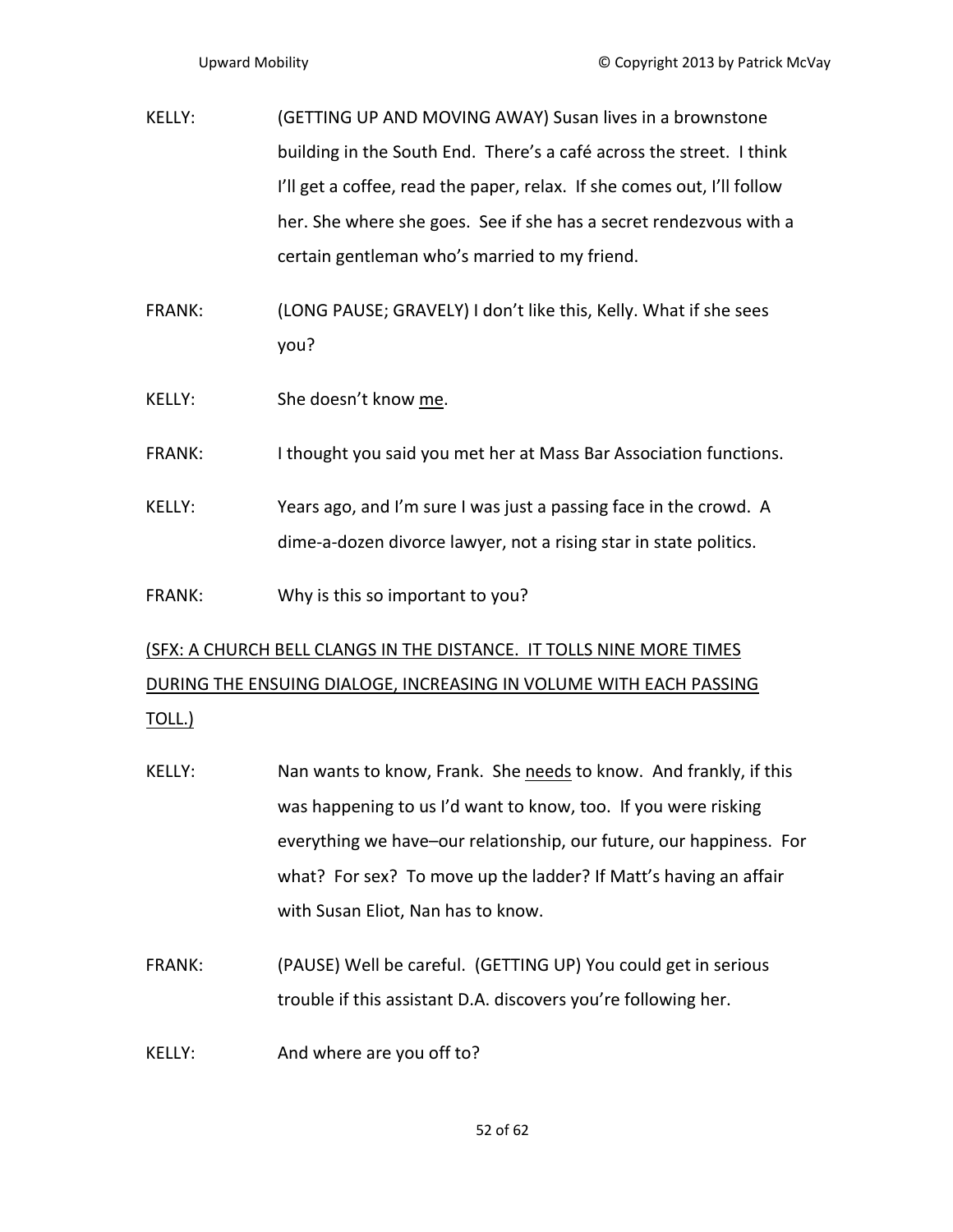KELLY: (GETTING UP AND MOVING AWAY) Susan lives in a brownstone building in the South End. There's a café across the street. I think I'll get a coffee, read the paper, relax. If she comes out, I'll follow her. She where she goes. See if she has a secret rendezvous with a certain gentleman who's married to my friend.

FRANK: (LONG PAUSE; GRAVELY) I don't like this, Kelly. What if she sees you?

KELLY: She doesn't know <u>me</u>.

FRANK: I thought you said you met her at Mass Bar Association functions.

KELLY: Years ago, and I'm sure I was just a passing face in the crowd. A dime-a-dozen divorce lawyer, not a rising star in state politics.

FRANK: Why is this so important to you?

<u>(SFX: A CHURCH BELL CLANGS IN THE DISTANCE. IT TOLLS NINE MORE TIMES DURING THE ENSUING DIALOGE, INCREASING IN VOLUME WITH EACH PASSING TOLL.)</u>

KELLY: Nan wants to know, Frank. She <u>needs</u> to know. And frankly, if this was happening to us I'd want to know, too. If you were risking everything we have–our relationship, our future, our happiness. For what? For sex? To move up the ladder? If Matt's having an affair with Susan Eliot, Nan has to know.

FRANK: (PAUSE) Well be careful. (GETTING UP) You could get in serious trouble if this assistant D.A. discovers you're following her.

KELLY: And where are you off to?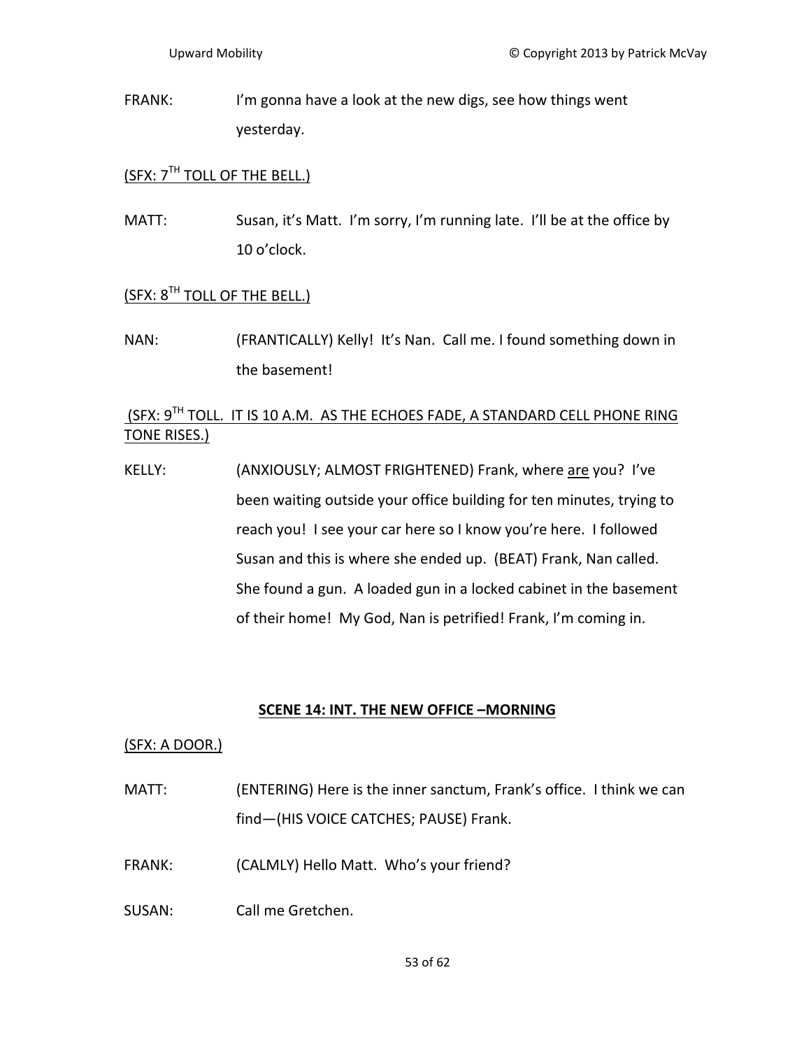FRANK: I'm gonna have a look at the new digs, see how things went yesterday.

(SFX: 7TH TOLL OF THE BELL.)

MATT: Susan, it's Matt. I'm sorry, I'm running late. I'll be at the office by 10 o'clock.

(SFX: 8TH TOLL OF THE BELL.)

NAN: (FRANTICALLY) Kelly! It's Nan. Call me. I found something down in the basement!

(SFX: 9TH TOLL. IT IS 10 A.M. AS THE ECHOES FADE, A STANDARD CELL PHONE RING TONE RISES.)

KELLY: (ANXIOUSLY; ALMOST FRIGHTENED) Frank, where are you? I've been waiting outside your office building for ten minutes, trying to reach you! I see your car here so I know you're here. I followed Susan and this is where she ended up. (BEAT) Frank, Nan called. She found a gun. A loaded gun in a locked cabinet in the basement of their home! My God, Nan is petrified! Frank, I'm coming in.

**SCENE 14: INT. THE NEW OFFICE –MORNING**

(SFX: A DOOR.)

MATT: (ENTERING) Here is the inner sanctum, Frank's office. I think we can find—(HIS VOICE CATCHES; PAUSE) Frank.

FRANK: (CALMLY) Hello Matt. Who's your friend?

SUSAN: Call me Gretchen.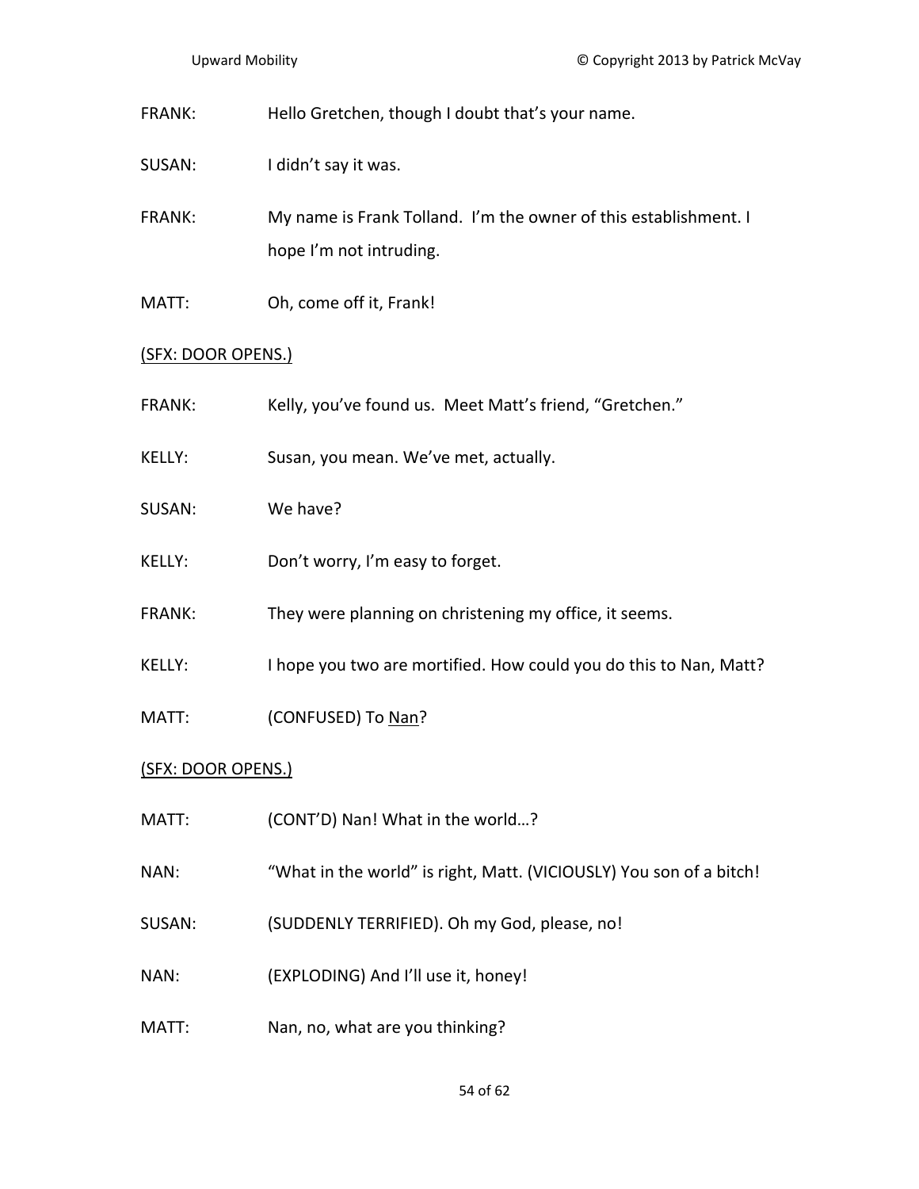FRANK: Hello Gretchen, though I doubt that's your name.

SUSAN: I didn't say it was.

FRANK: My name is Frank Tolland. I'm the owner of this establishment. I hope I'm not intruding.

MATT: Oh, come off it, Frank!

<u>(SFX: DOOR OPENS.)</u>

FRANK: Kelly, you've found us. Meet Matt's friend, "Gretchen."

KELLY: Susan, you mean. We've met, actually.

SUSAN: We have?

KELLY: Don't worry, I'm easy to forget.

FRANK: They were planning on christening my office, it seems.

KELLY: I hope you two are mortified. How could you do this to Nan, Matt?

MATT: (CONFUSED) To <u>Nan</u>?

<u>(SFX: DOOR OPENS.)</u>

MATT: (CONT'D) Nan! What in the world…?

NAN: "What in the world" is right, Matt. (VICIOUSLY) You son of a bitch!

SUSAN: (SUDDENLY TERRIFIED). Oh my God, please, no!

NAN: (EXPLODING) And I'll use it, honey!

MATT: Nan, no, what are you thinking?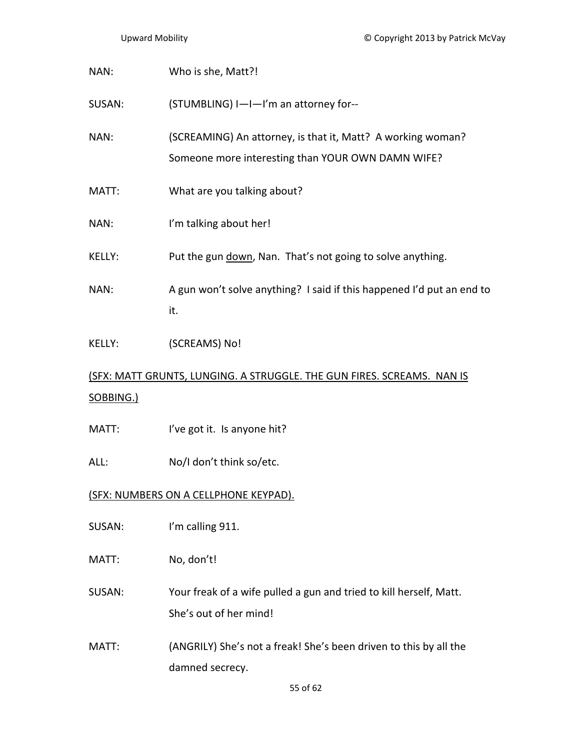NAN: Who is she, Matt?!

SUSAN: (STUMBLING) I—I—I'm an attorney for--

NAN: (SCREAMING) An attorney, is that it, Matt? A working woman? Someone more interesting than YOUR OWN DAMN WIFE?

MATT: What are you talking about?

NAN: I'm talking about her!

KELLY: Put the gun down, Nan. That's not going to solve anything.

NAN: A gun won't solve anything? I said if this happened I'd put an end to it.

KELLY: (SCREAMS) No!

(SFX: MATT GRUNTS, LUNGING. A STRUGGLE. THE GUN FIRES. SCREAMS. NAN IS SOBBING.)

MATT: I've got it. Is anyone hit?

ALL: No/I don't think so/etc.

(SFX: NUMBERS ON A CELLPHONE KEYPAD).

SUSAN: I'm calling 911.

MATT: No, don't!

SUSAN: Your freak of a wife pulled a gun and tried to kill herself, Matt. She's out of her mind!

MATT: (ANGRILY) She's not a freak! She's been driven to this by all the damned secrecy.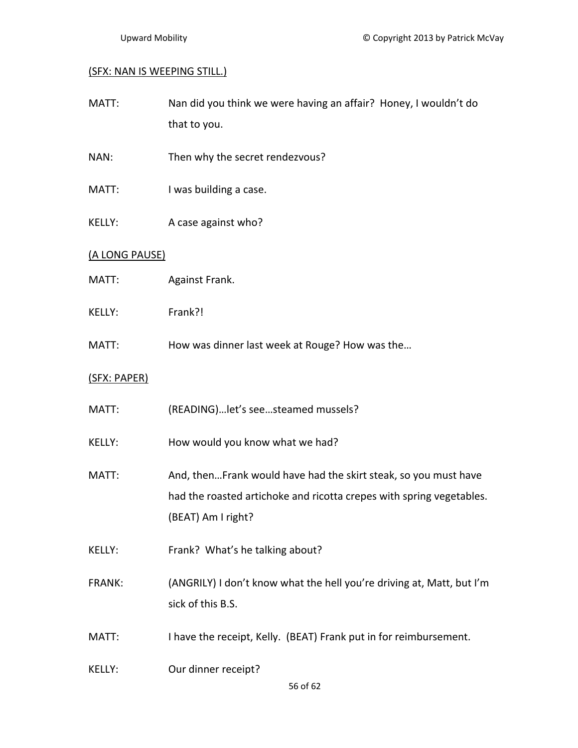<u>(SFX: NAN IS WEEPING STILL.)</u>

MATT: Nan did you think we were having an affair? Honey, I wouldn't do that to you.

NAN: Then why the secret rendezvous?

MATT: I was building a case.

KELLY: A case against who?

<u>(A LONG PAUSE)</u>

MATT: Against Frank.

KELLY: Frank?!

MATT: How was dinner last week at Rouge? How was the…

<u>(SFX: PAPER)</u>

MATT: (READING)…let's see…steamed mussels?

KELLY: How would you know what we had?

MATT: And, then…Frank would have had the skirt steak, so you must have had the roasted artichoke and ricotta crepes with spring vegetables. (BEAT) Am I right?

KELLY: Frank? What's he talking about?

FRANK: (ANGRILY) I don't know what the hell you're driving at, Matt, but I'm sick of this B.S.

MATT: I have the receipt, Kelly. (BEAT) Frank put in for reimbursement.

KELLY: Our dinner receipt?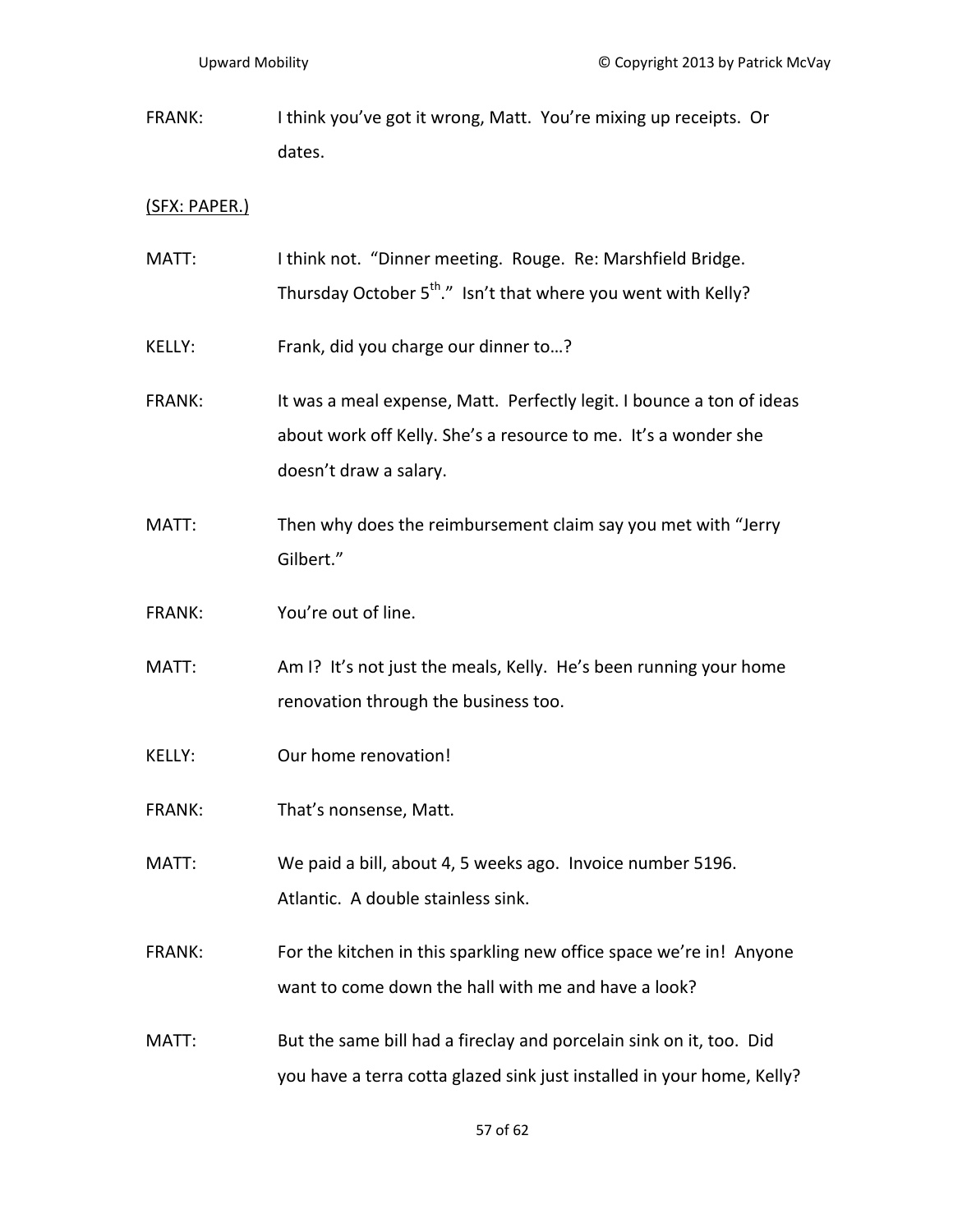FRANK: I think you've got it wrong, Matt. You're mixing up receipts. Or dates.

(SFX: PAPER.)

MATT: I think not. "Dinner meeting. Rouge. Re: Marshfield Bridge. Thursday October 5th." Isn't that where you went with Kelly?

KELLY: Frank, did you charge our dinner to…?

FRANK: It was a meal expense, Matt. Perfectly legit. I bounce a ton of ideas about work off Kelly. She's a resource to me. It's a wonder she doesn't draw a salary.

MATT: Then why does the reimbursement claim say you met with "Jerry Gilbert."

FRANK: You're out of line.

MATT: Am I? It's not just the meals, Kelly. He's been running your home renovation through the business too.

KELLY: Our home renovation!

FRANK: That's nonsense, Matt.

MATT: We paid a bill, about 4, 5 weeks ago. Invoice number 5196. Atlantic. A double stainless sink.

FRANK: For the kitchen in this sparkling new office space we're in! Anyone want to come down the hall with me and have a look?

MATT: But the same bill had a fireclay and porcelain sink on it, too. Did you have a terra cotta glazed sink just installed in your home, Kelly?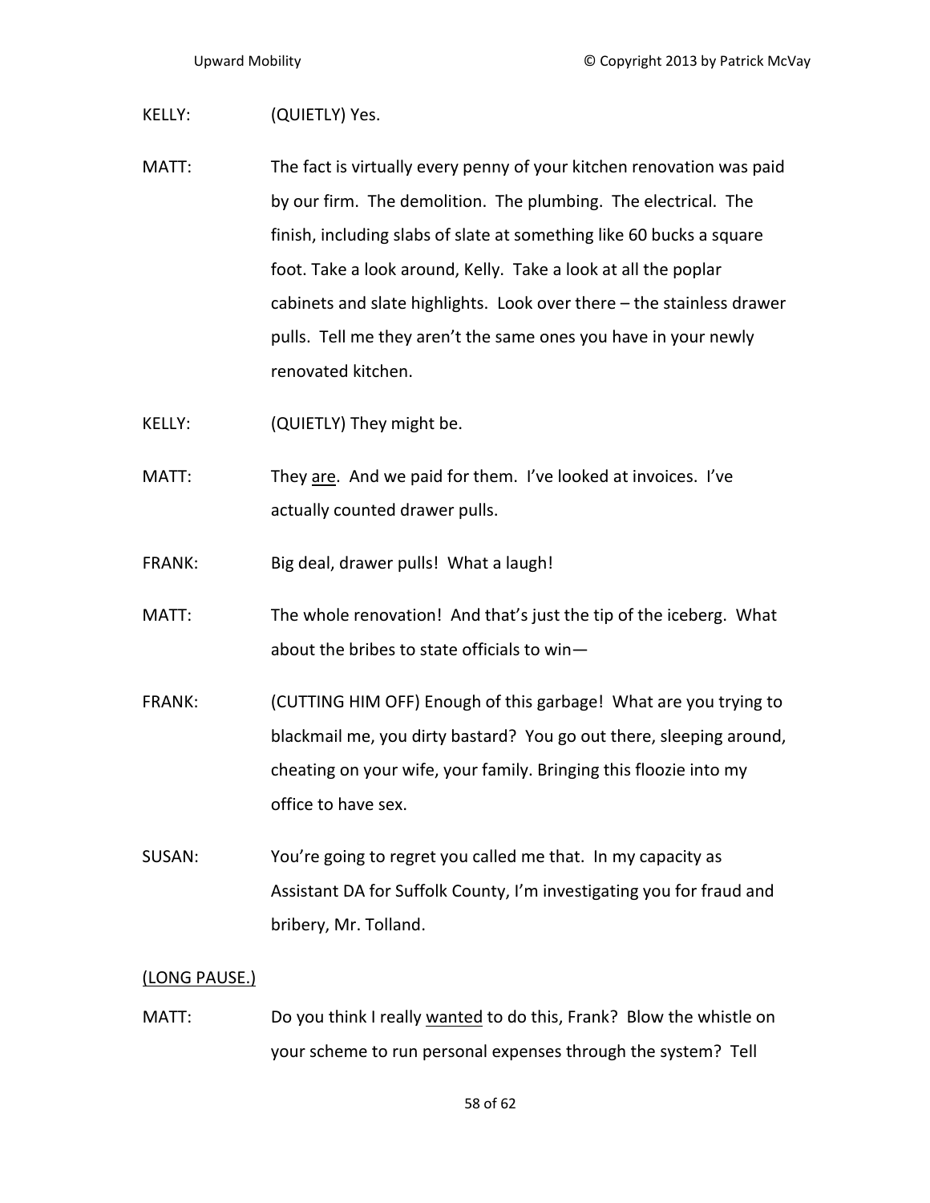KELLY: (QUIETLY) Yes.

MATT: The fact is virtually every penny of your kitchen renovation was paid by our firm. The demolition. The plumbing. The electrical. The finish, including slabs of slate at something like 60 bucks a square foot. Take a look around, Kelly. Take a look at all the poplar cabinets and slate highlights. Look over there – the stainless drawer pulls. Tell me they aren't the same ones you have in your newly renovated kitchen.

KELLY: (QUIETLY) They might be.

MATT: They <u>are</u>. And we paid for them. I've looked at invoices. I've actually counted drawer pulls.

FRANK: Big deal, drawer pulls! What a laugh!

MATT: The whole renovation! And that's just the tip of the iceberg. What about the bribes to state officials to win—

FRANK: (CUTTING HIM OFF) Enough of this garbage! What are you trying to blackmail me, you dirty bastard? You go out there, sleeping around, cheating on your wife, your family. Bringing this floozie into my office to have sex.

SUSAN: You're going to regret you called me that. In my capacity as Assistant DA for Suffolk County, I'm investigating you for fraud and bribery, Mr. Tolland.

<u>(LONG PAUSE.)</u>

MATT: Do you think I really <u>wanted</u> to do this, Frank? Blow the whistle on your scheme to run personal expenses through the system? Tell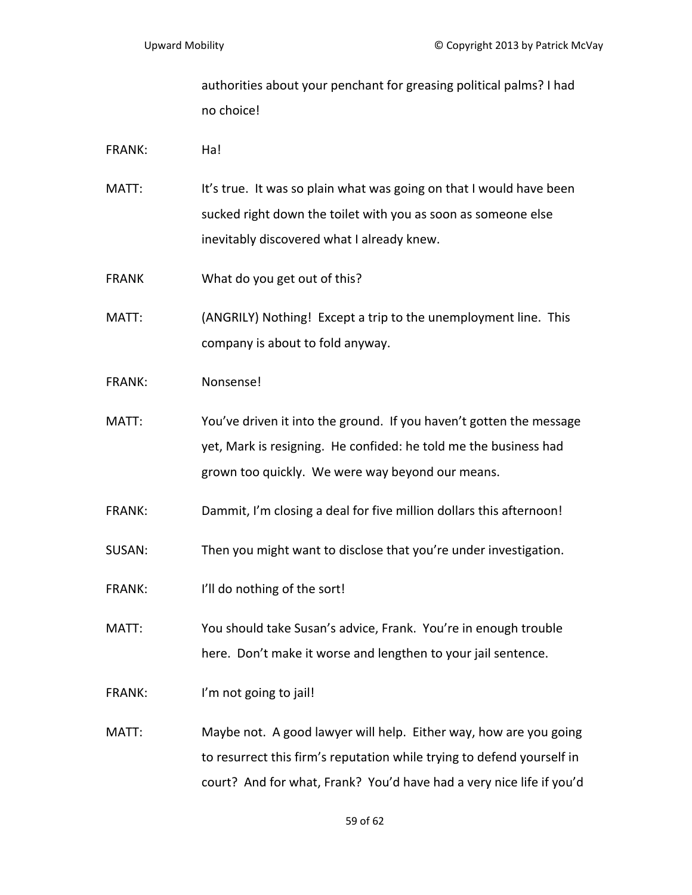authorities about your penchant for greasing political palms? I had no choice!

FRANK: Ha!

MATT: It's true. It was so plain what was going on that I would have been sucked right down the toilet with you as soon as someone else inevitably discovered what I already knew.

FRANK What do you get out of this?

MATT: (ANGRILY) Nothing! Except a trip to the unemployment line. This company is about to fold anyway.

FRANK: Nonsense!

MATT: You've driven it into the ground. If you haven't gotten the message yet, Mark is resigning. He confided: he told me the business had grown too quickly. We were way beyond our means.

FRANK: Dammit, I'm closing a deal for five million dollars this afternoon!

SUSAN: Then you might want to disclose that you're under investigation.

FRANK: I'll do nothing of the sort!

MATT: You should take Susan's advice, Frank. You're in enough trouble here. Don't make it worse and lengthen to your jail sentence.

FRANK: I'm not going to jail!

MATT: Maybe not. A good lawyer will help. Either way, how are you going to resurrect this firm's reputation while trying to defend yourself in court? And for what, Frank? You'd have had a very nice life if you'd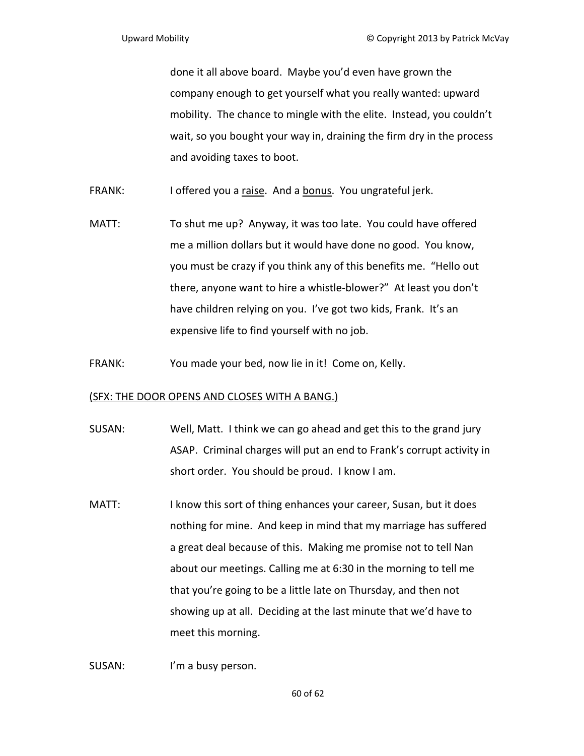done it all above board. Maybe you'd even have grown the company enough to get yourself what you really wanted: upward mobility. The chance to mingle with the elite. Instead, you couldn't wait, so you bought your way in, draining the firm dry in the process and avoiding taxes to boot.

FRANK: I offered you a <u>raise</u>. And a <u>bonus</u>. You ungrateful jerk.

MATT: To shut me up? Anyway, it was too late. You could have offered me a million dollars but it would have done no good. You know, you must be crazy if you think any of this benefits me. "Hello out there, anyone want to hire a whistle-blower?" At least you don't have children relying on you. I've got two kids, Frank. It's an expensive life to find yourself with no job.

FRANK: You made your bed, now lie in it! Come on, Kelly.

<u>(SFX: THE DOOR OPENS AND CLOSES WITH A BANG.)</u>

SUSAN: Well, Matt. I think we can go ahead and get this to the grand jury ASAP. Criminal charges will put an end to Frank's corrupt activity in short order. You should be proud. I know I am.

MATT: I know this sort of thing enhances your career, Susan, but it does nothing for mine. And keep in mind that my marriage has suffered a great deal because of this. Making me promise not to tell Nan about our meetings. Calling me at 6:30 in the morning to tell me that you're going to be a little late on Thursday, and then not showing up at all. Deciding at the last minute that we'd have to meet this morning.

SUSAN: I'm a busy person.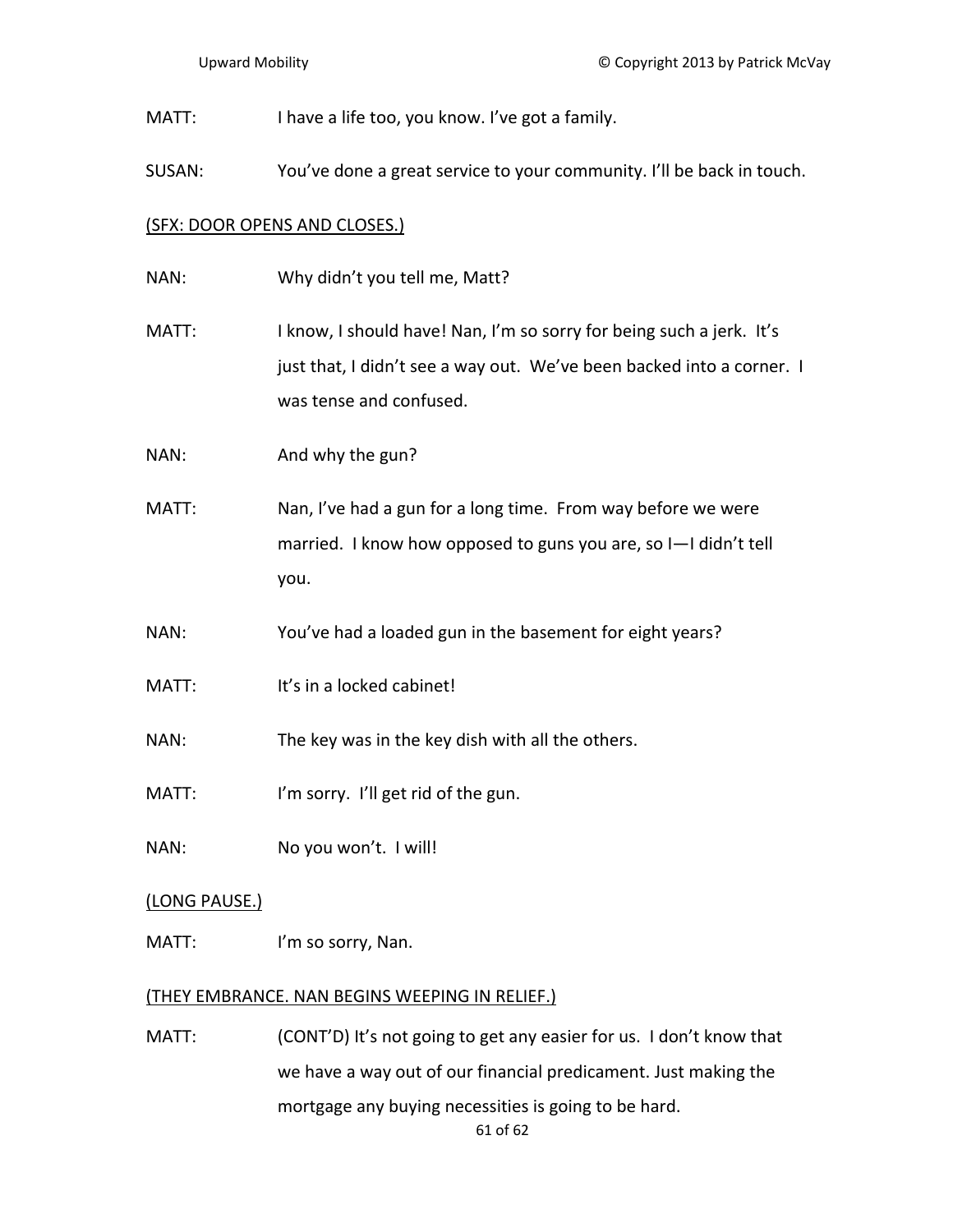MATT: I have a life too, you know. I've got a family.

SUSAN: You've done a great service to your community. I'll be back in touch.

<u>(SFX: DOOR OPENS AND CLOSES.)</u>

NAN: Why didn't you tell me, Matt?

MATT: I know, I should have! Nan, I'm so sorry for being such a jerk. It's just that, I didn't see a way out. We've been backed into a corner. I was tense and confused.

NAN: And why the gun?

MATT: Nan, I've had a gun for a long time. From way before we were married. I know how opposed to guns you are, so I—I didn't tell you.

NAN: You've had a loaded gun in the basement for eight years?

MATT: It's in a locked cabinet!

NAN: The key was in the key dish with all the others.

MATT: I'm sorry. I'll get rid of the gun.

NAN: No you won't. I will!

<u>(LONG PAUSE.)</u>

MATT: I'm so sorry, Nan.

<u>(THEY EMBRANCE. NAN BEGINS WEEPING IN RELIEF.)</u>

MATT: (CONT'D) It's not going to get any easier for us. I don't know that we have a way out of our financial predicament. Just making the mortgage any buying necessities is going to be hard.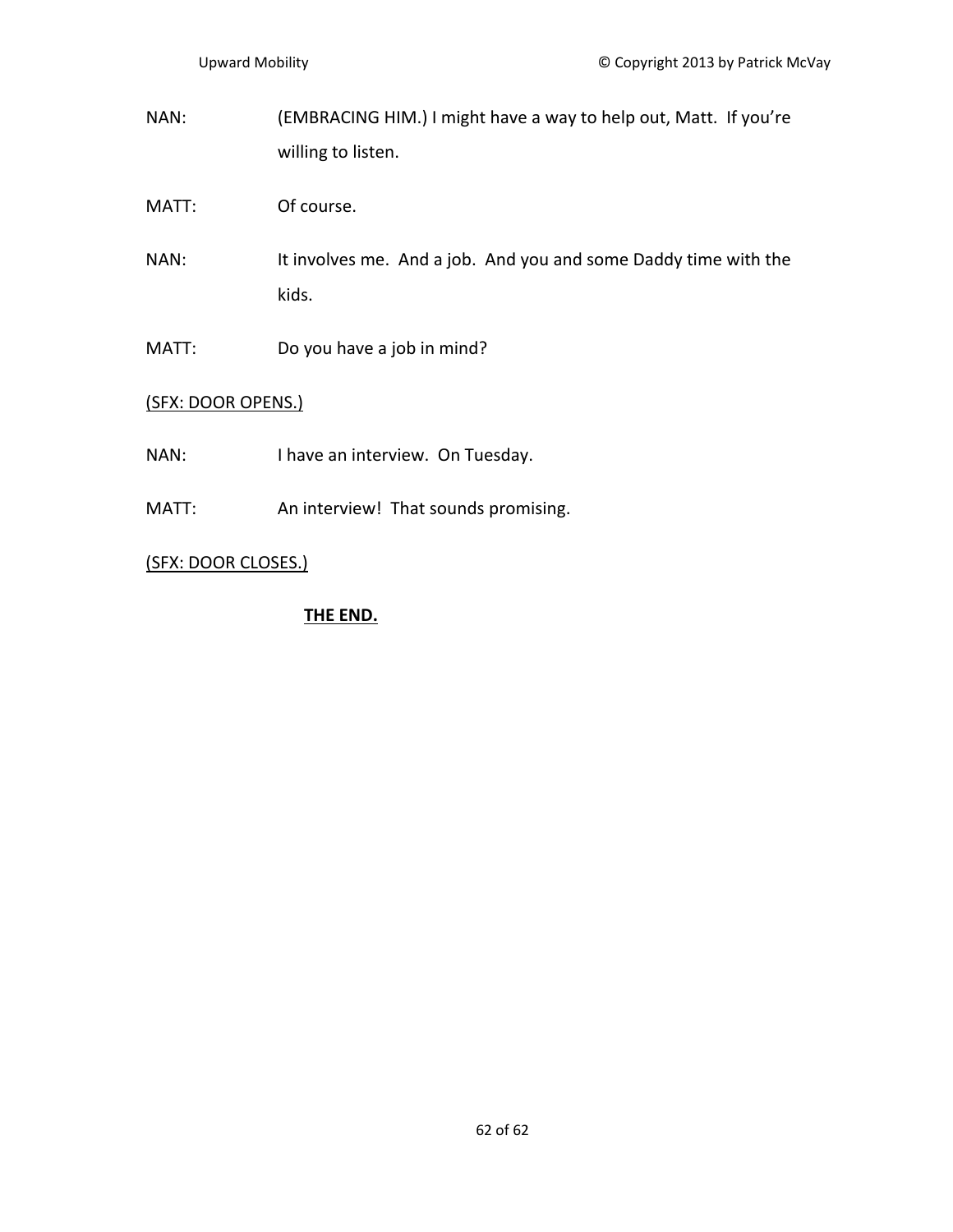NAN: (EMBRACING HIM.) I might have a way to help out, Matt. If you're willing to listen.

MATT: Of course.

NAN: It involves me. And a job. And you and some Daddy time with the kids.

MATT: Do you have a job in mind?

<u>(SFX: DOOR OPENS.)</u>

NAN: I have an interview. On Tuesday.

MATT: An interview! That sounds promising.

<u>(SFX: DOOR CLOSES.)</u>

**<u>THE END.</u>**